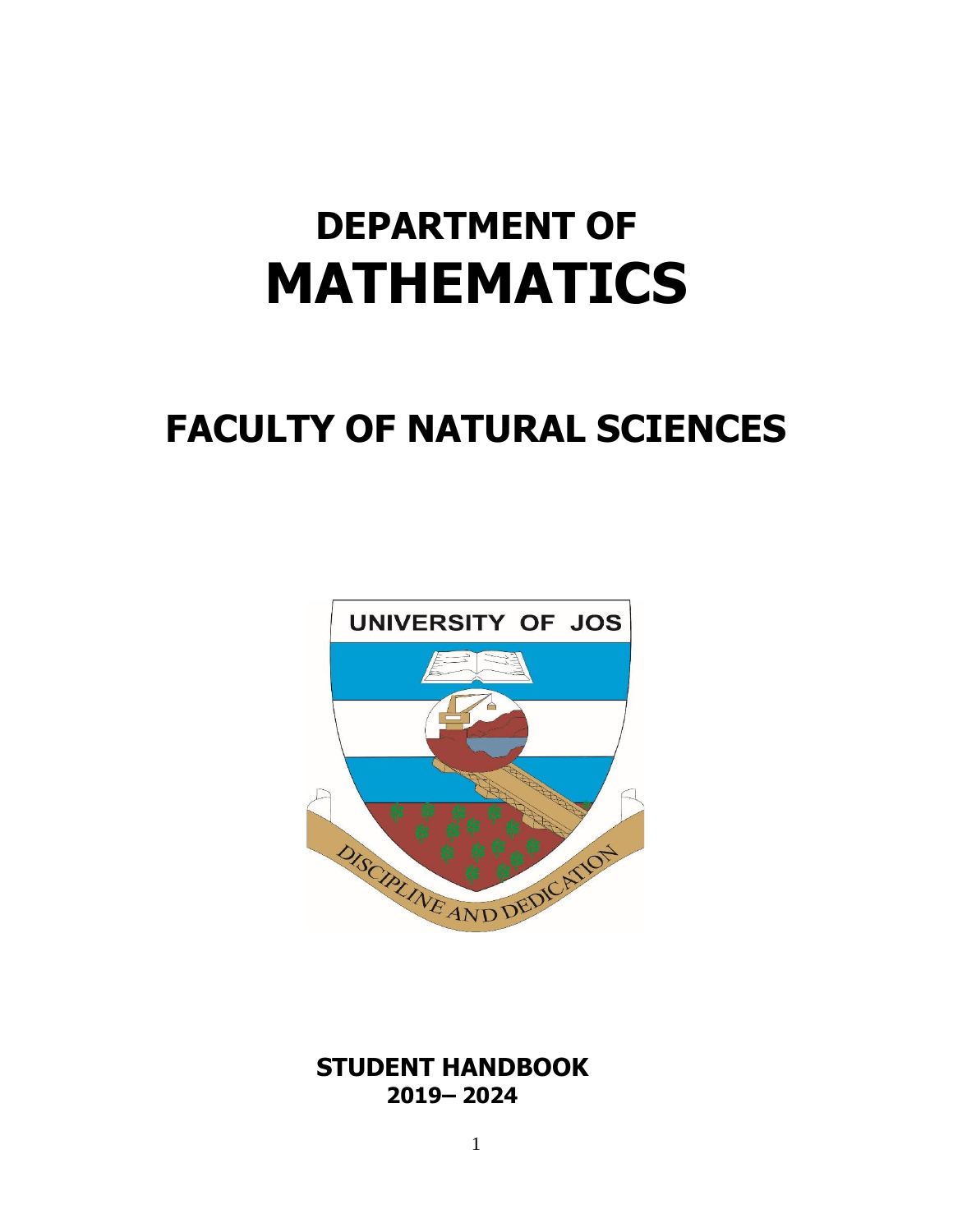# DEPARTMENT OF
# MATHEMATICS

# FACULTY OF NATURAL SCIENCES

UNIVERSITY OF JOS

DISCIPLINE AND DEDICATION

**STUDENT HANDBOOK**
**2019– 2024**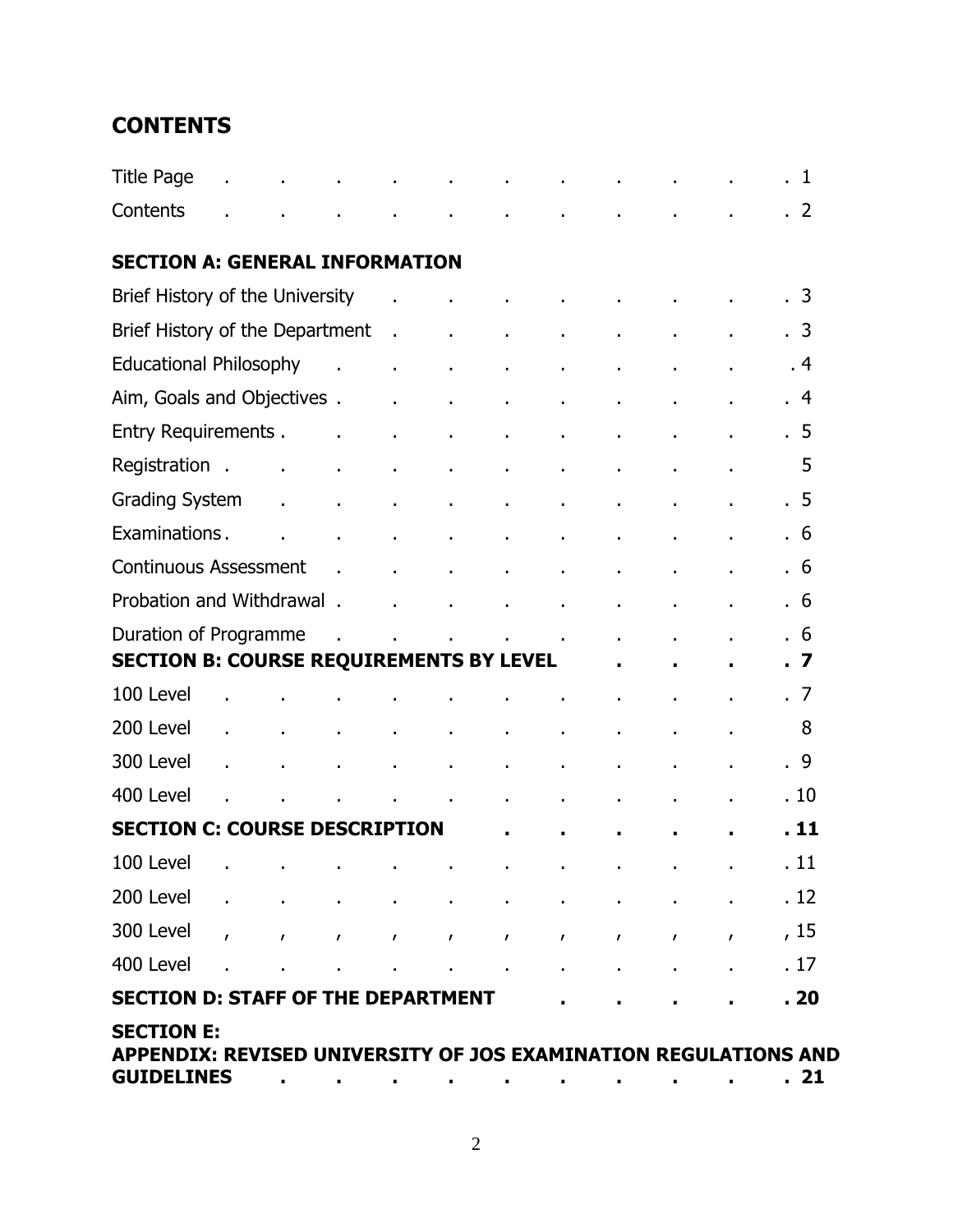# CONTENTS

| | |
|---|---|
| Title Page | 1 |
| Contents | 2 |
| **SECTION A: GENERAL INFORMATION** | |
| Brief History of the University | 3 |
| Brief History of the Department | 3 |
| Educational Philosophy | 4 |
| Aim, Goals and Objectives | 4 |
| Entry Requirements | 5 |
| Registration | 5 |
| Grading System | 5 |
| Examinations | 6 |
| Continuous Assessment | 6 |
| Probation and Withdrawal | 6 |
| Duration of Programme | 6 |
| **SECTION B: COURSE REQUIREMENTS BY LEVEL** | **7** |
| 100 Level | 7 |
| 200 Level | 8 |
| 300 Level | 9 |
| 400 Level | 10 |
| **SECTION C: COURSE DESCRIPTION** | **11** |
| 100 Level | 11 |
| 200 Level | 12 |
| 300 Level | 15 |
| 400 Level | 17 |
| **SECTION D: STAFF OF THE DEPARTMENT** | **20** |
| **SECTION E: APPENDIX: REVISED UNIVERSITY OF JOS EXAMINATION REGULATIONS AND GUIDELINES** | **21** |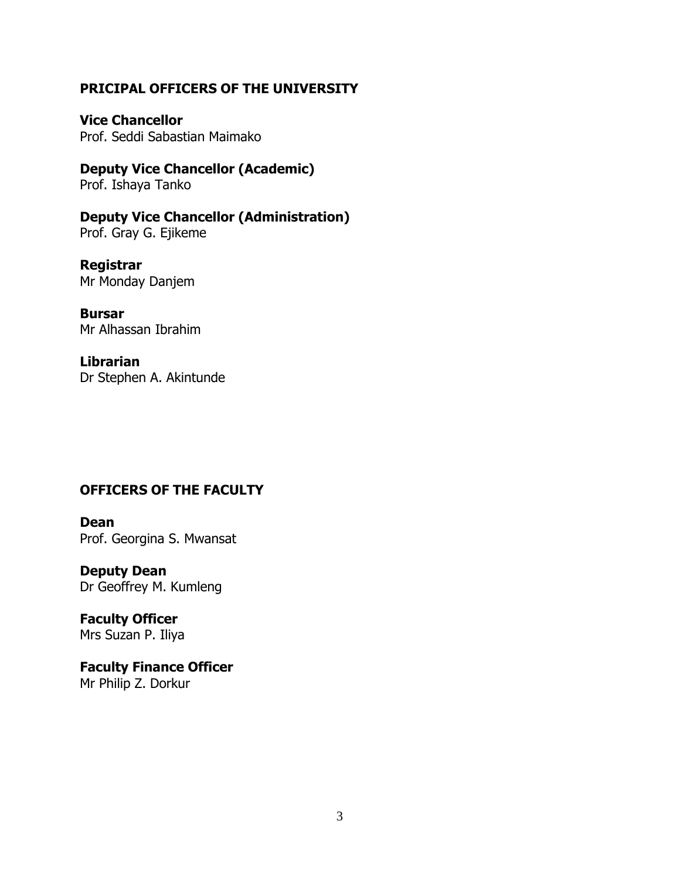## PRICIPAL OFFICERS OF THE UNIVERSITY

**Vice Chancellor**
Prof. Seddi Sabastian Maimako

**Deputy Vice Chancellor (Academic)**
Prof. Ishaya Tanko

**Deputy Vice Chancellor (Administration)**
Prof. Gray G. Ejikeme

**Registrar**
Mr Monday Danjem

**Bursar**
Mr Alhassan Ibrahim

**Librarian**
Dr Stephen A. Akintunde

## OFFICERS OF THE FACULTY

**Dean**
Prof. Georgina S. Mwansat

**Deputy Dean**
Dr Geoffrey M. Kumleng

**Faculty Officer**
Mrs Suzan P. Iliya

**Faculty Finance Officer**
Mr Philip Z. Dorkur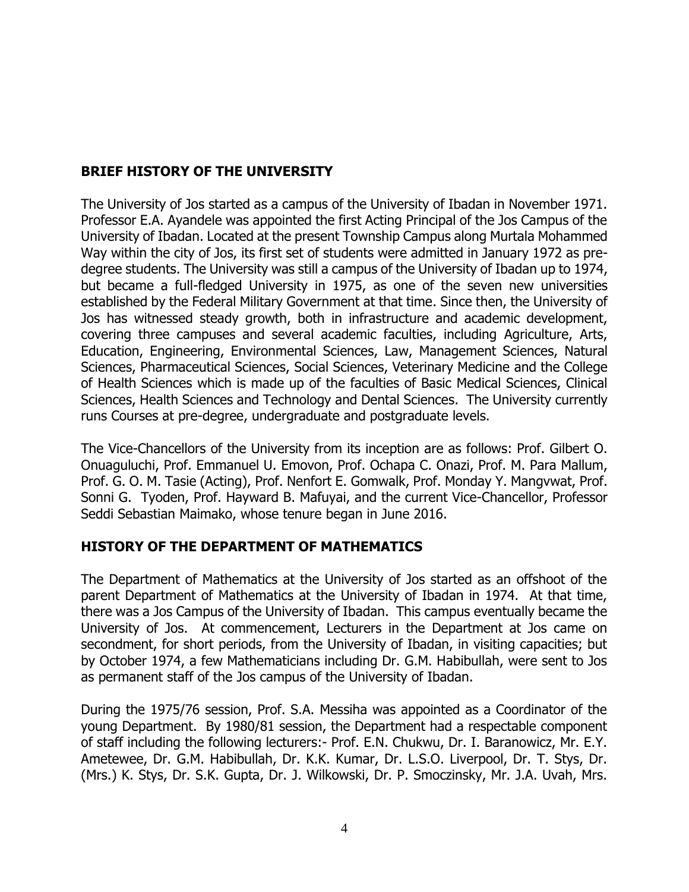## BRIEF HISTORY OF THE UNIVERSITY

The University of Jos started as a campus of the University of Ibadan in November 1971. Professor E.A. Ayandele was appointed the first Acting Principal of the Jos Campus of the University of Ibadan. Located at the present Township Campus along Murtala Mohammed Way within the city of Jos, its first set of students were admitted in January 1972 as pre-degree students. The University was still a campus of the University of Ibadan up to 1974, but became a full-fledged University in 1975, as one of the seven new universities established by the Federal Military Government at that time. Since then, the University of Jos has witnessed steady growth, both in infrastructure and academic development, covering three campuses and several academic faculties, including Agriculture, Arts, Education, Engineering, Environmental Sciences, Law, Management Sciences, Natural Sciences, Pharmaceutical Sciences, Social Sciences, Veterinary Medicine and the College of Health Sciences which is made up of the faculties of Basic Medical Sciences, Clinical Sciences, Health Sciences and Technology and Dental Sciences. The University currently runs Courses at pre-degree, undergraduate and postgraduate levels.

The Vice-Chancellors of the University from its inception are as follows: Prof. Gilbert O. Onuaguluchi, Prof. Emmanuel U. Emovon, Prof. Ochapa C. Onazi, Prof. M. Para Mallum, Prof. G. O. M. Tasie (Acting), Prof. Nenfort E. Gomwalk, Prof. Monday Y. Mangvwat, Prof. Sonni G. Tyoden, Prof. Hayward B. Mafuyai, and the current Vice-Chancellor, Professor Seddi Sebastian Maimako, whose tenure began in June 2016.

## HISTORY OF THE DEPARTMENT OF MATHEMATICS

The Department of Mathematics at the University of Jos started as an offshoot of the parent Department of Mathematics at the University of Ibadan in 1974. At that time, there was a Jos Campus of the University of Ibadan. This campus eventually became the University of Jos. At commencement, Lecturers in the Department at Jos came on secondment, for short periods, from the University of Ibadan, in visiting capacities; but by October 1974, a few Mathematicians including Dr. G.M. Habibullah, were sent to Jos as permanent staff of the Jos campus of the University of Ibadan.

During the 1975/76 session, Prof. S.A. Messiha was appointed as a Coordinator of the young Department. By 1980/81 session, the Department had a respectable component of staff including the following lecturers:- Prof. E.N. Chukwu, Dr. I. Baranowicz, Mr. E.Y. Ametewee, Dr. G.M. Habibullah, Dr. K.K. Kumar, Dr. L.S.O. Liverpool, Dr. T. Stys, Dr. (Mrs.) K. Stys, Dr. S.K. Gupta, Dr. J. Wilkowski, Dr. P. Smoczinsky, Mr. J.A. Uvah, Mrs.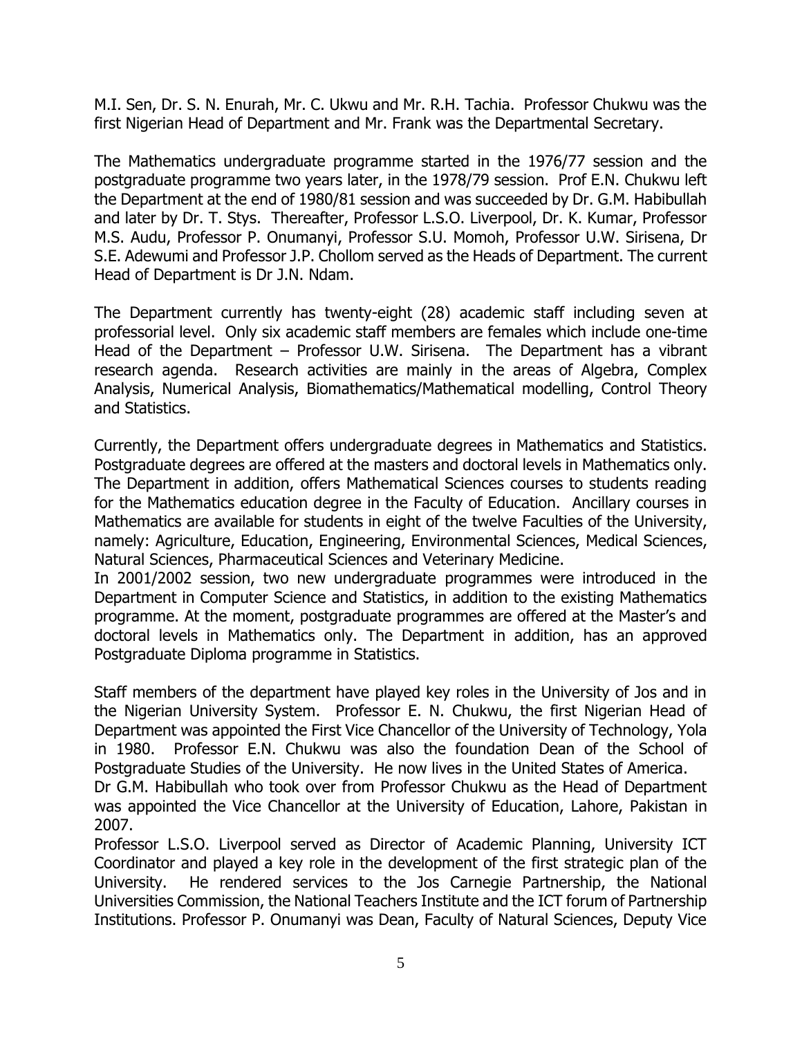M.I. Sen, Dr. S. N. Enurah, Mr. C. Ukwu and Mr. R.H. Tachia. Professor Chukwu was the first Nigerian Head of Department and Mr. Frank was the Departmental Secretary.

The Mathematics undergraduate programme started in the 1976/77 session and the postgraduate programme two years later, in the 1978/79 session. Prof E.N. Chukwu left the Department at the end of 1980/81 session and was succeeded by Dr. G.M. Habibullah and later by Dr. T. Stys. Thereafter, Professor L.S.O. Liverpool, Dr. K. Kumar, Professor M.S. Audu, Professor P. Onumanyi, Professor S.U. Momoh, Professor U.W. Sirisena, Dr S.E. Adewumi and Professor J.P. Chollom served as the Heads of Department. The current Head of Department is Dr J.N. Ndam.

The Department currently has twenty-eight (28) academic staff including seven at professorial level. Only six academic staff members are females which include one-time Head of the Department – Professor U.W. Sirisena. The Department has a vibrant research agenda. Research activities are mainly in the areas of Algebra, Complex Analysis, Numerical Analysis, Biomathematics/Mathematical modelling, Control Theory and Statistics.

Currently, the Department offers undergraduate degrees in Mathematics and Statistics. Postgraduate degrees are offered at the masters and doctoral levels in Mathematics only. The Department in addition, offers Mathematical Sciences courses to students reading for the Mathematics education degree in the Faculty of Education. Ancillary courses in Mathematics are available for students in eight of the twelve Faculties of the University, namely: Agriculture, Education, Engineering, Environmental Sciences, Medical Sciences, Natural Sciences, Pharmaceutical Sciences and Veterinary Medicine.
In 2001/2002 session, two new undergraduate programmes were introduced in the Department in Computer Science and Statistics, in addition to the existing Mathematics programme. At the moment, postgraduate programmes are offered at the Master's and doctoral levels in Mathematics only. The Department in addition, has an approved Postgraduate Diploma programme in Statistics.

Staff members of the department have played key roles in the University of Jos and in the Nigerian University System. Professor E. N. Chukwu, the first Nigerian Head of Department was appointed the First Vice Chancellor of the University of Technology, Yola in 1980. Professor E.N. Chukwu was also the foundation Dean of the School of Postgraduate Studies of the University. He now lives in the United States of America.
Dr G.M. Habibullah who took over from Professor Chukwu as the Head of Department was appointed the Vice Chancellor at the University of Education, Lahore, Pakistan in 2007.
Professor L.S.O. Liverpool served as Director of Academic Planning, University ICT Coordinator and played a key role in the development of the first strategic plan of the University. He rendered services to the Jos Carnegie Partnership, the National Universities Commission, the National Teachers Institute and the ICT forum of Partnership Institutions. Professor P. Onumanyi was Dean, Faculty of Natural Sciences, Deputy Vice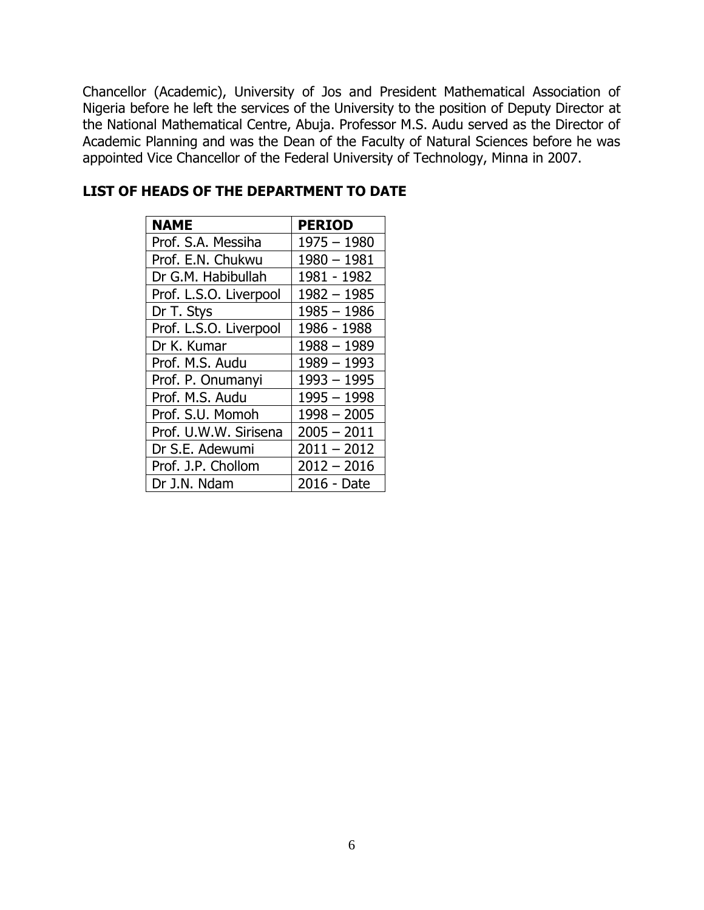Chancellor (Academic), University of Jos and President Mathematical Association of Nigeria before he left the services of the University to the position of Deputy Director at the National Mathematical Centre, Abuja. Professor M.S. Audu served as the Director of Academic Planning and was the Dean of the Faculty of Natural Sciences before he was appointed Vice Chancellor of the Federal University of Technology, Minna in 2007.

## LIST OF HEADS OF THE DEPARTMENT TO DATE

| NAME | PERIOD |
|---|---|
| Prof. S.A. Messiha | 1975 – 1980 |
| Prof. E.N. Chukwu | 1980 – 1981 |
| Dr G.M. Habibullah | 1981 - 1982 |
| Prof. L.S.O. Liverpool | 1982 – 1985 |
| Dr T. Stys | 1985 – 1986 |
| Prof. L.S.O. Liverpool | 1986 - 1988 |
| Dr K. Kumar | 1988 – 1989 |
| Prof. M.S. Audu | 1989 – 1993 |
| Prof. P. Onumanyi | 1993 – 1995 |
| Prof. M.S. Audu | 1995 – 1998 |
| Prof. S.U. Momoh | 1998 – 2005 |
| Prof. U.W.W. Sirisena | 2005 – 2011 |
| Dr S.E. Adewumi | 2011 – 2012 |
| Prof. J.P. Chollom | 2012 – 2016 |
| Dr J.N. Ndam | 2016 - Date |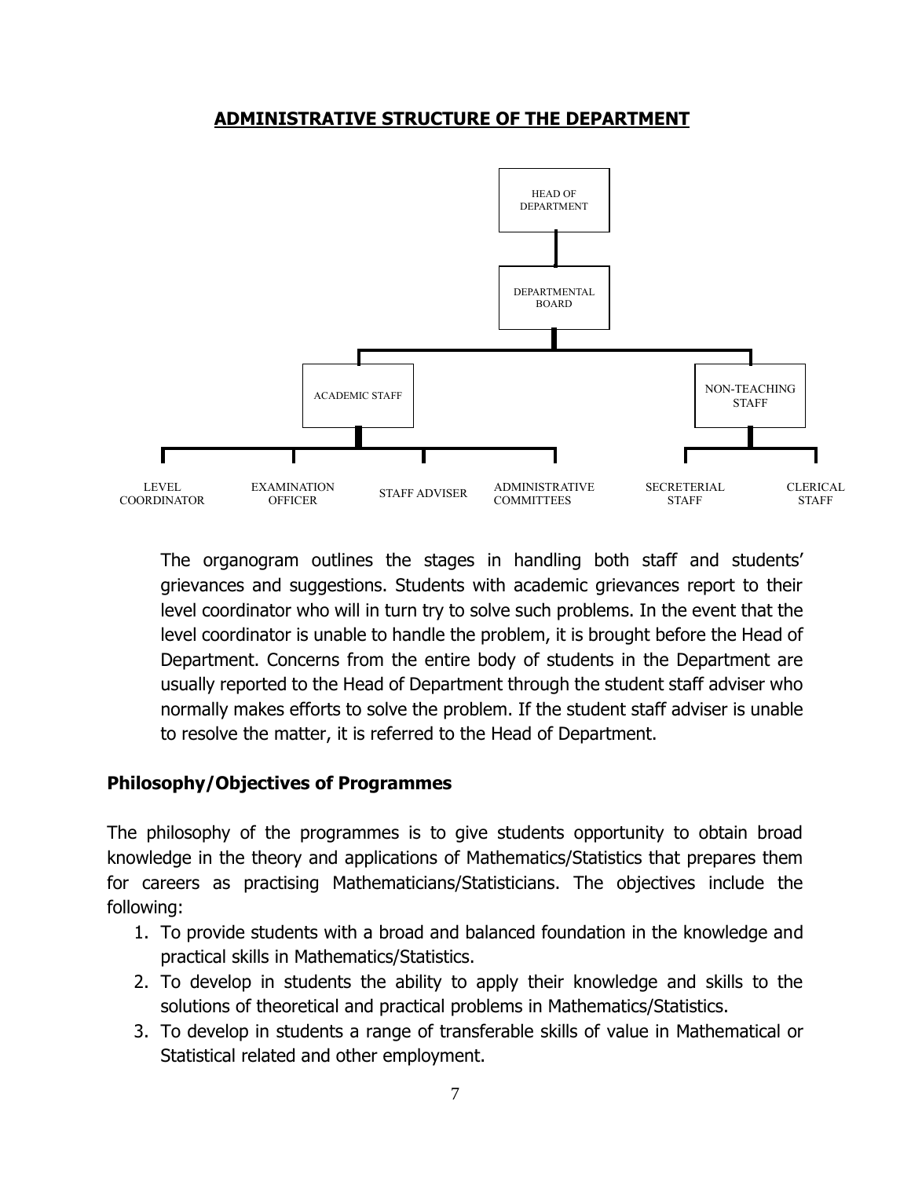## ADMINISTRATIVE STRUCTURE OF THE DEPARTMENT

HEAD OF DEPARTMENT

DEPARTMENTAL BOARD

ACADEMIC STAFF

NON-TEACHING STAFF

LEVEL COORDINATOR

EXAMINATION OFFICER

STAFF ADVISER

ADMINISTRATIVE COMMITTEES

SECRETERIAL STAFF

CLERICAL STAFF

The organogram outlines the stages in handling both staff and students' grievances and suggestions. Students with academic grievances report to their level coordinator who will in turn try to solve such problems. In the event that the level coordinator is unable to handle the problem, it is brought before the Head of Department. Concerns from the entire body of students in the Department are usually reported to the Head of Department through the student staff adviser who normally makes efforts to solve the problem. If the student staff adviser is unable to resolve the matter, it is referred to the Head of Department.

### Philosophy/Objectives of Programmes

The philosophy of the programmes is to give students opportunity to obtain broad knowledge in the theory and applications of Mathematics/Statistics that prepares them for careers as practising Mathematicians/Statisticians. The objectives include the following:

1. To provide students with a broad and balanced foundation in the knowledge and practical skills in Mathematics/Statistics.
2. To develop in students the ability to apply their knowledge and skills to the solutions of theoretical and practical problems in Mathematics/Statistics.
3. To develop in students a range of transferable skills of value in Mathematical or Statistical related and other employment.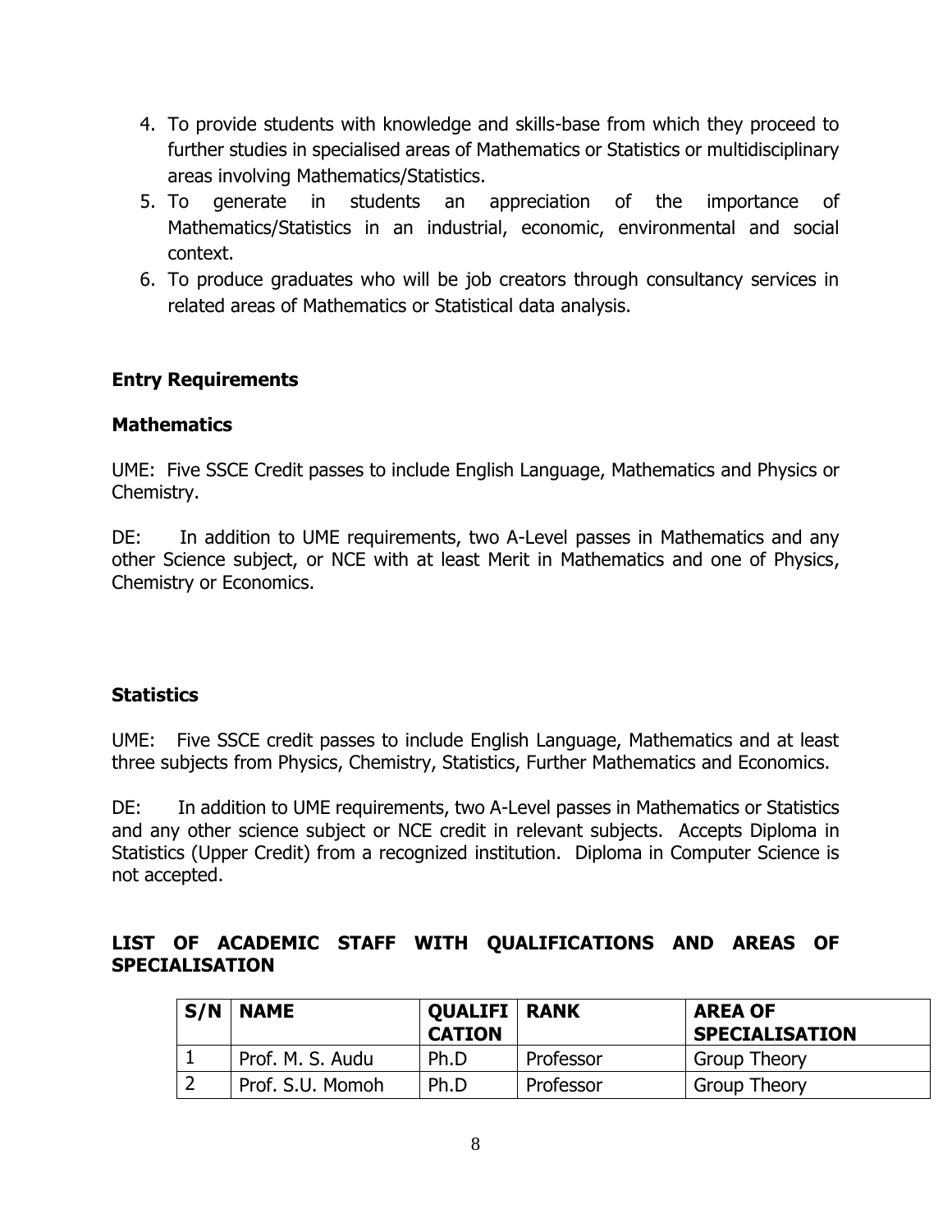4. To provide students with knowledge and skills-base from which they proceed to further studies in specialised areas of Mathematics or Statistics or multidisciplinary areas involving Mathematics/Statistics.
5. To generate in students an appreciation of the importance of Mathematics/Statistics in an industrial, economic, environmental and social context.
6. To produce graduates who will be job creators through consultancy services in related areas of Mathematics or Statistical data analysis.

## Entry Requirements

### Mathematics

UME: Five SSCE Credit passes to include English Language, Mathematics and Physics or Chemistry.

DE: In addition to UME requirements, two A-Level passes in Mathematics and any other Science subject, or NCE with at least Merit in Mathematics and one of Physics, Chemistry or Economics.

### Statistics

UME: Five SSCE credit passes to include English Language, Mathematics and at least three subjects from Physics, Chemistry, Statistics, Further Mathematics and Economics.

DE: In addition to UME requirements, two A-Level passes in Mathematics or Statistics and any other science subject or NCE credit in relevant subjects. Accepts Diploma in Statistics (Upper Credit) from a recognized institution. Diploma in Computer Science is not accepted.

## LIST OF ACADEMIC STAFF WITH QUALIFICATIONS AND AREAS OF SPECIALISATION

| S/N | NAME | QUALIFICATION | RANK | AREA OF SPECIALISATION |
|---|---|---|---|---|
| 1 | Prof. M. S. Audu | Ph.D | Professor | Group Theory |
| 2 | Prof. S.U. Momoh | Ph.D | Professor | Group Theory |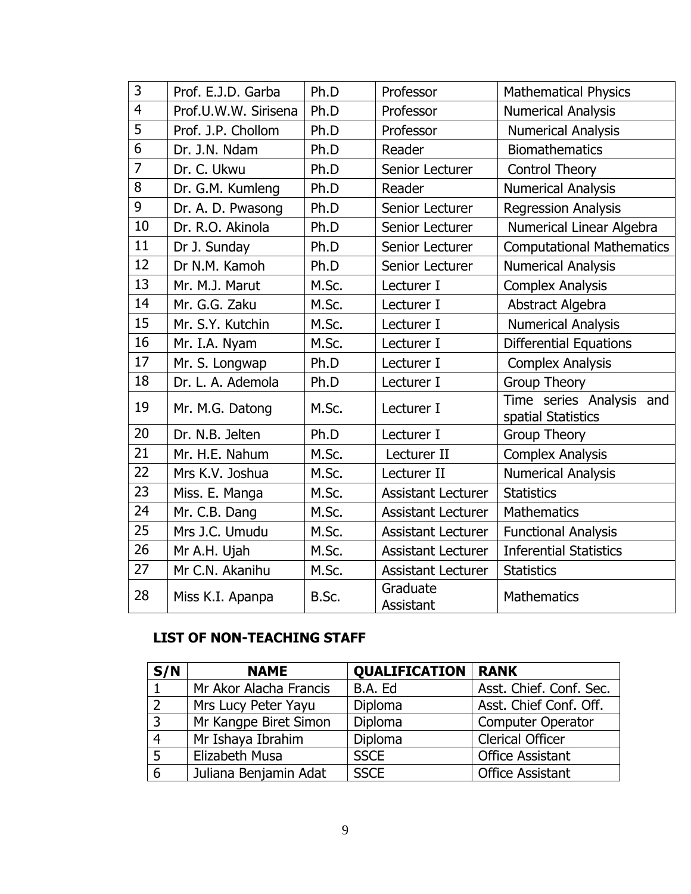| | | | | |
|---|---|---|---|---|
| 3 | Prof. E.J.D. Garba | Ph.D | Professor | Mathematical Physics |
| 4 | Prof.U.W.W. Sirisena | Ph.D | Professor | Numerical Analysis |
| 5 | Prof. J.P. Chollom | Ph.D | Professor | Numerical Analysis |
| 6 | Dr. J.N. Ndam | Ph.D | Reader | Biomathematics |
| 7 | Dr. C. Ukwu | Ph.D | Senior Lecturer | Control Theory |
| 8 | Dr. G.M. Kumleng | Ph.D | Reader | Numerical Analysis |
| 9 | Dr. A. D. Pwasong | Ph.D | Senior Lecturer | Regression Analysis |
| 10 | Dr. R.O. Akinola | Ph.D | Senior Lecturer | Numerical Linear Algebra |
| 11 | Dr J. Sunday | Ph.D | Senior Lecturer | Computational Mathematics |
| 12 | Dr N.M. Kamoh | Ph.D | Senior Lecturer | Numerical Analysis |
| 13 | Mr. M.J. Marut | M.Sc. | Lecturer I | Complex Analysis |
| 14 | Mr. G.G. Zaku | M.Sc. | Lecturer I | Abstract Algebra |
| 15 | Mr. S.Y. Kutchin | M.Sc. | Lecturer I | Numerical Analysis |
| 16 | Mr. I.A. Nyam | M.Sc. | Lecturer I | Differential Equations |
| 17 | Mr. S. Longwap | Ph.D | Lecturer I | Complex Analysis |
| 18 | Dr. L. A. Ademola | Ph.D | Lecturer I | Group Theory |
| 19 | Mr. M.G. Datong | M.Sc. | Lecturer I | Time series Analysis and spatial Statistics |
| 20 | Dr. N.B. Jelten | Ph.D | Lecturer I | Group Theory |
| 21 | Mr. H.E. Nahum | M.Sc. | Lecturer II | Complex Analysis |
| 22 | Mrs K.V. Joshua | M.Sc. | Lecturer II | Numerical Analysis |
| 23 | Miss. E. Manga | M.Sc. | Assistant Lecturer | Statistics |
| 24 | Mr. C.B. Dang | M.Sc. | Assistant Lecturer | Mathematics |
| 25 | Mrs J.C. Umudu | M.Sc. | Assistant Lecturer | Functional Analysis |
| 26 | Mr A.H. Ujah | M.Sc. | Assistant Lecturer | Inferential Statistics |
| 27 | Mr C.N. Akanihu | M.Sc. | Assistant Lecturer | Statistics |
| 28 | Miss K.I. Apanpa | B.Sc. | Graduate Assistant | Mathematics |

**LIST OF NON-TEACHING STAFF**

| S/N | NAME | QUALIFICATION | RANK |
|---|---|---|---|
| 1 | Mr Akor Alacha Francis | B.A. Ed | Asst. Chief. Conf. Sec. |
| 2 | Mrs Lucy Peter Yayu | Diploma | Asst. Chief Conf. Off. |
| 3 | Mr Kangpe Biret Simon | Diploma | Computer Operator |
| 4 | Mr Ishaya Ibrahim | Diploma | Clerical Officer |
| 5 | Elizabeth Musa | SSCE | Office Assistant |
| 6 | Juliana Benjamin Adat | SSCE | Office Assistant |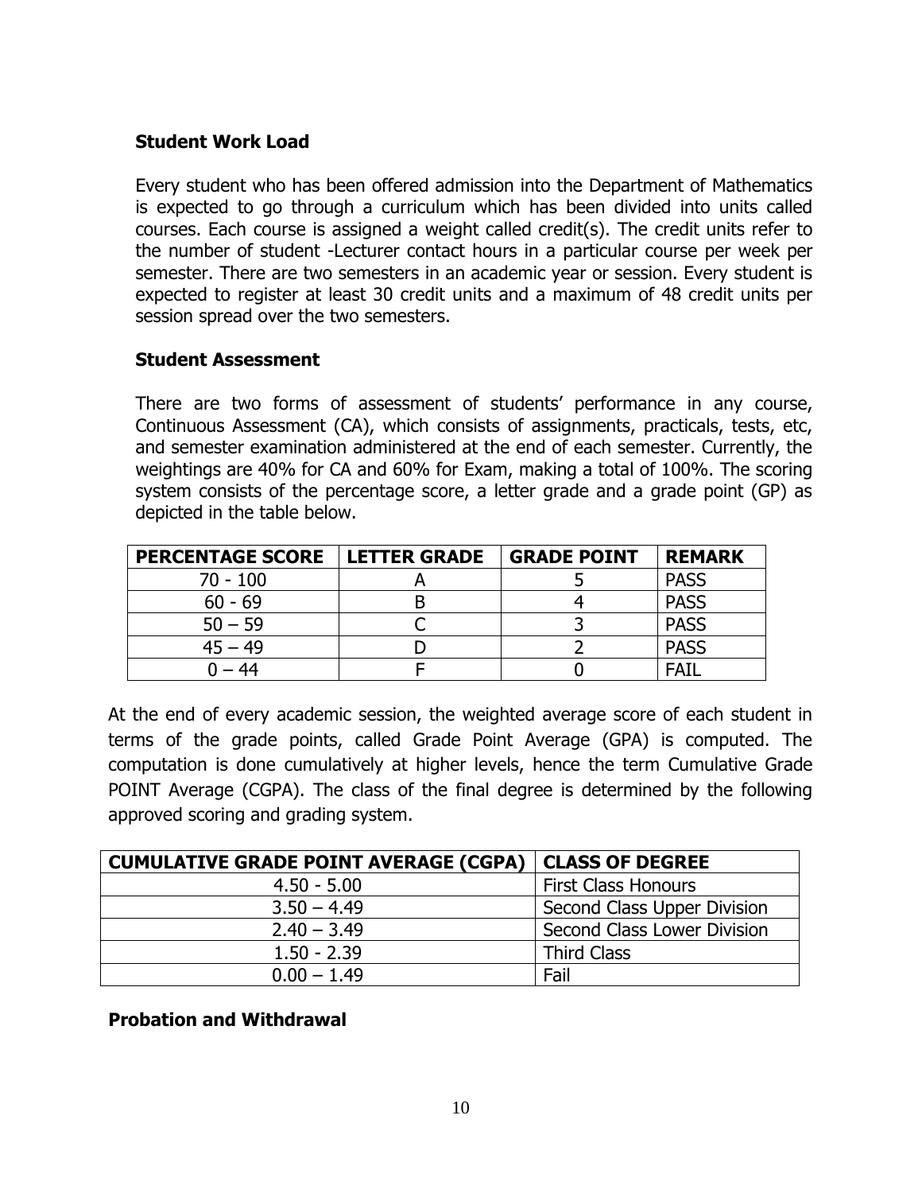### Student Work Load

Every student who has been offered admission into the Department of Mathematics is expected to go through a curriculum which has been divided into units called courses. Each course is assigned a weight called credit(s). The credit units refer to the number of student -Lecturer contact hours in a particular course per week per semester. There are two semesters in an academic year or session. Every student is expected to register at least 30 credit units and a maximum of 48 credit units per session spread over the two semesters.

### Student Assessment

There are two forms of assessment of students' performance in any course, Continuous Assessment (CA), which consists of assignments, practicals, tests, etc, and semester examination administered at the end of each semester. Currently, the weightings are 40% for CA and 60% for Exam, making a total of 100%. The scoring system consists of the percentage score, a letter grade and a grade point (GP) as depicted in the table below.

| PERCENTAGE SCORE | LETTER GRADE | GRADE POINT | REMARK |
|---|---|---|---|
| 70 - 100 | A | 5 | PASS |
| 60 - 69 | B | 4 | PASS |
| 50 – 59 | C | 3 | PASS |
| 45 – 49 | D | 2 | PASS |
| 0 – 44 | F | 0 | FAIL |

At the end of every academic session, the weighted average score of each student in terms of the grade points, called Grade Point Average (GPA) is computed. The computation is done cumulatively at higher levels, hence the term Cumulative Grade POINT Average (CGPA). The class of the final degree is determined by the following approved scoring and grading system.

| CUMULATIVE GRADE POINT AVERAGE (CGPA) | CLASS OF DEGREE |
|---|---|
| 4.50 - 5.00 | First Class Honours |
| 3.50 – 4.49 | Second Class Upper Division |
| 2.40 – 3.49 | Second Class Lower Division |
| 1.50 - 2.39 | Third Class |
| 0.00 – 1.49 | Fail |

### Probation and Withdrawal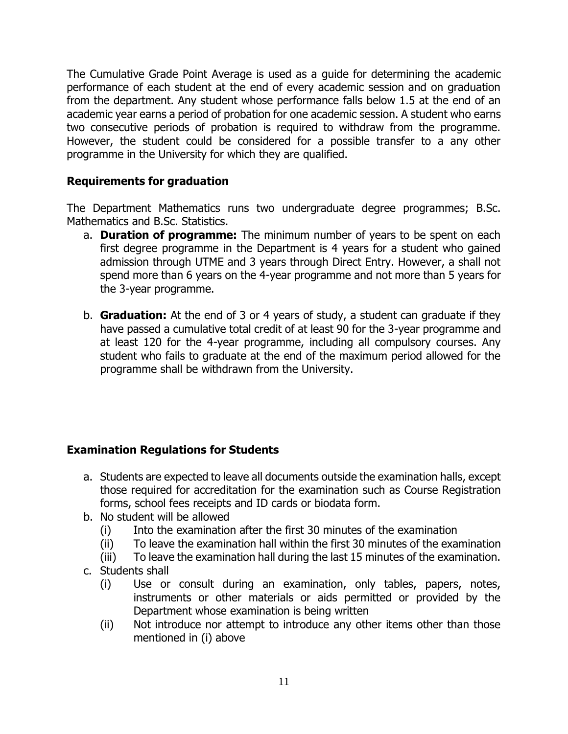The Cumulative Grade Point Average is used as a guide for determining the academic performance of each student at the end of every academic session and on graduation from the department. Any student whose performance falls below 1.5 at the end of an academic year earns a period of probation for one academic session. A student who earns two consecutive periods of probation is required to withdraw from the programme. However, the student could be considered for a possible transfer to a any other programme in the University for which they are qualified.

### Requirements for graduation

The Department Mathematics runs two undergraduate degree programmes; B.Sc. Mathematics and B.Sc. Statistics.

a. **Duration of programme:** The minimum number of years to be spent on each first degree programme in the Department is 4 years for a student who gained admission through UTME and 3 years through Direct Entry. However, a shall not spend more than 6 years on the 4-year programme and not more than 5 years for the 3-year programme.

b. **Graduation:** At the end of 3 or 4 years of study, a student can graduate if they have passed a cumulative total credit of at least 90 for the 3-year programme and at least 120 for the 4-year programme, including all compulsory courses. Any student who fails to graduate at the end of the maximum period allowed for the programme shall be withdrawn from the University.

### Examination Regulations for Students

a. Students are expected to leave all documents outside the examination halls, except those required for accreditation for the examination such as Course Registration forms, school fees receipts and ID cards or biodata form.
b. No student will be allowed
   (i) Into the examination after the first 30 minutes of the examination
   (ii) To leave the examination hall within the first 30 minutes of the examination
   (iii) To leave the examination hall during the last 15 minutes of the examination.
c. Students shall
   (i) Use or consult during an examination, only tables, papers, notes, instruments or other materials or aids permitted or provided by the Department whose examination is being written
   (ii) Not introduce nor attempt to introduce any other items other than those mentioned in (i) above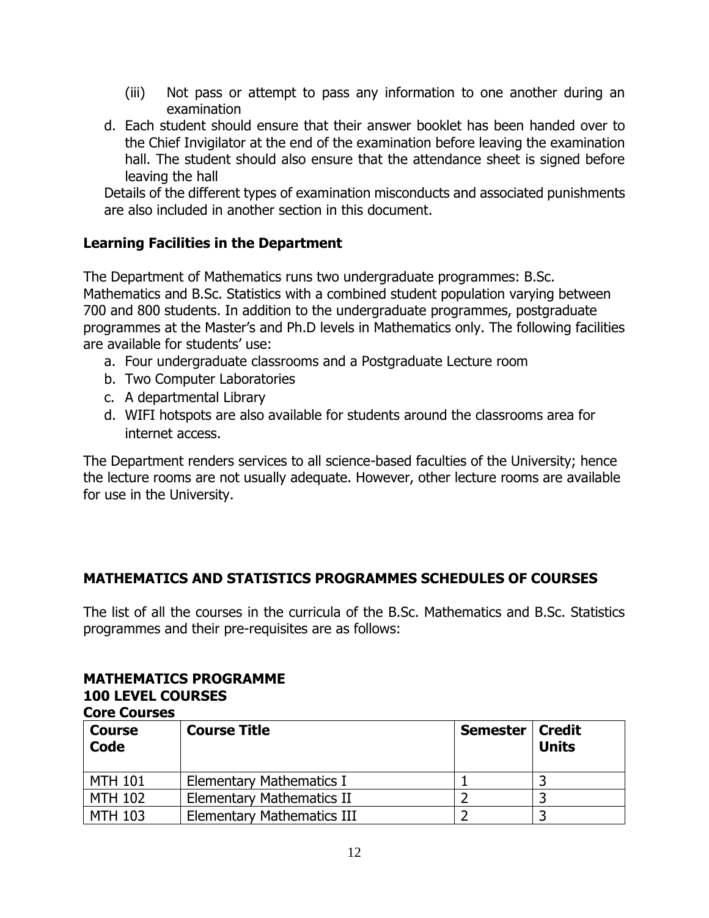(iii) Not pass or attempt to pass any information to one another during an examination

d. Each student should ensure that their answer booklet has been handed over to the Chief Invigilator at the end of the examination before leaving the examination hall. The student should also ensure that the attendance sheet is signed before leaving the hall

Details of the different types of examination misconducts and associated punishments are also included in another section in this document.

### Learning Facilities in the Department

The Department of Mathematics runs two undergraduate programmes: B.Sc. Mathematics and B.Sc. Statistics with a combined student population varying between 700 and 800 students. In addition to the undergraduate programmes, postgraduate programmes at the Master's and Ph.D levels in Mathematics only. The following facilities are available for students' use:

a. Four undergraduate classrooms and a Postgraduate Lecture room
b. Two Computer Laboratories
c. A departmental Library
d. WIFI hotspots are also available for students around the classrooms area for internet access.

The Department renders services to all science-based faculties of the University; hence the lecture rooms are not usually adequate. However, other lecture rooms are available for use in the University.

## MATHEMATICS AND STATISTICS PROGRAMMES SCHEDULES OF COURSES

The list of all the courses in the curricula of the B.Sc. Mathematics and B.Sc. Statistics programmes and their pre-requisites are as follows:

### MATHEMATICS PROGRAMME
### 100 LEVEL COURSES
#### Core Courses

| Course Code | Course Title | Semester | Credit Units |
|---|---|---|---|
| MTH 101 | Elementary Mathematics I | 1 | 3 |
| MTH 102 | Elementary Mathematics II | 2 | 3 |
| MTH 103 | Elementary Mathematics III | 2 | 3 |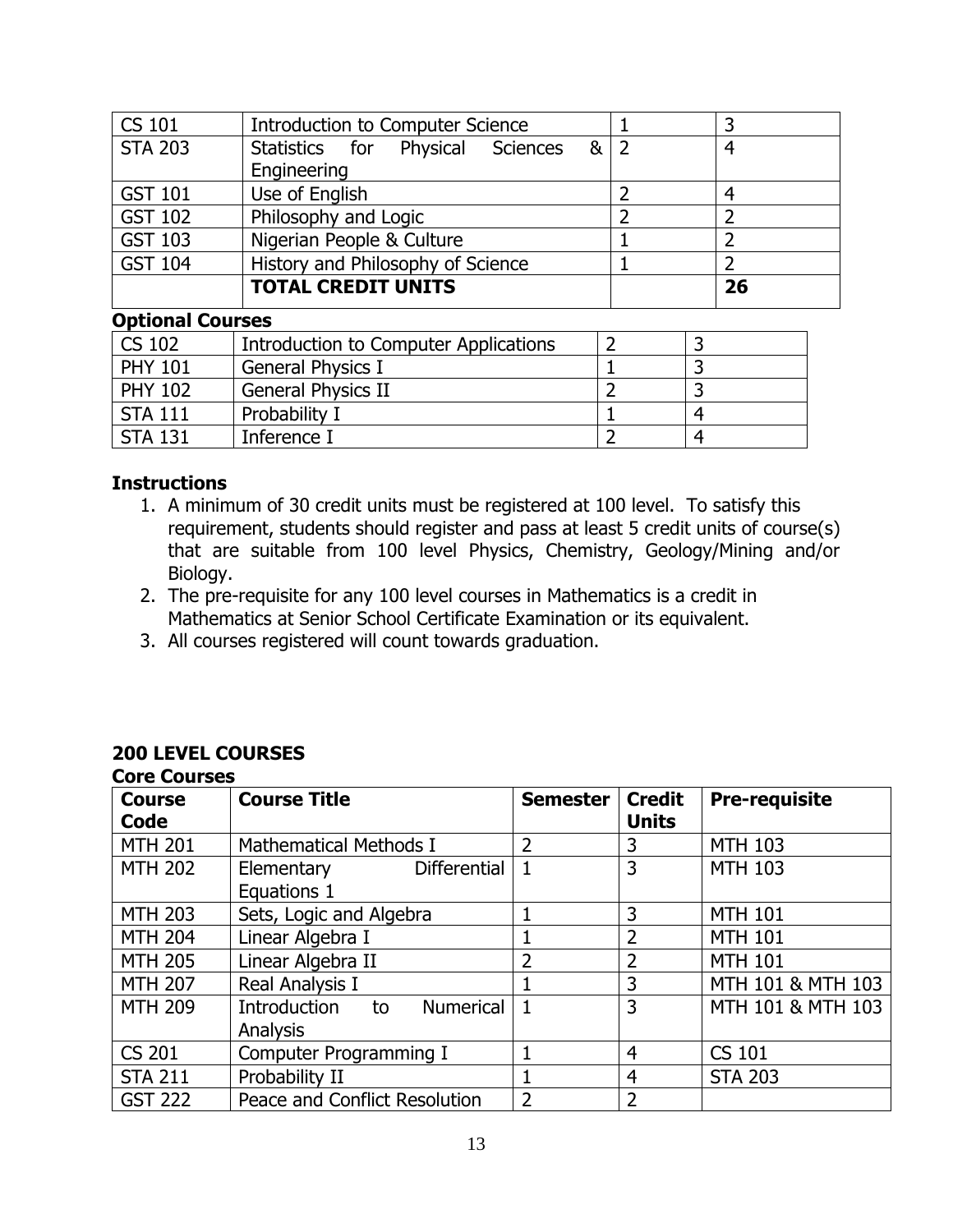| | | | |
|---|---|---|---|
| CS 101 | Introduction to Computer Science | 1 | 3 |
| STA 203 | Statistics for Physical Sciences & Engineering | 2 | 4 |
| GST 101 | Use of English | 2 | 4 |
| GST 102 | Philosophy and Logic | 2 | 2 |
| GST 103 | Nigerian People & Culture | 1 | 2 |
| GST 104 | History and Philosophy of Science | 1 | 2 |
| | **TOTAL CREDIT UNITS** | | **26** |

**Optional Courses**

| | | | |
|---|---|---|---|
| CS 102 | Introduction to Computer Applications | 2 | 3 |
| PHY 101 | General Physics I | 1 | 3 |
| PHY 102 | General Physics II | 2 | 3 |
| STA 111 | Probability I | 1 | 4 |
| STA 131 | Inference I | 2 | 4 |

**Instructions**

1. A minimum of 30 credit units must be registered at 100 level. To satisfy this requirement, students should register and pass at least 5 credit units of course(s) that are suitable from 100 level Physics, Chemistry, Geology/Mining and/or Biology.
2. The pre-requisite for any 100 level courses in Mathematics is a credit in Mathematics at Senior School Certificate Examination or its equivalent.
3. All courses registered will count towards graduation.

**200 LEVEL COURSES**

**Core Courses**

| Course Code | Course Title | Semester | Credit Units | Pre-requisite |
|---|---|---|---|---|
| MTH 201 | Mathematical Methods I | 2 | 3 | MTH 103 |
| MTH 202 | Elementary Differential Equations 1 | 1 | 3 | MTH 103 |
| MTH 203 | Sets, Logic and Algebra | 1 | 3 | MTH 101 |
| MTH 204 | Linear Algebra I | 1 | 2 | MTH 101 |
| MTH 205 | Linear Algebra II | 2 | 2 | MTH 101 |
| MTH 207 | Real Analysis I | 1 | 3 | MTH 101 & MTH 103 |
| MTH 209 | Introduction to Numerical Analysis | 1 | 3 | MTH 101 & MTH 103 |
| CS 201 | Computer Programming I | 1 | 4 | CS 101 |
| STA 211 | Probability II | 1 | 4 | STA 203 |
| GST 222 | Peace and Conflict Resolution | 2 | 2 | |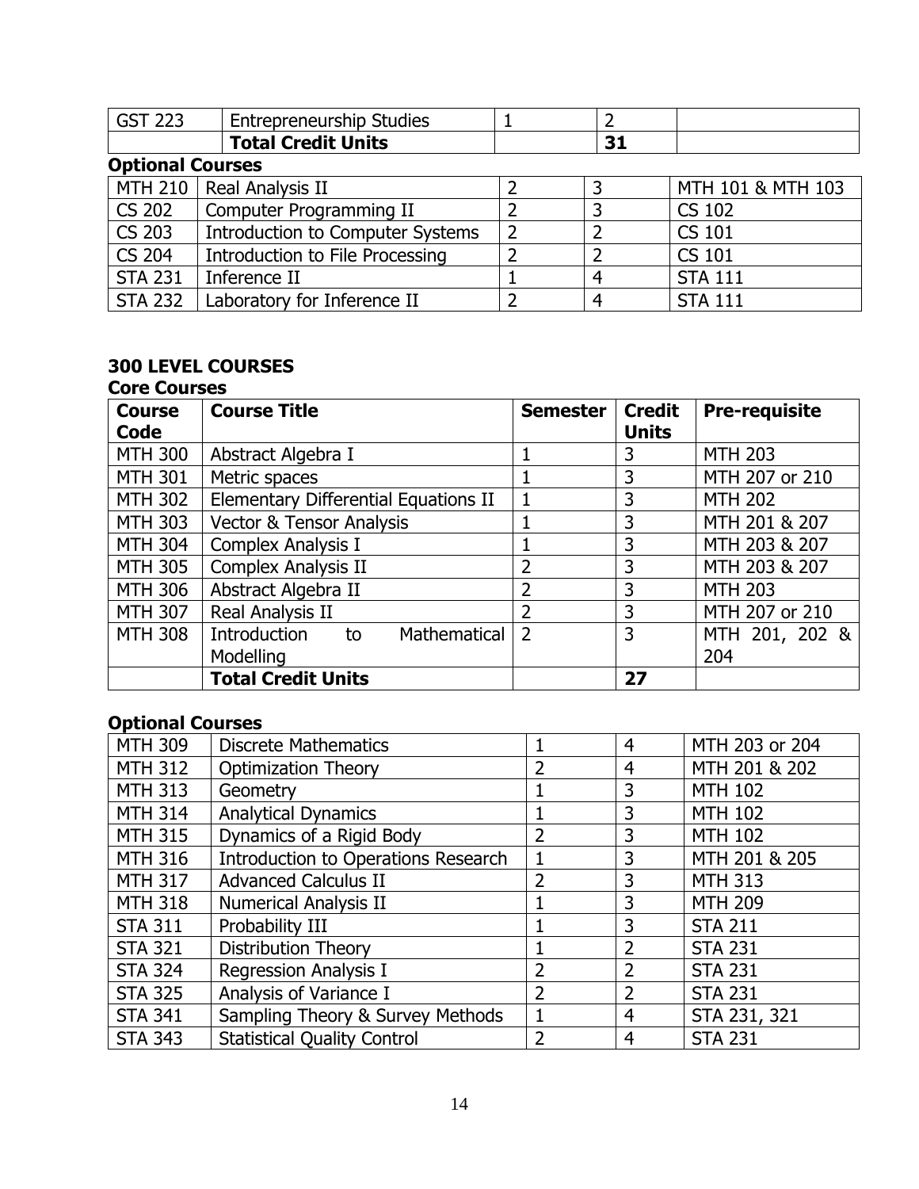| GST 223 | Entrepreneurship Studies | 1 | 2 | |
|---|---|---|---|---|
| | **Total Credit Units** | | **31** | |

**Optional Courses**

| | | | | |
|---|---|---|---|---|
| MTH 210 | Real Analysis II | 2 | 3 | MTH 101 & MTH 103 |
| CS 202 | Computer Programming II | 2 | 3 | CS 102 |
| CS 203 | Introduction to Computer Systems | 2 | 2 | CS 101 |
| CS 204 | Introduction to File Processing | 2 | 2 | CS 101 |
| STA 231 | Inference II | 1 | 4 | STA 111 |
| STA 232 | Laboratory for Inference II | 2 | 4 | STA 111 |

## 300 LEVEL COURSES

**Core Courses**

| Course Code | Course Title | Semester | Credit Units | Pre-requisite |
|---|---|---|---|---|
| MTH 300 | Abstract Algebra I | 1 | 3 | MTH 203 |
| MTH 301 | Metric spaces | 1 | 3 | MTH 207 or 210 |
| MTH 302 | Elementary Differential Equations II | 1 | 3 | MTH 202 |
| MTH 303 | Vector & Tensor Analysis | 1 | 3 | MTH 201 & 207 |
| MTH 304 | Complex Analysis I | 1 | 3 | MTH 203 & 207 |
| MTH 305 | Complex Analysis II | 2 | 3 | MTH 203 & 207 |
| MTH 306 | Abstract Algebra II | 2 | 3 | MTH 203 |
| MTH 307 | Real Analysis II | 2 | 3 | MTH 207 or 210 |
| MTH 308 | Introduction to Mathematical Modelling | 2 | 3 | MTH 201, 202 & 204 |
| | **Total Credit Units** | | **27** | |

**Optional Courses**

| | | | | |
|---|---|---|---|---|
| MTH 309 | Discrete Mathematics | 1 | 4 | MTH 203 or 204 |
| MTH 312 | Optimization Theory | 2 | 4 | MTH 201 & 202 |
| MTH 313 | Geometry | 1 | 3 | MTH 102 |
| MTH 314 | Analytical Dynamics | 1 | 3 | MTH 102 |
| MTH 315 | Dynamics of a Rigid Body | 2 | 3 | MTH 102 |
| MTH 316 | Introduction to Operations Research | 1 | 3 | MTH 201 & 205 |
| MTH 317 | Advanced Calculus II | 2 | 3 | MTH 313 |
| MTH 318 | Numerical Analysis II | 1 | 3 | MTH 209 |
| STA 311 | Probability III | 1 | 3 | STA 211 |
| STA 321 | Distribution Theory | 1 | 2 | STA 231 |
| STA 324 | Regression Analysis I | 2 | 2 | STA 231 |
| STA 325 | Analysis of Variance I | 2 | 2 | STA 231 |
| STA 341 | Sampling Theory & Survey Methods | 1 | 4 | STA 231, 321 |
| STA 343 | Statistical Quality Control | 2 | 4 | STA 231 |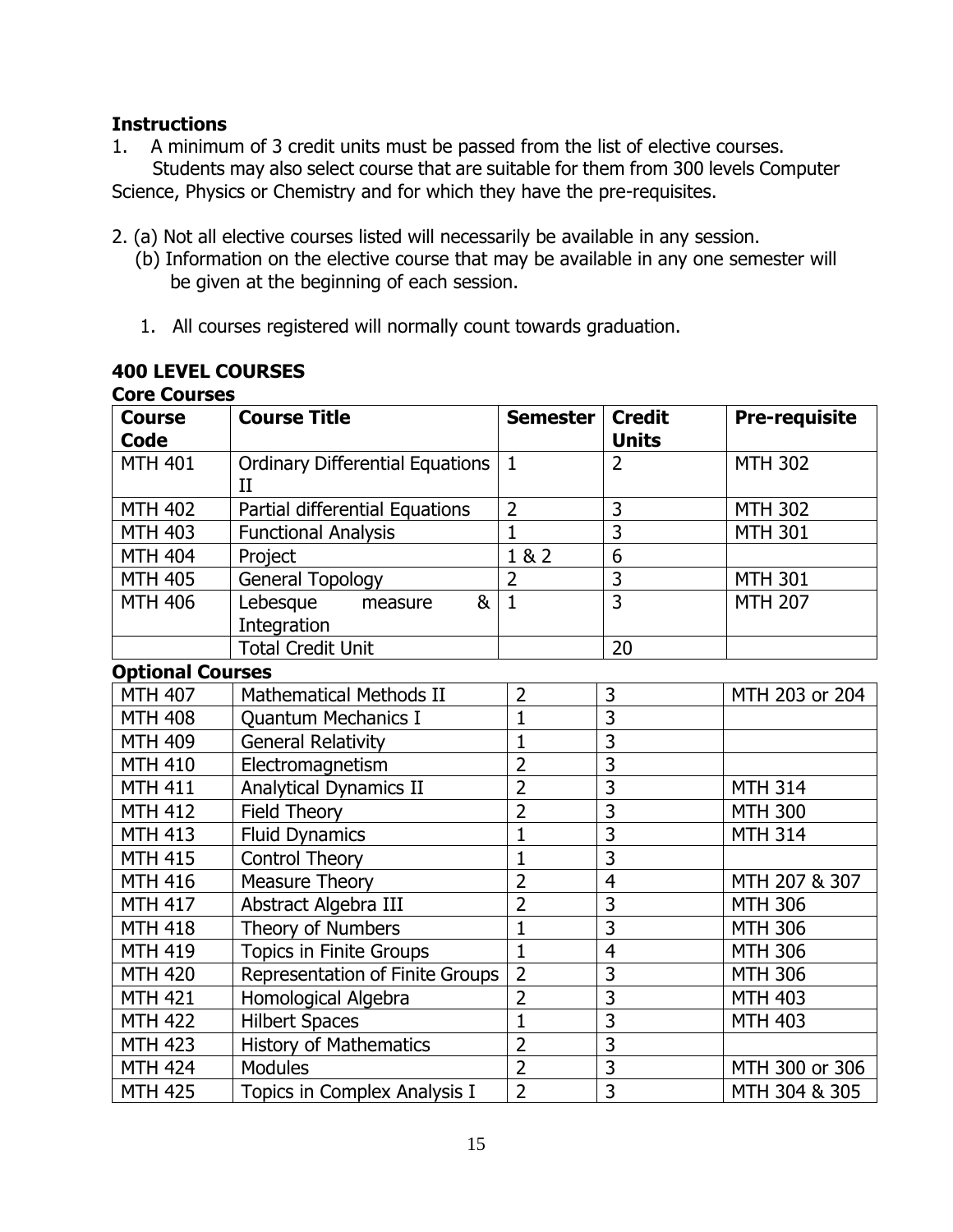**Instructions**

1. A minimum of 3 credit units must be passed from the list of elective courses. Students may also select course that are suitable for them from 300 levels Computer Science, Physics or Chemistry and for which they have the pre-requisites.

2. (a) Not all elective courses listed will necessarily be available in any session.
   (b) Information on the elective course that may be available in any one semester will be given at the beginning of each session.

   1. All courses registered will normally count towards graduation.

## 400 LEVEL COURSES

**Core Courses**

| Course Code | Course Title | Semester | Credit Units | Pre-requisite |
|---|---|---|---|---|
| MTH 401 | Ordinary Differential Equations II | 1 | 2 | MTH 302 |
| MTH 402 | Partial differential Equations | 2 | 3 | MTH 302 |
| MTH 403 | Functional Analysis | 1 | 3 | MTH 301 |
| MTH 404 | Project | 1 & 2 | 6 | |
| MTH 405 | General Topology | 2 | 3 | MTH 301 |
| MTH 406 | Lebesque measure & Integration | 1 | 3 | MTH 207 |
| | Total Credit Unit | | 20 | |

**Optional Courses**

| Course Code | Course Title | Semester | Credit Units | Pre-requisite |
|---|---|---|---|---|
| MTH 407 | Mathematical Methods II | 2 | 3 | MTH 203 or 204 |
| MTH 408 | Quantum Mechanics I | 1 | 3 | |
| MTH 409 | General Relativity | 1 | 3 | |
| MTH 410 | Electromagnetism | 2 | 3 | |
| MTH 411 | Analytical Dynamics II | 2 | 3 | MTH 314 |
| MTH 412 | Field Theory | 2 | 3 | MTH 300 |
| MTH 413 | Fluid Dynamics | 1 | 3 | MTH 314 |
| MTH 415 | Control Theory | 1 | 3 | |
| MTH 416 | Measure Theory | 2 | 4 | MTH 207 & 307 |
| MTH 417 | Abstract Algebra III | 2 | 3 | MTH 306 |
| MTH 418 | Theory of Numbers | 1 | 3 | MTH 306 |
| MTH 419 | Topics in Finite Groups | 1 | 4 | MTH 306 |
| MTH 420 | Representation of Finite Groups | 2 | 3 | MTH 306 |
| MTH 421 | Homological Algebra | 2 | 3 | MTH 403 |
| MTH 422 | Hilbert Spaces | 1 | 3 | MTH 403 |
| MTH 423 | History of Mathematics | 2 | 3 | |
| MTH 424 | Modules | 2 | 3 | MTH 300 or 306 |
| MTH 425 | Topics in Complex Analysis I | 2 | 3 | MTH 304 & 305 |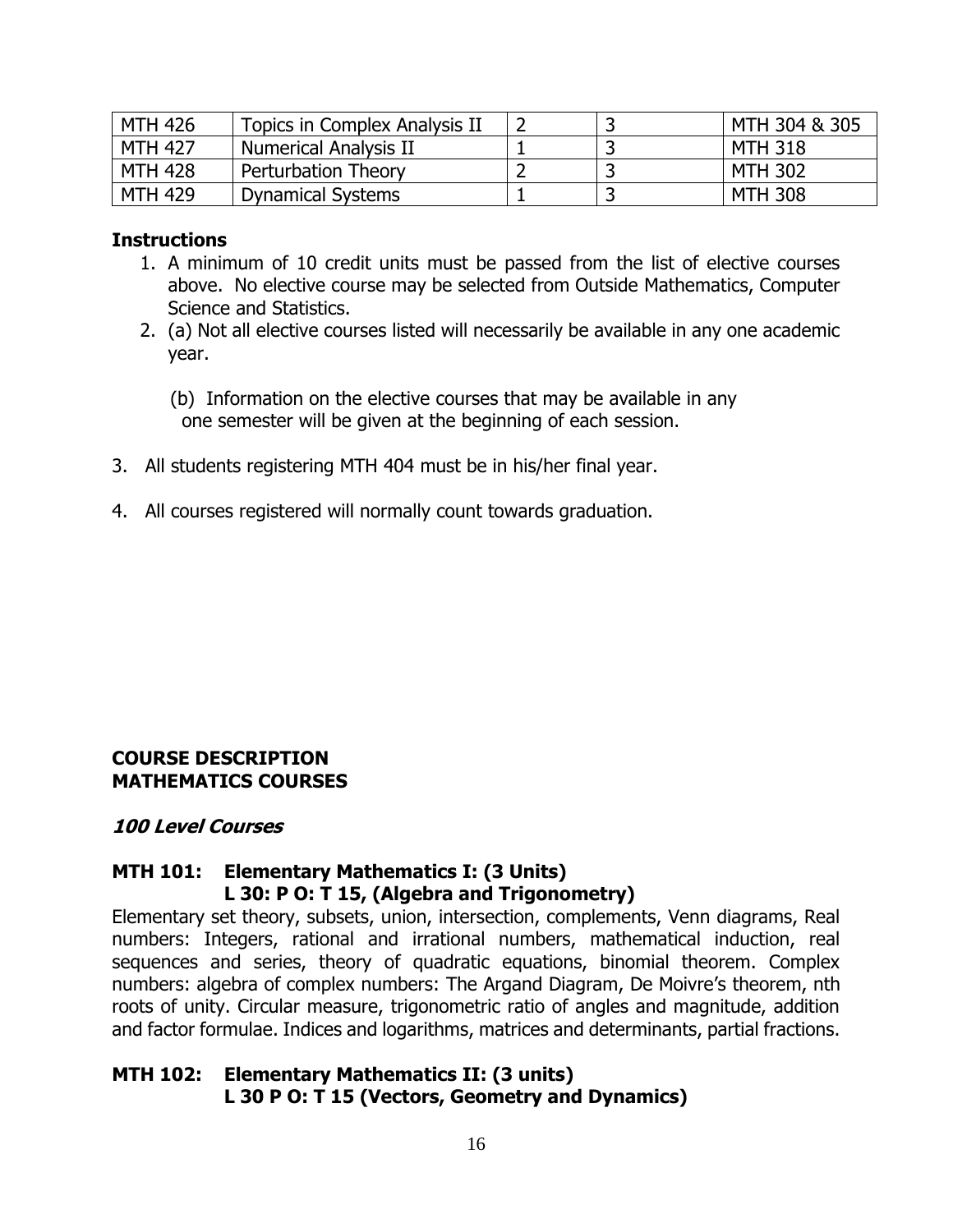| MTH 426 | Topics in Complex Analysis II | 2 | 3 | MTH 304 & 305 |
|---|---|---|---|---|
| MTH 427 | Numerical Analysis II | 1 | 3 | MTH 318 |
| MTH 428 | Perturbation Theory | 2 | 3 | MTH 302 |
| MTH 429 | Dynamical Systems | 1 | 3 | MTH 308 |

**Instructions**

1. A minimum of 10 credit units must be passed from the list of elective courses above. No elective course may be selected from Outside Mathematics, Computer Science and Statistics.
2. (a) Not all elective courses listed will necessarily be available in any one academic year.

   (b) Information on the elective courses that may be available in any one semester will be given at the beginning of each session.

3. All students registering MTH 404 must be in his/her final year.

4. All courses registered will normally count towards graduation.

## COURSE DESCRIPTION
## MATHEMATICS COURSES

### *100 Level Courses*

#### MTH 101: Elementary Mathematics I: (3 Units) L 30: P O: T 15, (Algebra and Trigonometry)

Elementary set theory, subsets, union, intersection, complements, Venn diagrams, Real numbers: Integers, rational and irrational numbers, mathematical induction, real sequences and series, theory of quadratic equations, binomial theorem. Complex numbers: algebra of complex numbers: The Argand Diagram, De Moivre's theorem, nth roots of unity. Circular measure, trigonometric ratio of angles and magnitude, addition and factor formulae. Indices and logarithms, matrices and determinants, partial fractions.

#### MTH 102: Elementary Mathematics II: (3 units) L 30 P O: T 15 (Vectors, Geometry and Dynamics)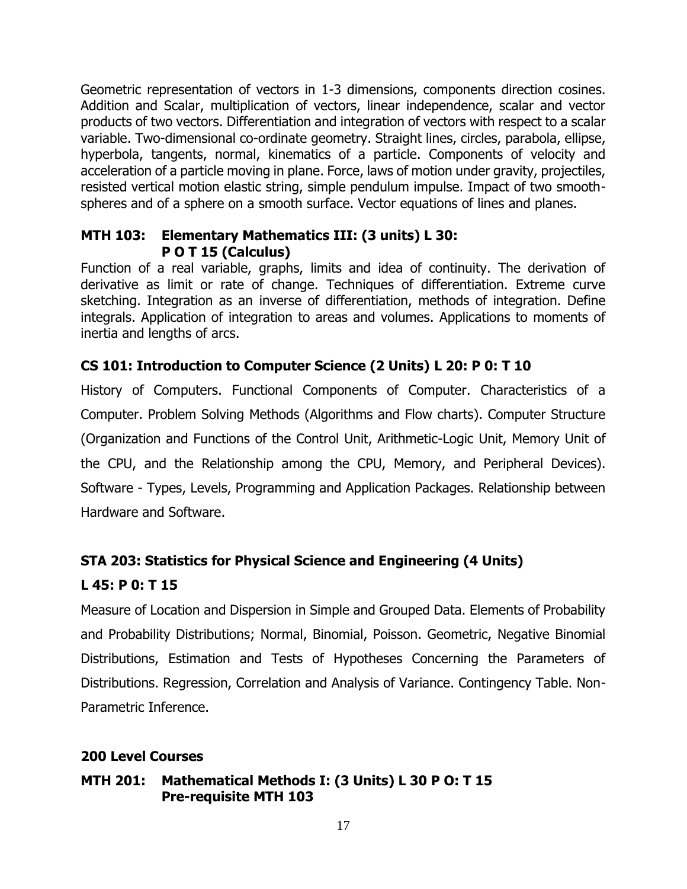Geometric representation of vectors in 1-3 dimensions, components direction cosines. Addition and Scalar, multiplication of vectors, linear independence, scalar and vector products of two vectors. Differentiation and integration of vectors with respect to a scalar variable. Two-dimensional co-ordinate geometry. Straight lines, circles, parabola, ellipse, hyperbola, tangents, normal, kinematics of a particle. Components of velocity and acceleration of a particle moving in plane. Force, laws of motion under gravity, projectiles, resisted vertical motion elastic string, simple pendulum impulse. Impact of two smooth-spheres and of a sphere on a smooth surface. Vector equations of lines and planes.

### MTH 103: Elementary Mathematics III: (3 units) L 30: P O T 15 (Calculus)

Function of a real variable, graphs, limits and idea of continuity. The derivation of derivative as limit or rate of change. Techniques of differentiation. Extreme curve sketching. Integration as an inverse of differentiation, methods of integration. Define integrals. Application of integration to areas and volumes. Applications to moments of inertia and lengths of arcs.

### CS 101: Introduction to Computer Science (2 Units) L 20: P 0: T 10

History of Computers. Functional Components of Computer. Characteristics of a Computer. Problem Solving Methods (Algorithms and Flow charts). Computer Structure (Organization and Functions of the Control Unit, Arithmetic-Logic Unit, Memory Unit of the CPU, and the Relationship among the CPU, Memory, and Peripheral Devices). Software - Types, Levels, Programming and Application Packages. Relationship between Hardware and Software.

### STA 203: Statistics for Physical Science and Engineering (4 Units) L 45: P 0: T 15

Measure of Location and Dispersion in Simple and Grouped Data. Elements of Probability and Probability Distributions; Normal, Binomial, Poisson. Geometric, Negative Binomial Distributions, Estimation and Tests of Hypotheses Concerning the Parameters of Distributions. Regression, Correlation and Analysis of Variance. Contingency Table. Non-Parametric Inference.

## 200 Level Courses

### MTH 201: Mathematical Methods I: (3 Units) L 30 P O: T 15 Pre-requisite MTH 103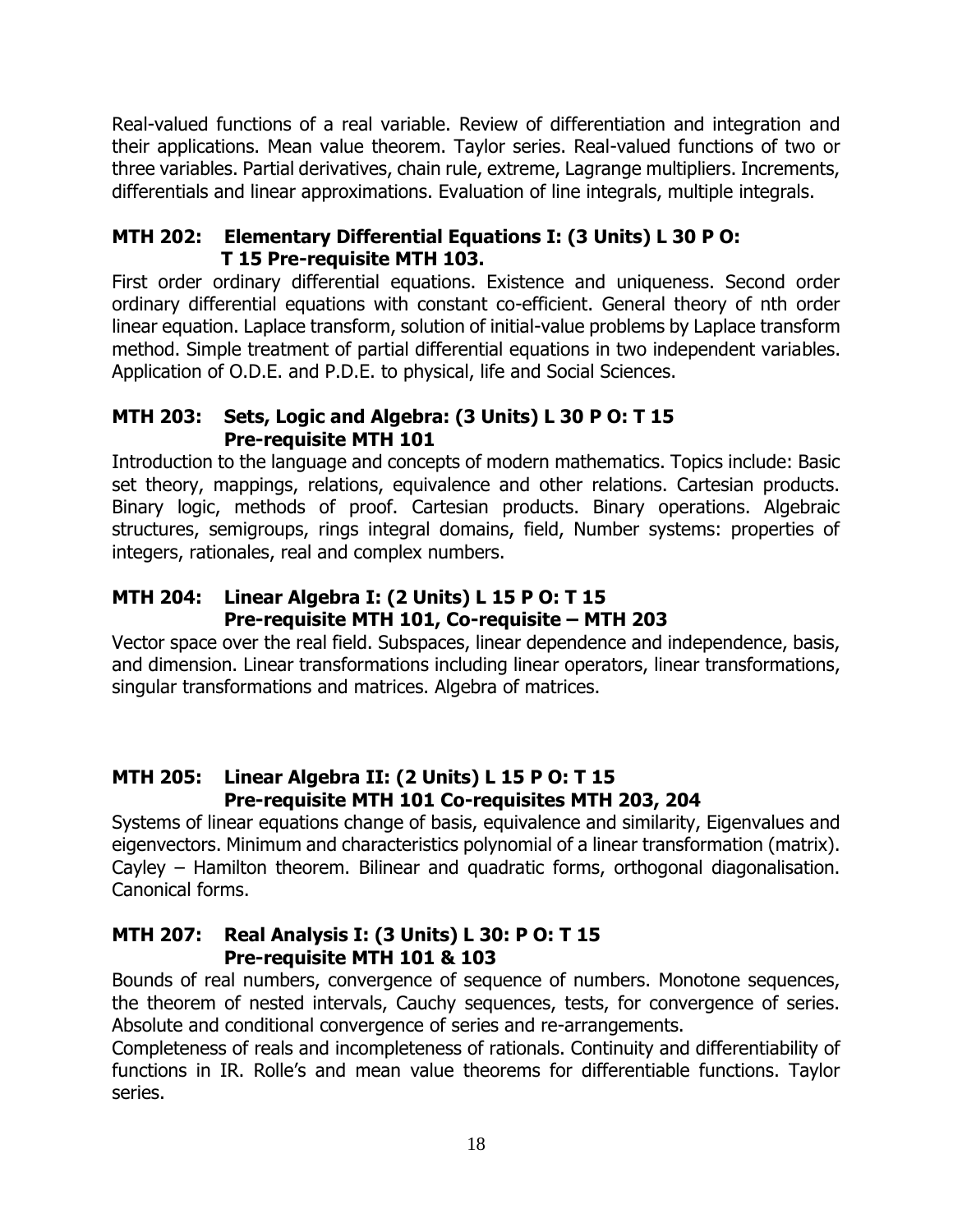Real-valued functions of a real variable. Review of differentiation and integration and their applications. Mean value theorem. Taylor series. Real-valued functions of two or three variables. Partial derivatives, chain rule, extreme, Lagrange multipliers. Increments, differentials and linear approximations. Evaluation of line integrals, multiple integrals.

### MTH 202: Elementary Differential Equations I: (3 Units) L 30 P O: T 15 Pre-requisite MTH 103.

First order ordinary differential equations. Existence and uniqueness. Second order ordinary differential equations with constant co-efficient. General theory of nth order linear equation. Laplace transform, solution of initial-value problems by Laplace transform method. Simple treatment of partial differential equations in two independent variables. Application of O.D.E. and P.D.E. to physical, life and Social Sciences.

### MTH 203: Sets, Logic and Algebra: (3 Units) L 30 P O: T 15 Pre-requisite MTH 101

Introduction to the language and concepts of modern mathematics. Topics include: Basic set theory, mappings, relations, equivalence and other relations. Cartesian products. Binary logic, methods of proof. Cartesian products. Binary operations. Algebraic structures, semigroups, rings integral domains, field, Number systems: properties of integers, rationales, real and complex numbers.

### MTH 204: Linear Algebra I: (2 Units) L 15 P O: T 15 Pre-requisite MTH 101, Co-requisite – MTH 203

Vector space over the real field. Subspaces, linear dependence and independence, basis, and dimension. Linear transformations including linear operators, linear transformations, singular transformations and matrices. Algebra of matrices.

### MTH 205: Linear Algebra II: (2 Units) L 15 P O: T 15 Pre-requisite MTH 101 Co-requisites MTH 203, 204

Systems of linear equations change of basis, equivalence and similarity, Eigenvalues and eigenvectors. Minimum and characteristics polynomial of a linear transformation (matrix). Cayley – Hamilton theorem. Bilinear and quadratic forms, orthogonal diagonalisation. Canonical forms.

### MTH 207: Real Analysis I: (3 Units) L 30: P O: T 15 Pre-requisite MTH 101 & 103

Bounds of real numbers, convergence of sequence of numbers. Monotone sequences, the theorem of nested intervals, Cauchy sequences, tests, for convergence of series. Absolute and conditional convergence of series and re-arrangements.

Completeness of reals and incompleteness of rationals. Continuity and differentiability of functions in IR. Rolle's and mean value theorems for differentiable functions. Taylor series.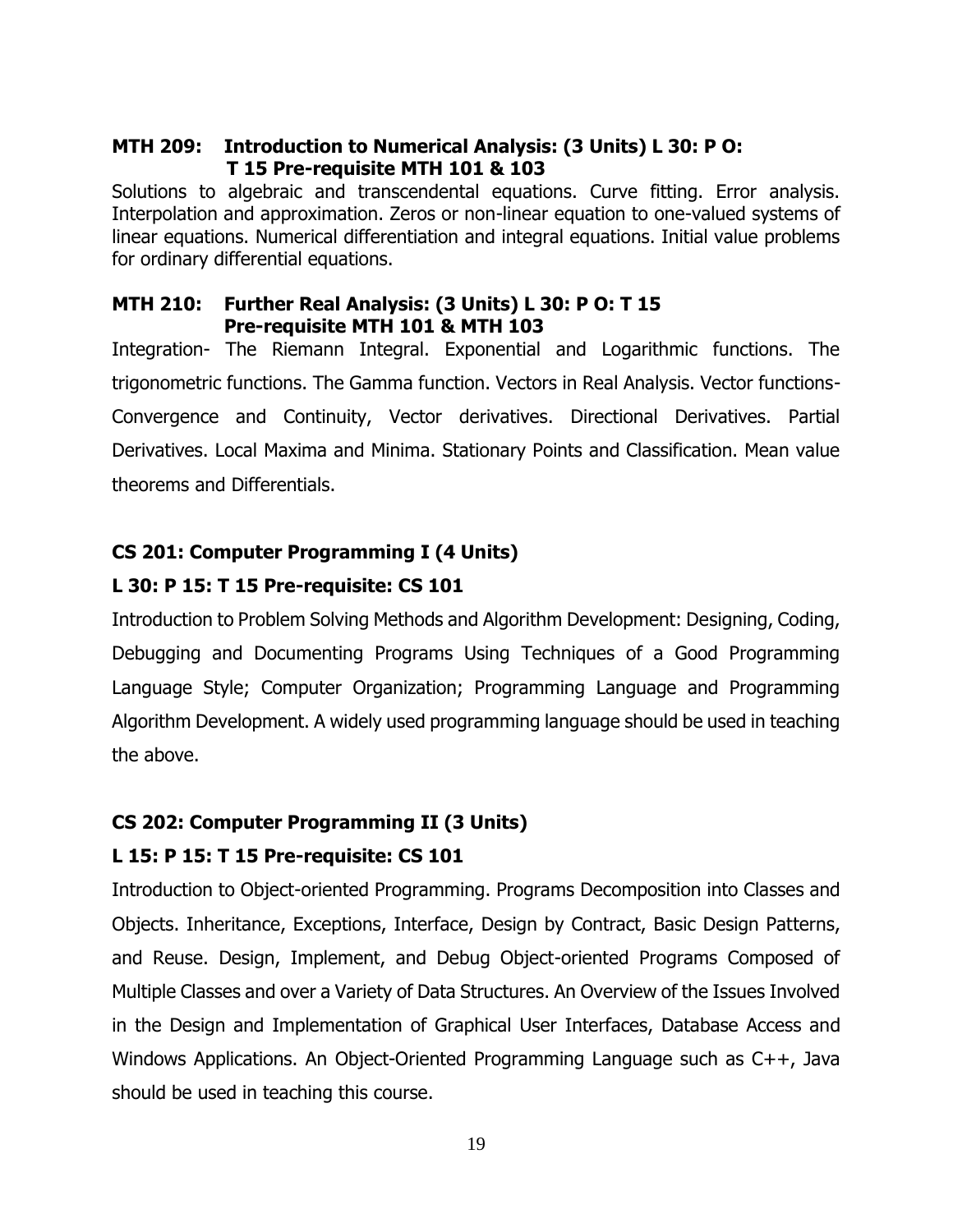### MTH 209: Introduction to Numerical Analysis: (3 Units) L 30: P O: T 15 Pre-requisite MTH 101 & 103

Solutions to algebraic and transcendental equations. Curve fitting. Error analysis. Interpolation and approximation. Zeros or non-linear equation to one-valued systems of linear equations. Numerical differentiation and integral equations. Initial value problems for ordinary differential equations.

### MTH 210: Further Real Analysis: (3 Units) L 30: P O: T 15 Pre-requisite MTH 101 & MTH 103

Integration- The Riemann Integral. Exponential and Logarithmic functions. The trigonometric functions. The Gamma function. Vectors in Real Analysis. Vector functions-Convergence and Continuity, Vector derivatives. Directional Derivatives. Partial Derivatives. Local Maxima and Minima. Stationary Points and Classification. Mean value theorems and Differentials.

### CS 201: Computer Programming I (4 Units)

**L 30: P 15: T 15 Pre-requisite: CS 101**

Introduction to Problem Solving Methods and Algorithm Development: Designing, Coding, Debugging and Documenting Programs Using Techniques of a Good Programming Language Style; Computer Organization; Programming Language and Programming Algorithm Development. A widely used programming language should be used in teaching the above.

### CS 202: Computer Programming II (3 Units)

**L 15: P 15: T 15 Pre-requisite: CS 101**

Introduction to Object-oriented Programming. Programs Decomposition into Classes and Objects. Inheritance, Exceptions, Interface, Design by Contract, Basic Design Patterns, and Reuse. Design, Implement, and Debug Object-oriented Programs Composed of Multiple Classes and over a Variety of Data Structures. An Overview of the Issues Involved in the Design and Implementation of Graphical User Interfaces, Database Access and Windows Applications. An Object-Oriented Programming Language such as C++, Java should be used in teaching this course.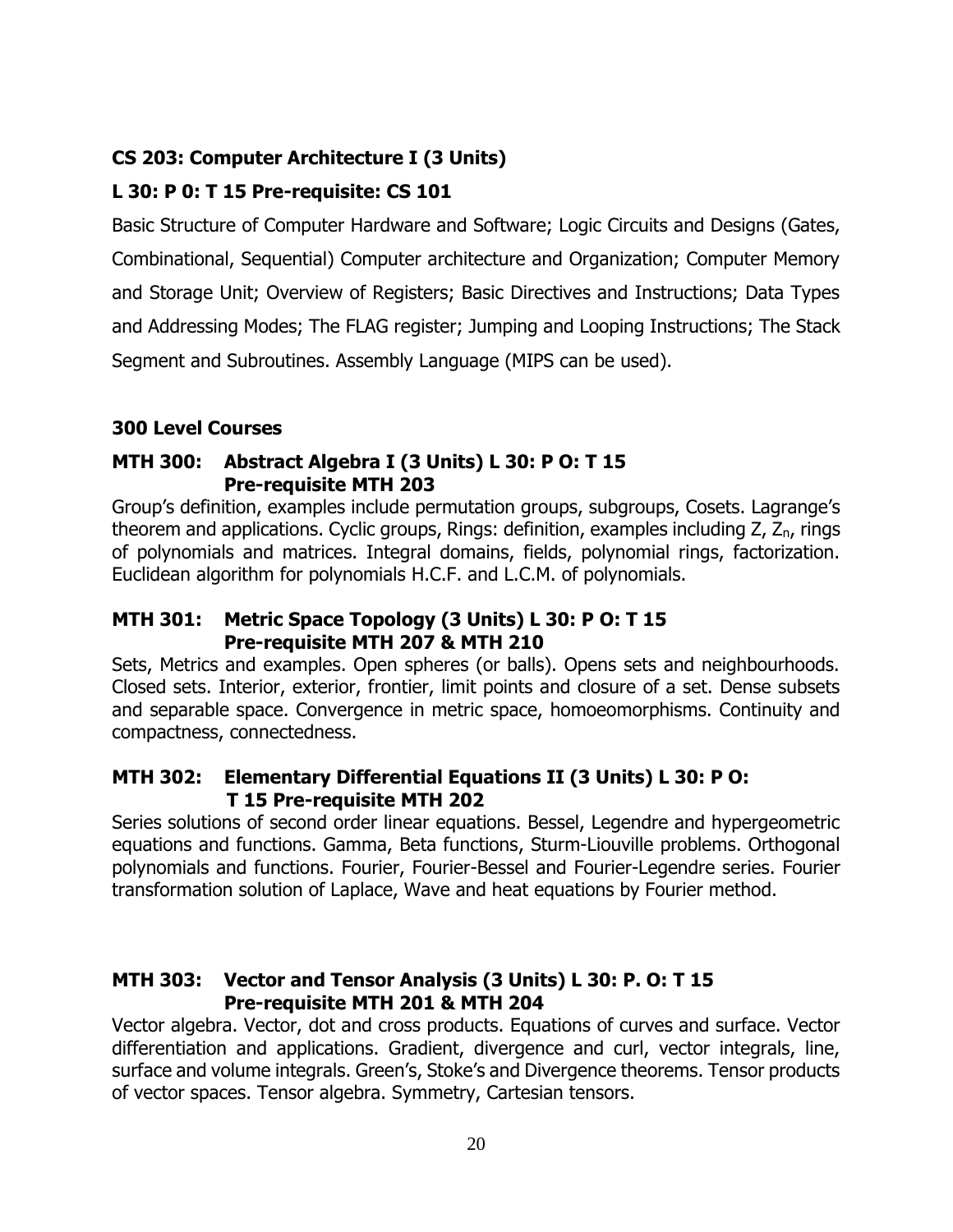**CS 203: Computer Architecture I (3 Units)**

**L 30: P 0: T 15 Pre-requisite: CS 101**

Basic Structure of Computer Hardware and Software; Logic Circuits and Designs (Gates, Combinational, Sequential) Computer architecture and Organization; Computer Memory and Storage Unit; Overview of Registers; Basic Directives and Instructions; Data Types and Addressing Modes; The FLAG register; Jumping and Looping Instructions; The Stack Segment and Subroutines. Assembly Language (MIPS can be used).

## 300 Level Courses

### MTH 300: Abstract Algebra I (3 Units) L 30: P O: T 15 Pre-requisite MTH 203

Group's definition, examples include permutation groups, subgroups, Cosets. Lagrange's theorem and applications. Cyclic groups, Rings: definition, examples including Z, $Z_n$, rings of polynomials and matrices. Integral domains, fields, polynomial rings, factorization. Euclidean algorithm for polynomials H.C.F. and L.C.M. of polynomials.

### MTH 301: Metric Space Topology (3 Units) L 30: P O: T 15 Pre-requisite MTH 207 & MTH 210

Sets, Metrics and examples. Open spheres (or balls). Opens sets and neighbourhoods. Closed sets. Interior, exterior, frontier, limit points and closure of a set. Dense subsets and separable space. Convergence in metric space, homoeomorphisms. Continuity and compactness, connectedness.

### MTH 302: Elementary Differential Equations II (3 Units) L 30: P O: T 15 Pre-requisite MTH 202

Series solutions of second order linear equations. Bessel, Legendre and hypergeometric equations and functions. Gamma, Beta functions, Sturm-Liouville problems. Orthogonal polynomials and functions. Fourier, Fourier-Bessel and Fourier-Legendre series. Fourier transformation solution of Laplace, Wave and heat equations by Fourier method.

### MTH 303: Vector and Tensor Analysis (3 Units) L 30: P. O: T 15 Pre-requisite MTH 201 & MTH 204

Vector algebra. Vector, dot and cross products. Equations of curves and surface. Vector differentiation and applications. Gradient, divergence and curl, vector integrals, line, surface and volume integrals. Green's, Stoke's and Divergence theorems. Tensor products of vector spaces. Tensor algebra. Symmetry, Cartesian tensors.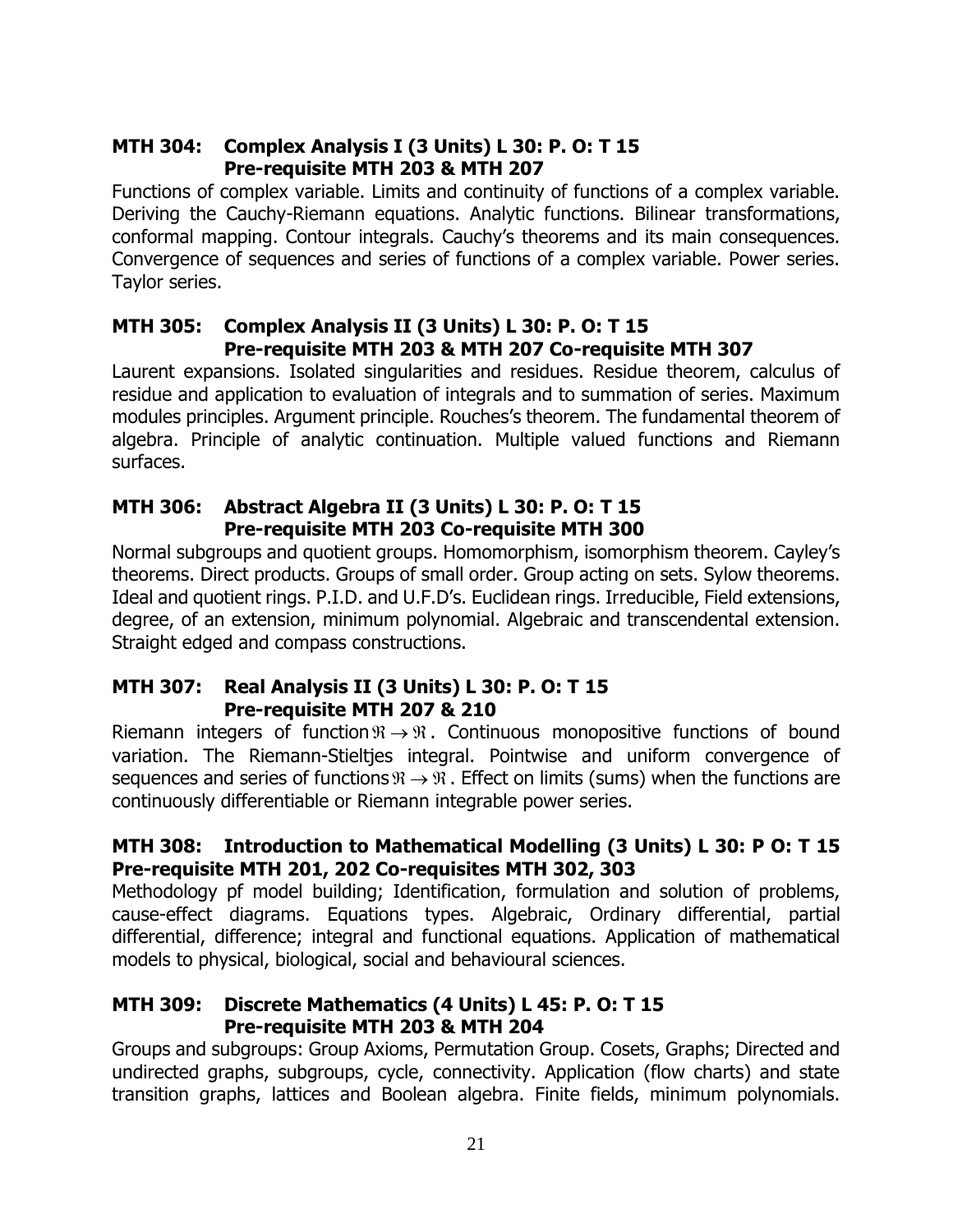### MTH 304: Complex Analysis I (3 Units) L 30: P. O: T 15
**Pre-requisite MTH 203 & MTH 207**

Functions of complex variable. Limits and continuity of functions of a complex variable. Deriving the Cauchy-Riemann equations. Analytic functions. Bilinear transformations, conformal mapping. Contour integrals. Cauchy's theorems and its main consequences. Convergence of sequences and series of functions of a complex variable. Power series. Taylor series.

### MTH 305: Complex Analysis II (3 Units) L 30: P. O: T 15
**Pre-requisite MTH 203 & MTH 207 Co-requisite MTH 307**

Laurent expansions. Isolated singularities and residues. Residue theorem, calculus of residue and application to evaluation of integrals and to summation of series. Maximum modules principles. Argument principle. Rouches's theorem. The fundamental theorem of algebra. Principle of analytic continuation. Multiple valued functions and Riemann surfaces.

### MTH 306: Abstract Algebra II (3 Units) L 30: P. O: T 15
**Pre-requisite MTH 203 Co-requisite MTH 300**

Normal subgroups and quotient groups. Homomorphism, isomorphism theorem. Cayley's theorems. Direct products. Groups of small order. Group acting on sets. Sylow theorems. Ideal and quotient rings. P.I.D. and U.F.D's. Euclidean rings. Irreducible, Field extensions, degree, of an extension, minimum polynomial. Algebraic and transcendental extension. Straight edged and compass constructions.

### MTH 307: Real Analysis II (3 Units) L 30: P. O: T 15
**Pre-requisite MTH 207 & 210**

Riemann integers of function $\Re \rightarrow \Re$. Continuous monopositive functions of bound variation. The Riemann-Stieltjes integral. Pointwise and uniform convergence of sequences and series of functions $\Re \rightarrow \Re$. Effect on limits (sums) when the functions are continuously differentiable or Riemann integrable power series.

### MTH 308: Introduction to Mathematical Modelling (3 Units) L 30: P O: T 15 Pre-requisite MTH 201, 202 Co-requisites MTH 302, 303

Methodology pf model building; Identification, formulation and solution of problems, cause-effect diagrams. Equations types. Algebraic, Ordinary differential, partial differential, difference; integral and functional equations. Application of mathematical models to physical, biological, social and behavioural sciences.

### MTH 309: Discrete Mathematics (4 Units) L 45: P. O: T 15
**Pre-requisite MTH 203 & MTH 204**

Groups and subgroups: Group Axioms, Permutation Group. Cosets, Graphs; Directed and undirected graphs, subgroups, cycle, connectivity. Application (flow charts) and state transition graphs, lattices and Boolean algebra. Finite fields, minimum polynomials.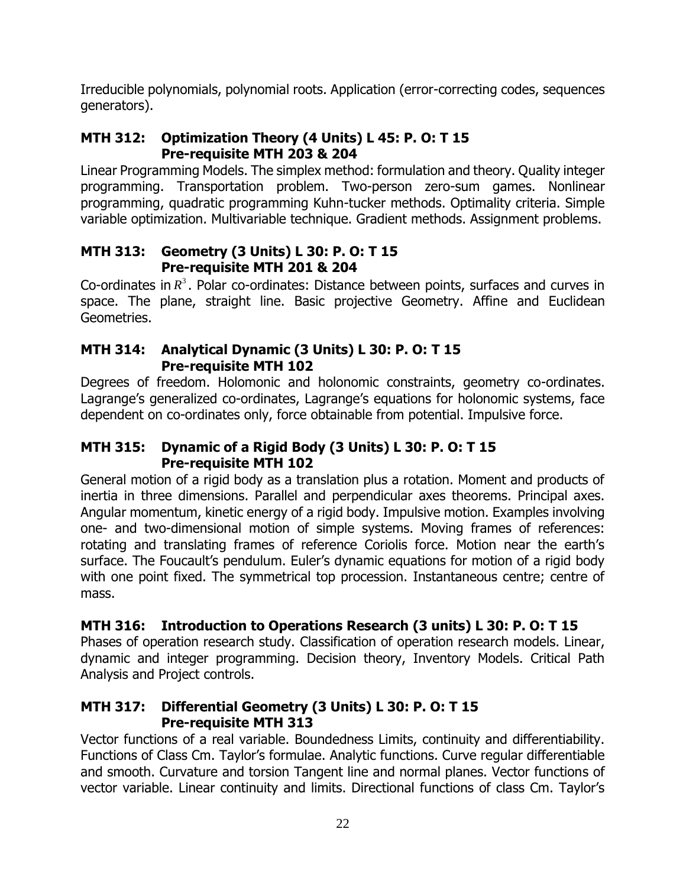Irreducible polynomials, polynomial roots. Application (error-correcting codes, sequences generators).

### MTH 312: Optimization Theory (4 Units) L 45: P. O: T 15
**Pre-requisite MTH 203 & 204**

Linear Programming Models. The simplex method: formulation and theory. Quality integer programming. Transportation problem. Two-person zero-sum games. Nonlinear programming, quadratic programming Kuhn-tucker methods. Optimality criteria. Simple variable optimization. Multivariable technique. Gradient methods. Assignment problems.

### MTH 313: Geometry (3 Units) L 30: P. O: T 15
**Pre-requisite MTH 201 & 204**

Co-ordinates in $R^3$. Polar co-ordinates: Distance between points, surfaces and curves in space. The plane, straight line. Basic projective Geometry. Affine and Euclidean Geometries.

### MTH 314: Analytical Dynamic (3 Units) L 30: P. O: T 15
**Pre-requisite MTH 102**

Degrees of freedom. Holomonic and holonomic constraints, geometry co-ordinates. Lagrange's generalized co-ordinates, Lagrange's equations for holonomic systems, face dependent on co-ordinates only, force obtainable from potential. Impulsive force.

### MTH 315: Dynamic of a Rigid Body (3 Units) L 30: P. O: T 15
**Pre-requisite MTH 102**

General motion of a rigid body as a translation plus a rotation. Moment and products of inertia in three dimensions. Parallel and perpendicular axes theorems. Principal axes. Angular momentum, kinetic energy of a rigid body. Impulsive motion. Examples involving one- and two-dimensional motion of simple systems. Moving frames of references: rotating and translating frames of reference Coriolis force. Motion near the earth's surface. The Foucault's pendulum. Euler's dynamic equations for motion of a rigid body with one point fixed. The symmetrical top procession. Instantaneous centre; centre of mass.

### MTH 316: Introduction to Operations Research (3 units) L 30: P. O: T 15

Phases of operation research study. Classification of operation research models. Linear, dynamic and integer programming. Decision theory, Inventory Models. Critical Path Analysis and Project controls.

### MTH 317: Differential Geometry (3 Units) L 30: P. O: T 15
**Pre-requisite MTH 313**

Vector functions of a real variable. Boundedness Limits, continuity and differentiability. Functions of Class Cm. Taylor's formulae. Analytic functions. Curve regular differentiable and smooth. Curvature and torsion Tangent line and normal planes. Vector functions of vector variable. Linear continuity and limits. Directional functions of class Cm. Taylor's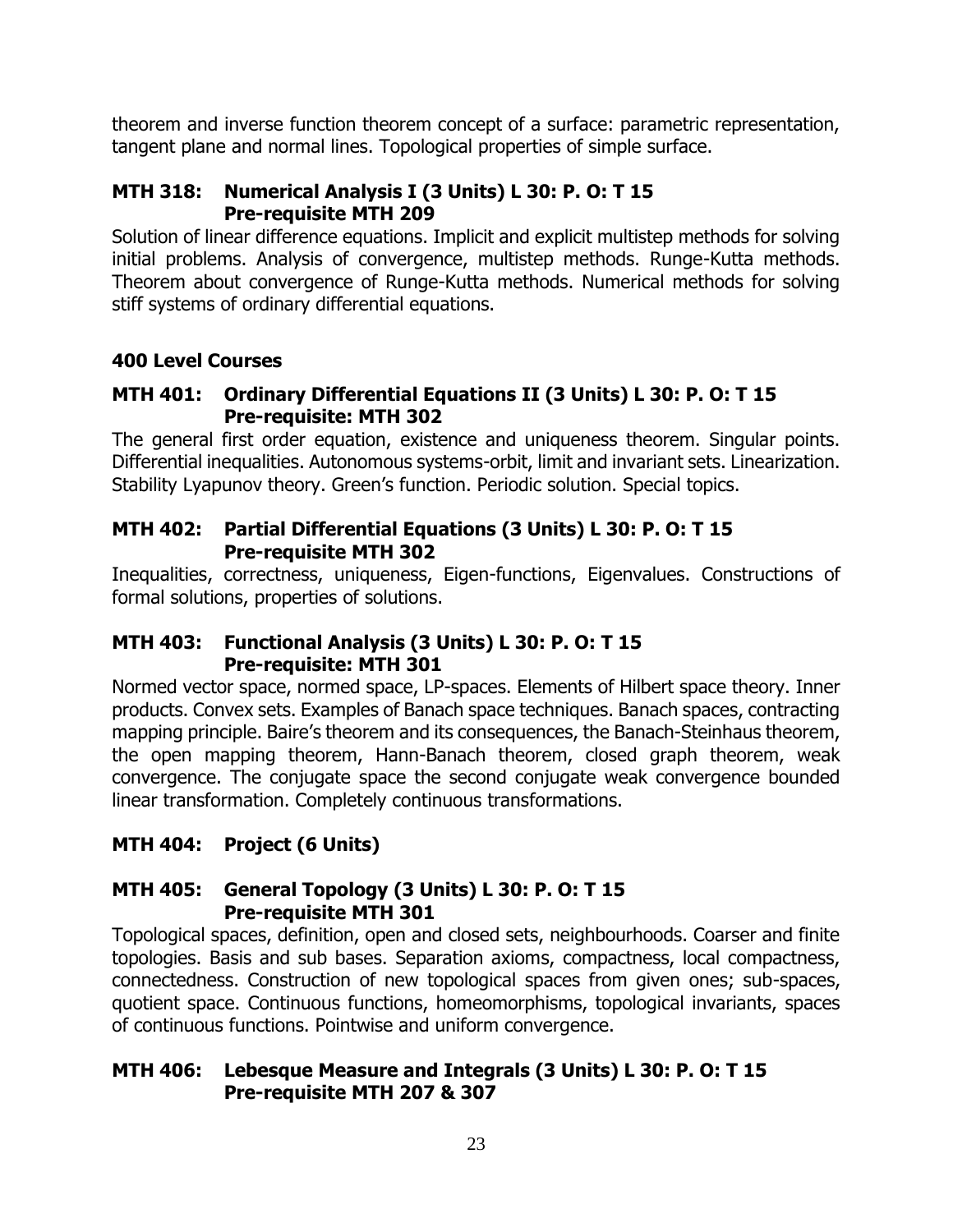theorem and inverse function theorem concept of a surface: parametric representation, tangent plane and normal lines. Topological properties of simple surface.

### MTH 318: Numerical Analysis I (3 Units) L 30: P. O: T 15
### Pre-requisite MTH 209

Solution of linear difference equations. Implicit and explicit multistep methods for solving initial problems. Analysis of convergence, multistep methods. Runge-Kutta methods. Theorem about convergence of Runge-Kutta methods. Numerical methods for solving stiff systems of ordinary differential equations.

## 400 Level Courses

### MTH 401: Ordinary Differential Equations II (3 Units) L 30: P. O: T 15
### Pre-requisite: MTH 302

The general first order equation, existence and uniqueness theorem. Singular points. Differential inequalities. Autonomous systems-orbit, limit and invariant sets. Linearization. Stability Lyapunov theory. Green's function. Periodic solution. Special topics.

### MTH 402: Partial Differential Equations (3 Units) L 30: P. O: T 15
### Pre-requisite MTH 302

Inequalities, correctness, uniqueness, Eigen-functions, Eigenvalues. Constructions of formal solutions, properties of solutions.

### MTH 403: Functional Analysis (3 Units) L 30: P. O: T 15
### Pre-requisite: MTH 301

Normed vector space, normed space, LP-spaces. Elements of Hilbert space theory. Inner products. Convex sets. Examples of Banach space techniques. Banach spaces, contracting mapping principle. Baire's theorem and its consequences, the Banach-Steinhaus theorem, the open mapping theorem, Hann-Banach theorem, closed graph theorem, weak convergence. The conjugate space the second conjugate weak convergence bounded linear transformation. Completely continuous transformations.

### MTH 404: Project (6 Units)

### MTH 405: General Topology (3 Units) L 30: P. O: T 15
### Pre-requisite MTH 301

Topological spaces, definition, open and closed sets, neighbourhoods. Coarser and finite topologies. Basis and sub bases. Separation axioms, compactness, local compactness, connectedness. Construction of new topological spaces from given ones; sub-spaces, quotient space. Continuous functions, homeomorphisms, topological invariants, spaces of continuous functions. Pointwise and uniform convergence.

### MTH 406: Lebesque Measure and Integrals (3 Units) L 30: P. O: T 15
### Pre-requisite MTH 207 & 307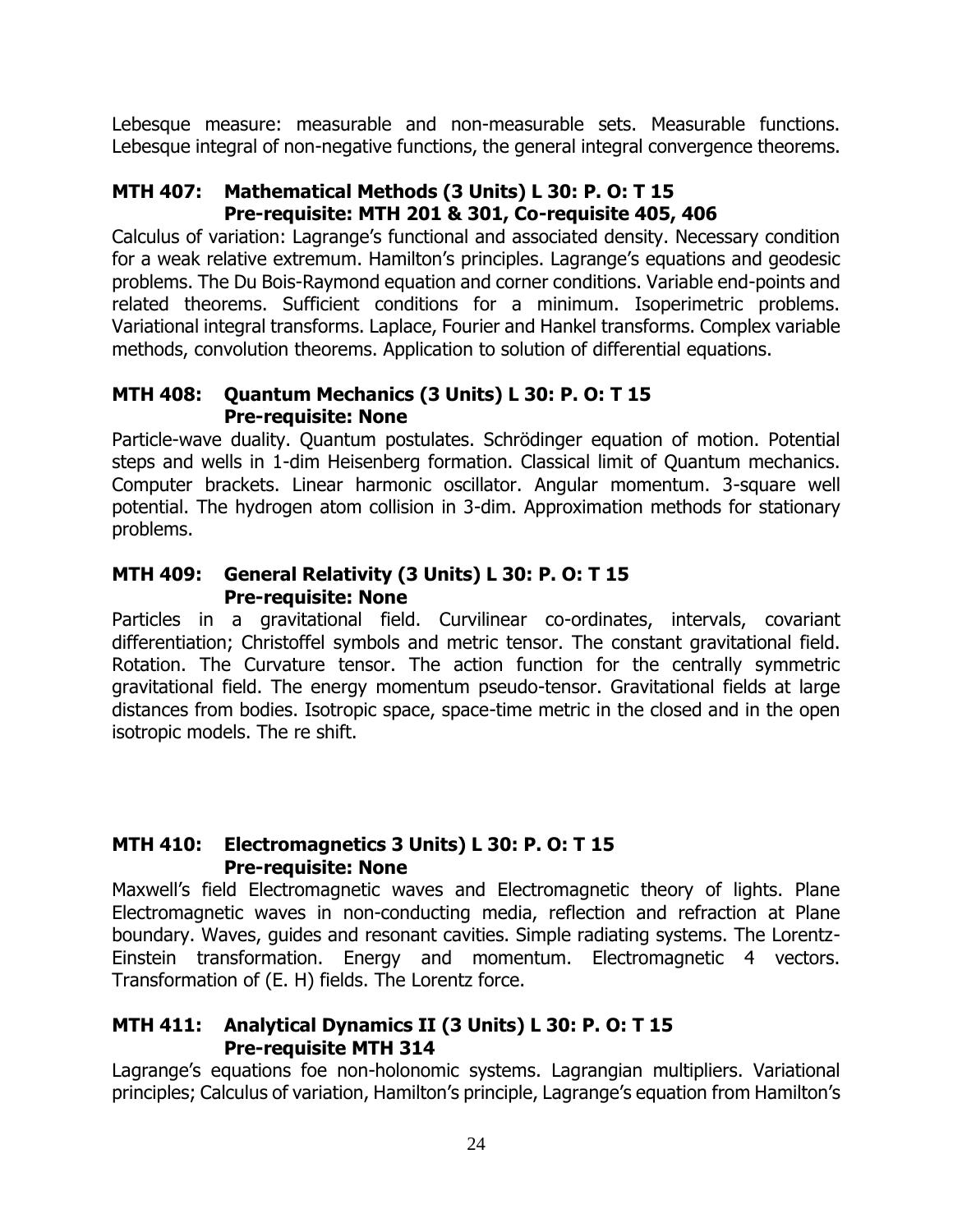Lebesque measure: measurable and non-measurable sets. Measurable functions. Lebesque integral of non-negative functions, the general integral convergence theorems.

### MTH 407: Mathematical Methods (3 Units) L 30: P. O: T 15
### Pre-requisite: MTH 201 & 301, Co-requisite 405, 406

Calculus of variation: Lagrange's functional and associated density. Necessary condition for a weak relative extremum. Hamilton's principles. Lagrange's equations and geodesic problems. The Du Bois-Raymond equation and corner conditions. Variable end-points and related theorems. Sufficient conditions for a minimum. Isoperimetric problems. Variational integral transforms. Laplace, Fourier and Hankel transforms. Complex variable methods, convolution theorems. Application to solution of differential equations.

### MTH 408: Quantum Mechanics (3 Units) L 30: P. O: T 15
### Pre-requisite: None

Particle-wave duality. Quantum postulates. Schrödinger equation of motion. Potential steps and wells in 1-dim Heisenberg formation. Classical limit of Quantum mechanics. Computer brackets. Linear harmonic oscillator. Angular momentum. 3-square well potential. The hydrogen atom collision in 3-dim. Approximation methods for stationary problems.

### MTH 409: General Relativity (3 Units) L 30: P. O: T 15
### Pre-requisite: None

Particles in a gravitational field. Curvilinear co-ordinates, intervals, covariant differentiation; Christoffel symbols and metric tensor. The constant gravitational field. Rotation. The Curvature tensor. The action function for the centrally symmetric gravitational field. The energy momentum pseudo-tensor. Gravitational fields at large distances from bodies. Isotropic space, space-time metric in the closed and in the open isotropic models. The re shift.

### MTH 410: Electromagnetics 3 Units) L 30: P. O: T 15
### Pre-requisite: None

Maxwell's field Electromagnetic waves and Electromagnetic theory of lights. Plane Electromagnetic waves in non-conducting media, reflection and refraction at Plane boundary. Waves, guides and resonant cavities. Simple radiating systems. The Lorentz-Einstein transformation. Energy and momentum. Electromagnetic 4 vectors. Transformation of (E. H) fields. The Lorentz force.

### MTH 411: Analytical Dynamics II (3 Units) L 30: P. O: T 15
### Pre-requisite MTH 314

Lagrange's equations foe non-holonomic systems. Lagrangian multipliers. Variational principles; Calculus of variation, Hamilton's principle, Lagrange's equation from Hamilton's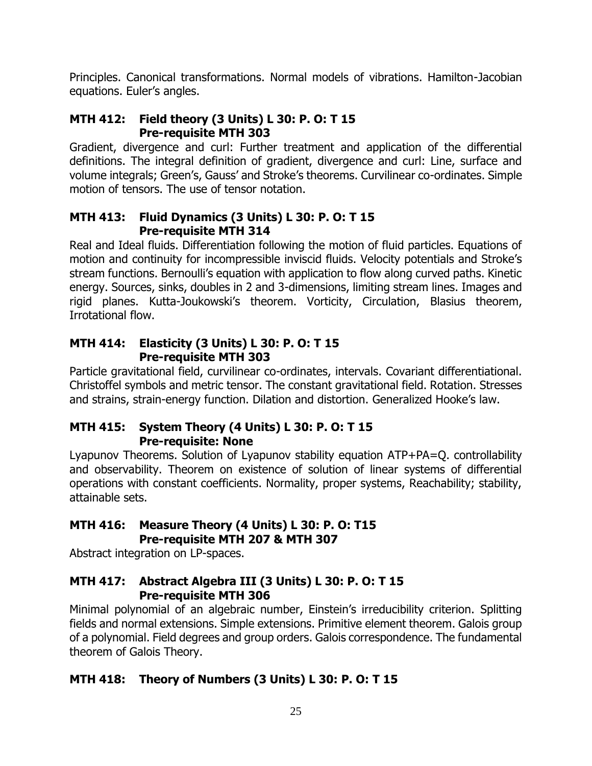Principles. Canonical transformations. Normal models of vibrations. Hamilton-Jacobian equations. Euler's angles.

### MTH 412: Field theory (3 Units) L 30: P. O: T 15
**Pre-requisite MTH 303**

Gradient, divergence and curl: Further treatment and application of the differential definitions. The integral definition of gradient, divergence and curl: Line, surface and volume integrals; Green's, Gauss' and Stroke's theorems. Curvilinear co-ordinates. Simple motion of tensors. The use of tensor notation.

### MTH 413: Fluid Dynamics (3 Units) L 30: P. O: T 15
**Pre-requisite MTH 314**

Real and Ideal fluids. Differentiation following the motion of fluid particles. Equations of motion and continuity for incompressible inviscid fluids. Velocity potentials and Stroke's stream functions. Bernoulli's equation with application to flow along curved paths. Kinetic energy. Sources, sinks, doubles in 2 and 3-dimensions, limiting stream lines. Images and rigid planes. Kutta-Joukowski's theorem. Vorticity, Circulation, Blasius theorem, Irrotational flow.

### MTH 414: Elasticity (3 Units) L 30: P. O: T 15
**Pre-requisite MTH 303**

Particle gravitational field, curvilinear co-ordinates, intervals. Covariant differentiational. Christoffel symbols and metric tensor. The constant gravitational field. Rotation. Stresses and strains, strain-energy function. Dilation and distortion. Generalized Hooke's law.

### MTH 415: System Theory (4 Units) L 30: P. O: T 15
**Pre-requisite: None**

Lyapunov Theorems. Solution of Lyapunov stability equation ATP+PA=Q. controllability and observability. Theorem on existence of solution of linear systems of differential operations with constant coefficients. Normality, proper systems, Reachability; stability, attainable sets.

### MTH 416: Measure Theory (4 Units) L 30: P. O: T15
**Pre-requisite MTH 207 & MTH 307**

Abstract integration on LP-spaces.

### MTH 417: Abstract Algebra III (3 Units) L 30: P. O: T 15
**Pre-requisite MTH 306**

Minimal polynomial of an algebraic number, Einstein's irreducibility criterion. Splitting fields and normal extensions. Simple extensions. Primitive element theorem. Galois group of a polynomial. Field degrees and group orders. Galois correspondence. The fundamental theorem of Galois Theory.

### MTH 418: Theory of Numbers (3 Units) L 30: P. O: T 15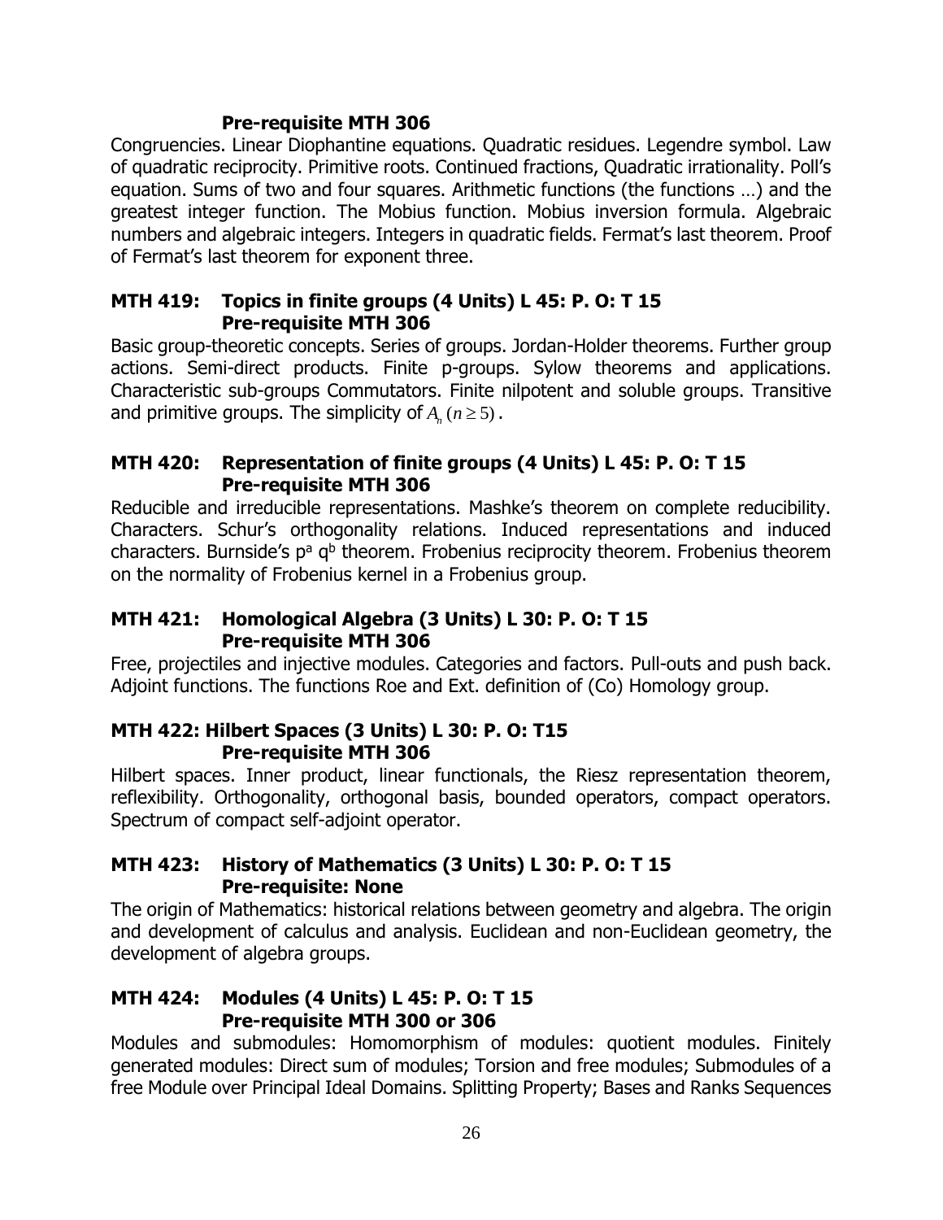**Pre-requisite MTH 306**

Congruencies. Linear Diophantine equations. Quadratic residues. Legendre symbol. Law of quadratic reciprocity. Primitive roots. Continued fractions, Quadratic irrationality. Poll's equation. Sums of two and four squares. Arithmetic functions (the functions …) and the greatest integer function. The Mobius function. Mobius inversion formula. Algebraic numbers and algebraic integers. Integers in quadratic fields. Fermat's last theorem. Proof of Fermat's last theorem for exponent three.

### MTH 419: Topics in finite groups (4 Units) L 45: P. O: T 15
**Pre-requisite MTH 306**

Basic group-theoretic concepts. Series of groups. Jordan-Holder theorems. Further group actions. Semi-direct products. Finite p-groups. Sylow theorems and applications. Characteristic sub-groups Commutators. Finite nilpotent and soluble groups. Transitive and primitive groups. The simplicity of $A_n\ (n \geq 5)$.

### MTH 420: Representation of finite groups (4 Units) L 45: P. O: T 15
**Pre-requisite MTH 306**

Reducible and irreducible representations. Mashke's theorem on complete reducibility. Characters. Schur's orthogonality relations. Induced representations and induced characters. Burnside's $p^a q^b$ theorem. Frobenius reciprocity theorem. Frobenius theorem on the normality of Frobenius kernel in a Frobenius group.

### MTH 421: Homological Algebra (3 Units) L 30: P. O: T 15
**Pre-requisite MTH 306**

Free, projectiles and injective modules. Categories and factors. Pull-outs and push back. Adjoint functions. The functions Roe and Ext. definition of (Co) Homology group.

### MTH 422: Hilbert Spaces (3 Units) L 30: P. O: T15
**Pre-requisite MTH 306**

Hilbert spaces. Inner product, linear functionals, the Riesz representation theorem, reflexibility. Orthogonality, orthogonal basis, bounded operators, compact operators. Spectrum of compact self-adjoint operator.

### MTH 423: History of Mathematics (3 Units) L 30: P. O: T 15
**Pre-requisite: None**

The origin of Mathematics: historical relations between geometry and algebra. The origin and development of calculus and analysis. Euclidean and non-Euclidean geometry, the development of algebra groups.

### MTH 424: Modules (4 Units) L 45: P. O: T 15
**Pre-requisite MTH 300 or 306**

Modules and submodules: Homomorphism of modules: quotient modules. Finitely generated modules: Direct sum of modules; Torsion and free modules; Submodules of a free Module over Principal Ideal Domains. Splitting Property; Bases and Ranks Sequences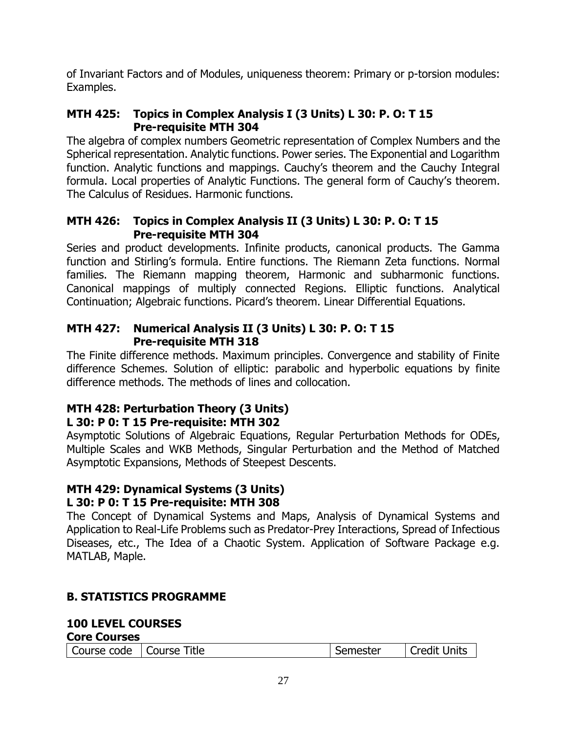of Invariant Factors and of Modules, uniqueness theorem: Primary or p-torsion modules: Examples.

### MTH 425: Topics in Complex Analysis I (3 Units) L 30: P. O: T 15 Pre-requisite MTH 304

The algebra of complex numbers Geometric representation of Complex Numbers and the Spherical representation. Analytic functions. Power series. The Exponential and Logarithm function. Analytic functions and mappings. Cauchy's theorem and the Cauchy Integral formula. Local properties of Analytic Functions. The general form of Cauchy's theorem. The Calculus of Residues. Harmonic functions.

### MTH 426: Topics in Complex Analysis II (3 Units) L 30: P. O: T 15 Pre-requisite MTH 304

Series and product developments. Infinite products, canonical products. The Gamma function and Stirling's formula. Entire functions. The Riemann Zeta functions. Normal families. The Riemann mapping theorem, Harmonic and subharmonic functions. Canonical mappings of multiply connected Regions. Elliptic functions. Analytical Continuation; Algebraic functions. Picard's theorem. Linear Differential Equations.

### MTH 427: Numerical Analysis II (3 Units) L 30: P. O: T 15 Pre-requisite MTH 318

The Finite difference methods. Maximum principles. Convergence and stability of Finite difference Schemes. Solution of elliptic: parabolic and hyperbolic equations by finite difference methods. The methods of lines and collocation.

### MTH 428: Perturbation Theory (3 Units) L 30: P 0: T 15 Pre-requisite: MTH 302

Asymptotic Solutions of Algebraic Equations, Regular Perturbation Methods for ODEs, Multiple Scales and WKB Methods, Singular Perturbation and the Method of Matched Asymptotic Expansions, Methods of Steepest Descents.

### MTH 429: Dynamical Systems (3 Units) L 30: P 0: T 15 Pre-requisite: MTH 308

The Concept of Dynamical Systems and Maps, Analysis of Dynamical Systems and Application to Real-Life Problems such as Predator-Prey Interactions, Spread of Infectious Diseases, etc., The Idea of a Chaotic System. Application of Software Package e.g. MATLAB, Maple.

## B. STATISTICS PROGRAMME

### 100 LEVEL COURSES

**Core Courses**

| Course code | Course Title | Semester | Credit Units |
|---|---|---|---|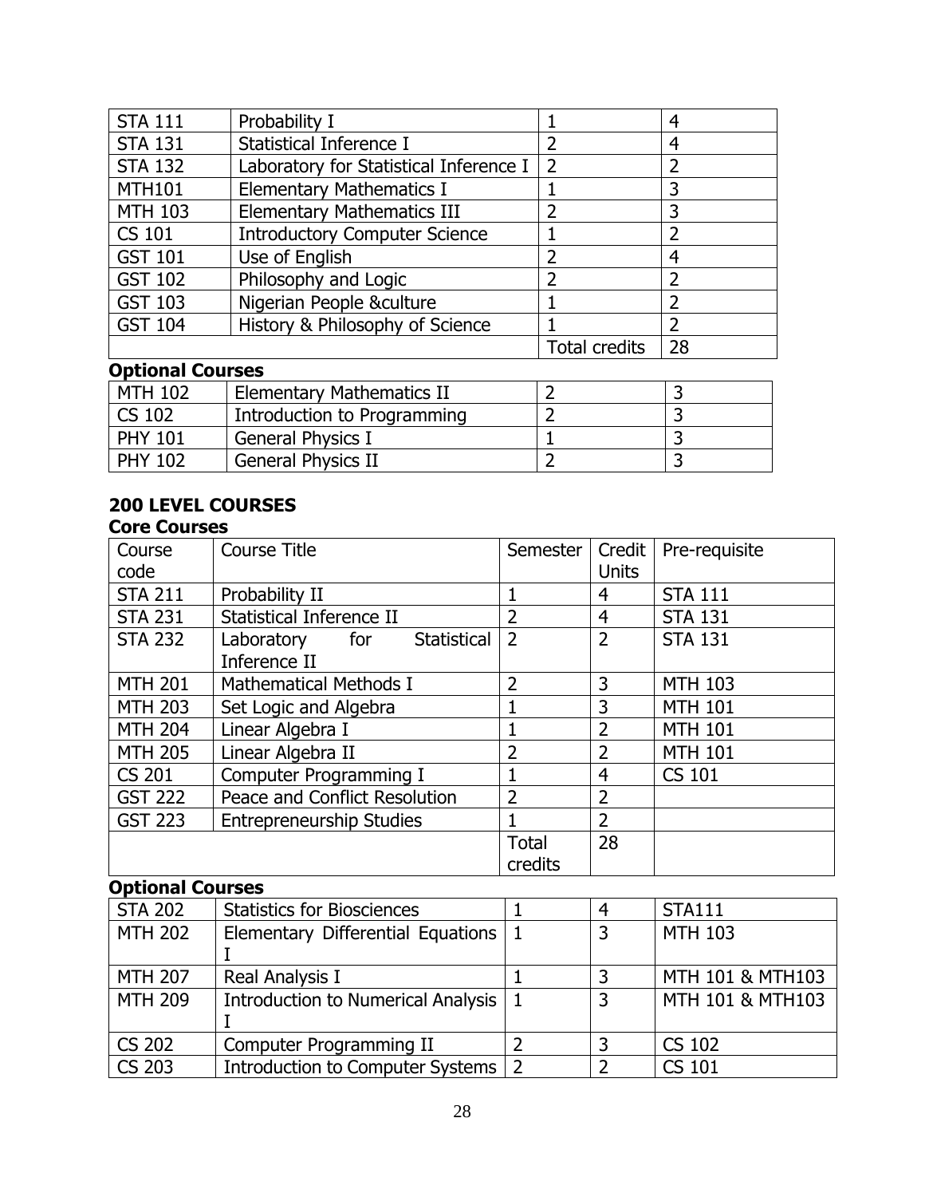| STA 111 | Probability I | 1 | 4 |
|---|---|---|---|
| STA 131 | Statistical Inference I | 2 | 4 |
| STA 132 | Laboratory for Statistical Inference I | 2 | 2 |
| MTH101 | Elementary Mathematics I | 1 | 3 |
| MTH 103 | Elementary Mathematics III | 2 | 3 |
| CS 101 | Introductory Computer Science | 1 | 2 |
| GST 101 | Use of English | 2 | 4 |
| GST 102 | Philosophy and Logic | 2 | 2 |
| GST 103 | Nigerian People &culture | 1 | 2 |
| GST 104 | History & Philosophy of Science | 1 | 2 |
| | | Total credits | 28 |

**Optional Courses**

| MTH 102 | Elementary Mathematics II | 2 | 3 |
|---|---|---|---|
| CS 102 | Introduction to Programming | 2 | 3 |
| PHY 101 | General Physics I | 1 | 3 |
| PHY 102 | General Physics II | 2 | 3 |

## 200 LEVEL COURSES

**Core Courses**

| Course code | Course Title | Semester | Credit Units | Pre-requisite |
|---|---|---|---|---|
| STA 211 | Probability II | 1 | 4 | STA 111 |
| STA 231 | Statistical Inference II | 2 | 4 | STA 131 |
| STA 232 | Laboratory for Statistical Inference II | 2 | 2 | STA 131 |
| MTH 201 | Mathematical Methods I | 2 | 3 | MTH 103 |
| MTH 203 | Set Logic and Algebra | 1 | 3 | MTH 101 |
| MTH 204 | Linear Algebra I | 1 | 2 | MTH 101 |
| MTH 205 | Linear Algebra II | 2 | 2 | MTH 101 |
| CS 201 | Computer Programming I | 1 | 4 | CS 101 |
| GST 222 | Peace and Conflict Resolution | 2 | 2 | |
| GST 223 | Entrepreneurship Studies | 1 | 2 | |
| | | Total credits | 28 | |

**Optional Courses**

| STA 202 | Statistics for Biosciences | 1 | 4 | STA111 |
|---|---|---|---|---|
| MTH 202 | Elementary Differential Equations I | 1 | 3 | MTH 103 |
| MTH 207 | Real Analysis I | 1 | 3 | MTH 101 & MTH103 |
| MTH 209 | Introduction to Numerical Analysis I | 1 | 3 | MTH 101 & MTH103 |
| CS 202 | Computer Programming II | 2 | 3 | CS 102 |
| CS 203 | Introduction to Computer Systems | 2 | 2 | CS 101 |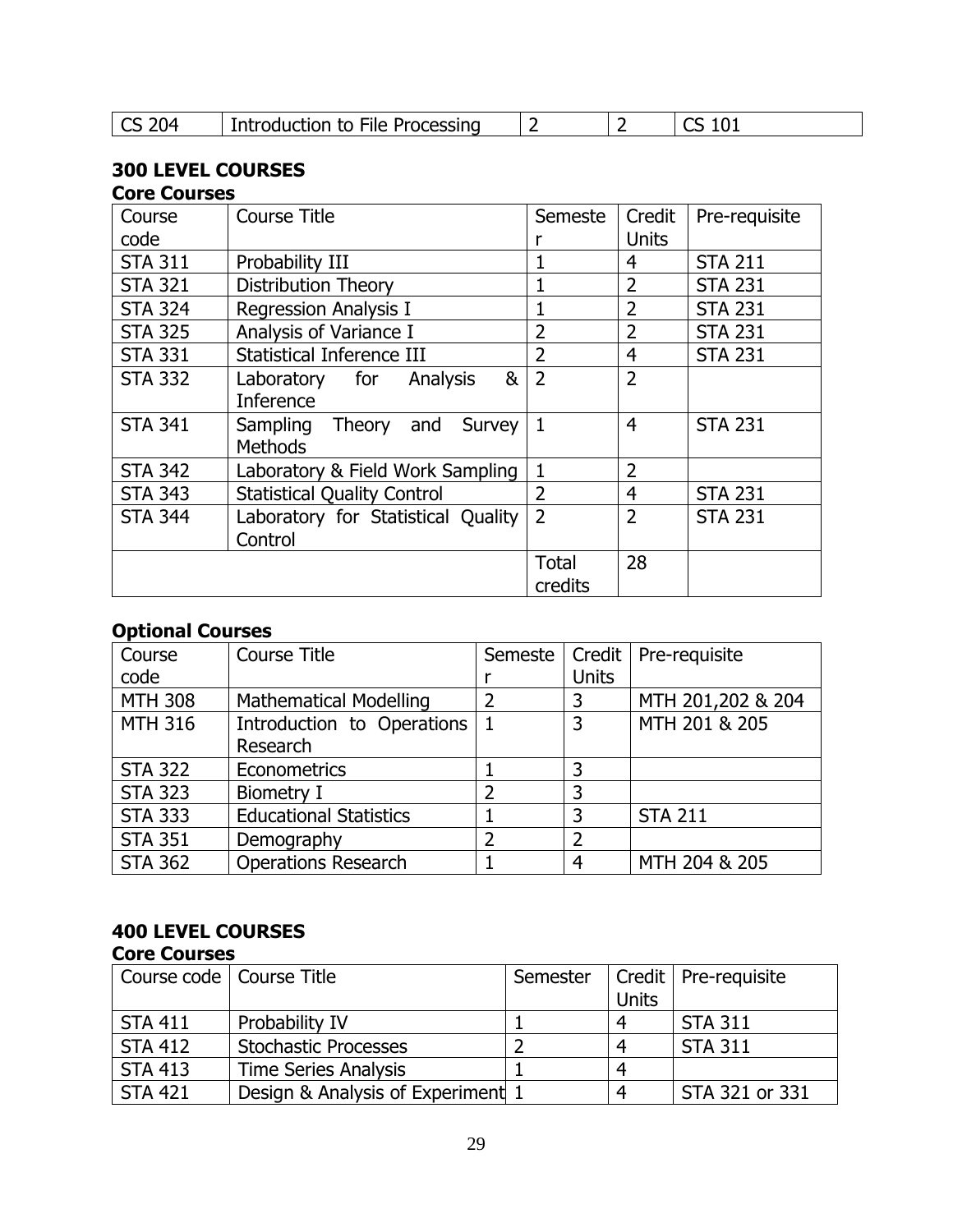| CS 204 | Introduction to File Processing | 2 | 2 | CS 101 |
|---|---|---|---|---|

## 300 LEVEL COURSES

### Core Courses

| Course code | Course Title | Semester | Credit Units | Pre-requisite |
|---|---|---|---|---|
| STA 311 | Probability III | 1 | 4 | STA 211 |
| STA 321 | Distribution Theory | 1 | 2 | STA 231 |
| STA 324 | Regression Analysis I | 1 | 2 | STA 231 |
| STA 325 | Analysis of Variance I | 2 | 2 | STA 231 |
| STA 331 | Statistical Inference III | 2 | 4 | STA 231 |
| STA 332 | Laboratory for Analysis & Inference | 2 | 2 | |
| STA 341 | Sampling Theory and Survey Methods | 1 | 4 | STA 231 |
| STA 342 | Laboratory & Field Work Sampling | 1 | 2 | |
| STA 343 | Statistical Quality Control | 2 | 4 | STA 231 |
| STA 344 | Laboratory for Statistical Quality Control | 2 | 2 | STA 231 |
| | | Total credits | 28 | |

### Optional Courses

| Course code | Course Title | Semester | Credit Units | Pre-requisite |
|---|---|---|---|---|
| MTH 308 | Mathematical Modelling | 2 | 3 | MTH 201,202 & 204 |
| MTH 316 | Introduction to Operations Research | 1 | 3 | MTH 201 & 205 |
| STA 322 | Econometrics | 1 | 3 | |
| STA 323 | Biometry I | 2 | 3 | |
| STA 333 | Educational Statistics | 1 | 3 | STA 211 |
| STA 351 | Demography | 2 | 2 | |
| STA 362 | Operations Research | 1 | 4 | MTH 204 & 205 |

## 400 LEVEL COURSES

### Core Courses

| Course code | Course Title | Semester | Credit Units | Pre-requisite |
|---|---|---|---|---|
| STA 411 | Probability IV | 1 | 4 | STA 311 |
| STA 412 | Stochastic Processes | 2 | 4 | STA 311 |
| STA 413 | Time Series Analysis | 1 | 4 | |
| STA 421 | Design & Analysis of Experiment | 1 | 4 | STA 321 or 331 |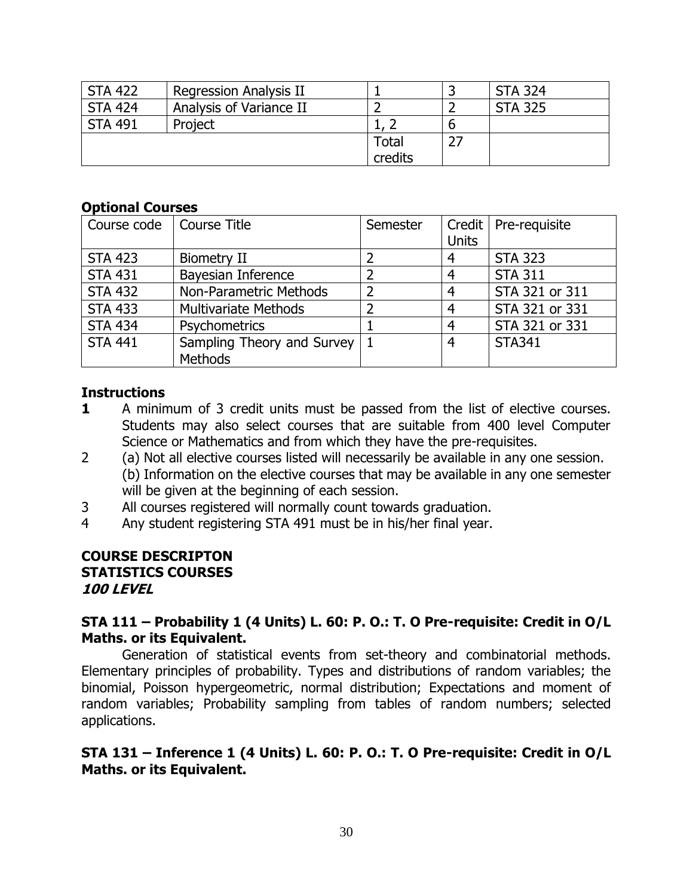| STA 422 | Regression Analysis II | 1 | 3 | STA 324 |
|---|---|---|---|---|
| STA 424 | Analysis of Variance II | 2 | 2 | STA 325 |
| STA 491 | Project | 1, 2 | 6 | |
| | | Total credits | 27 | |

### Optional Courses

| Course code | Course Title | Semester | Credit Units | Pre-requisite |
|---|---|---|---|---|
| STA 423 | Biometry II | 2 | 4 | STA 323 |
| STA 431 | Bayesian Inference | 2 | 4 | STA 311 |
| STA 432 | Non-Parametric Methods | 2 | 4 | STA 321 or 311 |
| STA 433 | Multivariate Methods | 2 | 4 | STA 321 or 331 |
| STA 434 | Psychometrics | 1 | 4 | STA 321 or 331 |
| STA 441 | Sampling Theory and Survey Methods | 1 | 4 | STA341 |

### Instructions

1. A minimum of 3 credit units must be passed from the list of elective courses. Students may also select courses that are suitable from 400 level Computer Science or Mathematics and from which they have the pre-requisites.
2. (a) Not all elective courses listed will necessarily be available in any one session.
   (b) Information on the elective courses that may be available in any one semester will be given at the beginning of each session.
3. All courses registered will normally count towards graduation.
4. Any student registering STA 491 must be in his/her final year.

## COURSE DESCRIPTON
## STATISTICS COURSES
### *100 LEVEL*

**STA 111 – Probability 1 (4 Units) L. 60: P. O.: T. O Pre-requisite: Credit in O/L Maths. or its Equivalent.**

Generation of statistical events from set-theory and combinatorial methods. Elementary principles of probability. Types and distributions of random variables; the binomial, Poisson hypergeometric, normal distribution; Expectations and moment of random variables; Probability sampling from tables of random numbers; selected applications.

**STA 131 – Inference 1 (4 Units) L. 60: P. O.: T. O Pre-requisite: Credit in O/L Maths. or its Equivalent.**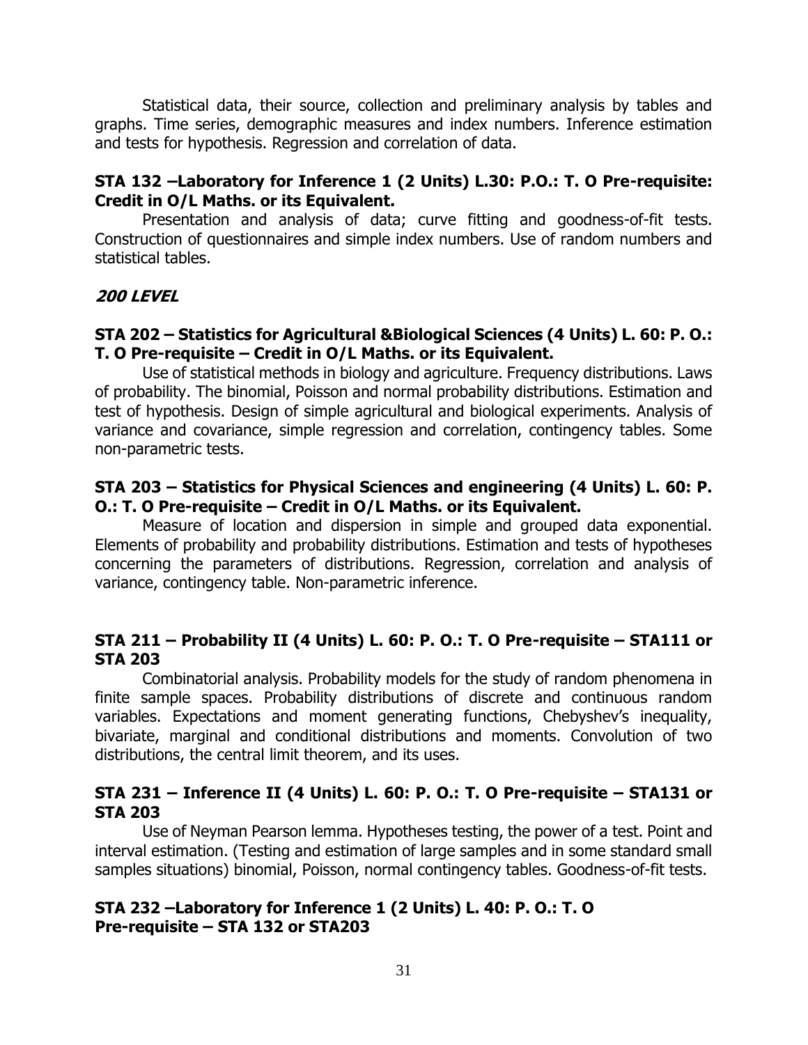Statistical data, their source, collection and preliminary analysis by tables and graphs. Time series, demographic measures and index numbers. Inference estimation and tests for hypothesis. Regression and correlation of data.

**STA 132 –Laboratory for Inference 1 (2 Units) L.30: P.O.: T. O Pre-requisite: Credit in O/L Maths. or its Equivalent.**

Presentation and analysis of data; curve fitting and goodness-of-fit tests. Construction of questionnaires and simple index numbers. Use of random numbers and statistical tables.

***200 LEVEL***

**STA 202 – Statistics for Agricultural &Biological Sciences (4 Units) L. 60: P. O.: T. O Pre-requisite – Credit in O/L Maths. or its Equivalent.**

Use of statistical methods in biology and agriculture. Frequency distributions. Laws of probability. The binomial, Poisson and normal probability distributions. Estimation and test of hypothesis. Design of simple agricultural and biological experiments. Analysis of variance and covariance, simple regression and correlation, contingency tables. Some non-parametric tests.

**STA 203 – Statistics for Physical Sciences and engineering (4 Units) L. 60: P. O.: T. O Pre-requisite – Credit in O/L Maths. or its Equivalent.**

Measure of location and dispersion in simple and grouped data exponential. Elements of probability and probability distributions. Estimation and tests of hypotheses concerning the parameters of distributions. Regression, correlation and analysis of variance, contingency table. Non-parametric inference.

**STA 211 – Probability II (4 Units) L. 60: P. O.: T. O Pre-requisite – STA111 or STA 203**

Combinatorial analysis. Probability models for the study of random phenomena in finite sample spaces. Probability distributions of discrete and continuous random variables. Expectations and moment generating functions, Chebyshev's inequality, bivariate, marginal and conditional distributions and moments. Convolution of two distributions, the central limit theorem, and its uses.

**STA 231 – Inference II (4 Units) L. 60: P. O.: T. O Pre-requisite – STA131 or STA 203**

Use of Neyman Pearson lemma. Hypotheses testing, the power of a test. Point and interval estimation. (Testing and estimation of large samples and in some standard small samples situations) binomial, Poisson, normal contingency tables. Goodness-of-fit tests.

**STA 232 –Laboratory for Inference 1 (2 Units) L. 40: P. O.: T. O Pre-requisite – STA 132 or STA203**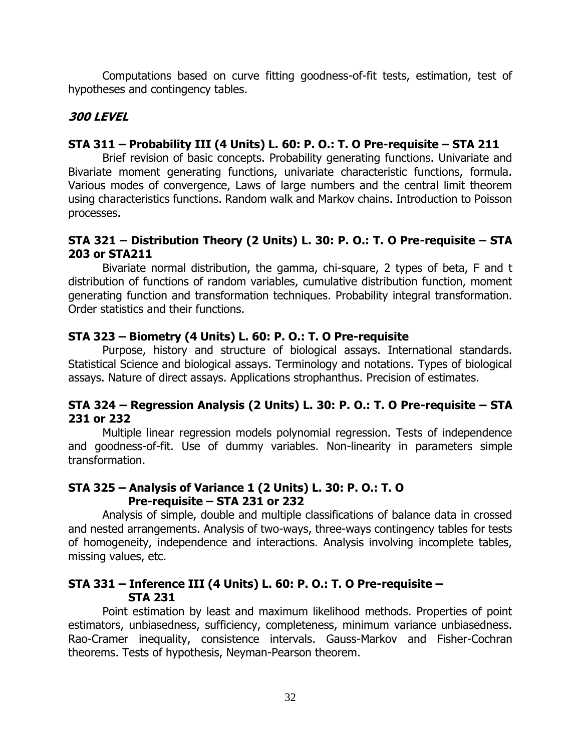Computations based on curve fitting goodness-of-fit tests, estimation, test of hypotheses and contingency tables.

## *300 LEVEL*

### STA 311 – Probability III (4 Units) L. 60: P. O.: T. O Pre-requisite – STA 211

Brief revision of basic concepts. Probability generating functions. Univariate and Bivariate moment generating functions, univariate characteristic functions, formula. Various modes of convergence, Laws of large numbers and the central limit theorem using characteristics functions. Random walk and Markov chains. Introduction to Poisson processes.

### STA 321 – Distribution Theory (2 Units) L. 30: P. O.: T. O Pre-requisite – STA 203 or STA211

Bivariate normal distribution, the gamma, chi-square, 2 types of beta, F and t distribution of functions of random variables, cumulative distribution function, moment generating function and transformation techniques. Probability integral transformation. Order statistics and their functions.

### STA 323 – Biometry (4 Units) L. 60: P. O.: T. O Pre-requisite

Purpose, history and structure of biological assays. International standards. Statistical Science and biological assays. Terminology and notations. Types of biological assays. Nature of direct assays. Applications strophanthus. Precision of estimates.

### STA 324 – Regression Analysis (2 Units) L. 30: P. O.: T. O Pre-requisite – STA 231 or 232

Multiple linear regression models polynomial regression. Tests of independence and goodness-of-fit. Use of dummy variables. Non-linearity in parameters simple transformation.

### STA 325 – Analysis of Variance 1 (2 Units) L. 30: P. O.: T. O Pre-requisite – STA 231 or 232

Analysis of simple, double and multiple classifications of balance data in crossed and nested arrangements. Analysis of two-ways, three-ways contingency tables for tests of homogeneity, independence and interactions. Analysis involving incomplete tables, missing values, etc.

### STA 331 – Inference III (4 Units) L. 60: P. O.: T. O Pre-requisite – STA 231

Point estimation by least and maximum likelihood methods. Properties of point estimators, unbiasedness, sufficiency, completeness, minimum variance unbiasedness. Rao-Cramer inequality, consistence intervals. Gauss-Markov and Fisher-Cochran theorems. Tests of hypothesis, Neyman-Pearson theorem.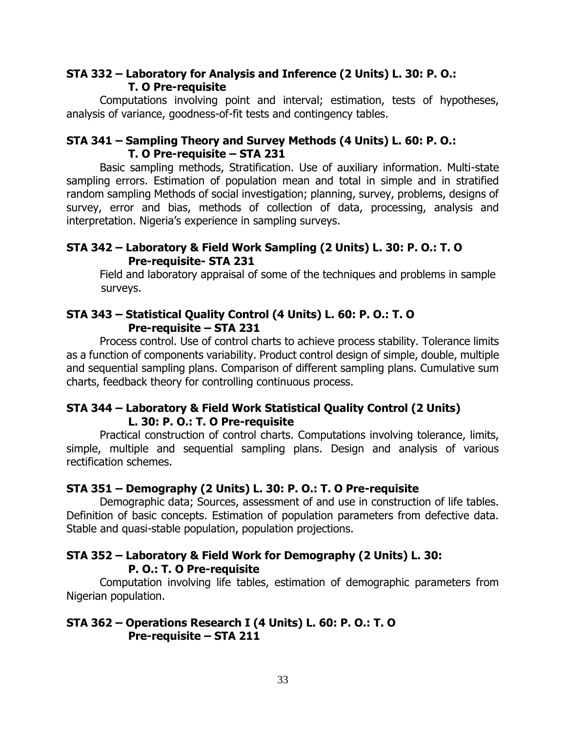### STA 332 – Laboratory for Analysis and Inference (2 Units) L. 30: P. O.: T. O Pre-requisite

Computations involving point and interval; estimation, tests of hypotheses, analysis of variance, goodness-of-fit tests and contingency tables.

### STA 341 – Sampling Theory and Survey Methods (4 Units) L. 60: P. O.: T. O Pre-requisite – STA 231

Basic sampling methods, Stratification. Use of auxiliary information. Multi-state sampling errors. Estimation of population mean and total in simple and in stratified random sampling Methods of social investigation; planning, survey, problems, designs of survey, error and bias, methods of collection of data, processing, analysis and interpretation. Nigeria's experience in sampling surveys.

### STA 342 – Laboratory & Field Work Sampling (2 Units) L. 30: P. O.: T. O Pre-requisite- STA 231

Field and laboratory appraisal of some of the techniques and problems in sample surveys.

### STA 343 – Statistical Quality Control (4 Units) L. 60: P. O.: T. O Pre-requisite – STA 231

Process control. Use of control charts to achieve process stability. Tolerance limits as a function of components variability. Product control design of simple, double, multiple and sequential sampling plans. Comparison of different sampling plans. Cumulative sum charts, feedback theory for controlling continuous process.

### STA 344 – Laboratory & Field Work Statistical Quality Control (2 Units) L. 30: P. O.: T. O Pre-requisite

Practical construction of control charts. Computations involving tolerance, limits, simple, multiple and sequential sampling plans. Design and analysis of various rectification schemes.

### STA 351 – Demography (2 Units) L. 30: P. O.: T. O Pre-requisite

Demographic data; Sources, assessment of and use in construction of life tables. Definition of basic concepts. Estimation of population parameters from defective data. Stable and quasi-stable population, population projections.

### STA 352 – Laboratory & Field Work for Demography (2 Units) L. 30: P. O.: T. O Pre-requisite

Computation involving life tables, estimation of demographic parameters from Nigerian population.

### STA 362 – Operations Research I (4 Units) L. 60: P. O.: T. O Pre-requisite – STA 211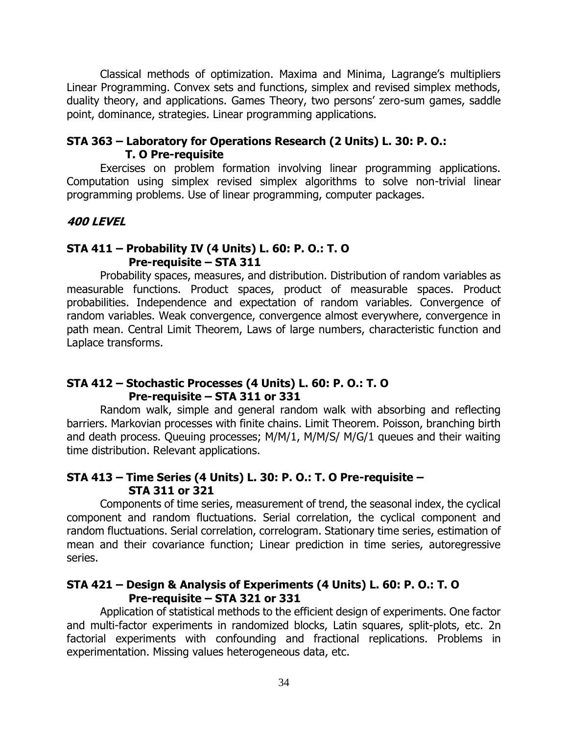Classical methods of optimization. Maxima and Minima, Lagrange's multipliers Linear Programming. Convex sets and functions, simplex and revised simplex methods, duality theory, and applications. Games Theory, two persons' zero-sum games, saddle point, dominance, strategies. Linear programming applications.

### STA 363 – Laboratory for Operations Research (2 Units) L. 30: P. O.: T. O Pre-requisite

Exercises on problem formation involving linear programming applications. Computation using simplex revised simplex algorithms to solve non-trivial linear programming problems. Use of linear programming, computer packages.

## *400 LEVEL*

### STA 411 – Probability IV (4 Units) L. 60: P. O.: T. O Pre-requisite – STA 311

Probability spaces, measures, and distribution. Distribution of random variables as measurable functions. Product spaces, product of measurable spaces. Product probabilities. Independence and expectation of random variables. Convergence of random variables. Weak convergence, convergence almost everywhere, convergence in path mean. Central Limit Theorem, Laws of large numbers, characteristic function and Laplace transforms.

### STA 412 – Stochastic Processes (4 Units) L. 60: P. O.: T. O Pre-requisite – STA 311 or 331

Random walk, simple and general random walk with absorbing and reflecting barriers. Markovian processes with finite chains. Limit Theorem. Poisson, branching birth and death process. Queuing processes; M/M/1, M/M/S/ M/G/1 queues and their waiting time distribution. Relevant applications.

### STA 413 – Time Series (4 Units) L. 30: P. O.: T. O Pre-requisite – STA 311 or 321

Components of time series, measurement of trend, the seasonal index, the cyclical component and random fluctuations. Serial correlation, the cyclical component and random fluctuations. Serial correlation, correlogram. Stationary time series, estimation of mean and their covariance function; Linear prediction in time series, autoregressive series.

### STA 421 – Design & Analysis of Experiments (4 Units) L. 60: P. O.: T. O Pre-requisite – STA 321 or 331

Application of statistical methods to the efficient design of experiments. One factor and multi-factor experiments in randomized blocks, Latin squares, split-plots, etc. 2n factorial experiments with confounding and fractional replications. Problems in experimentation. Missing values heterogeneous data, etc.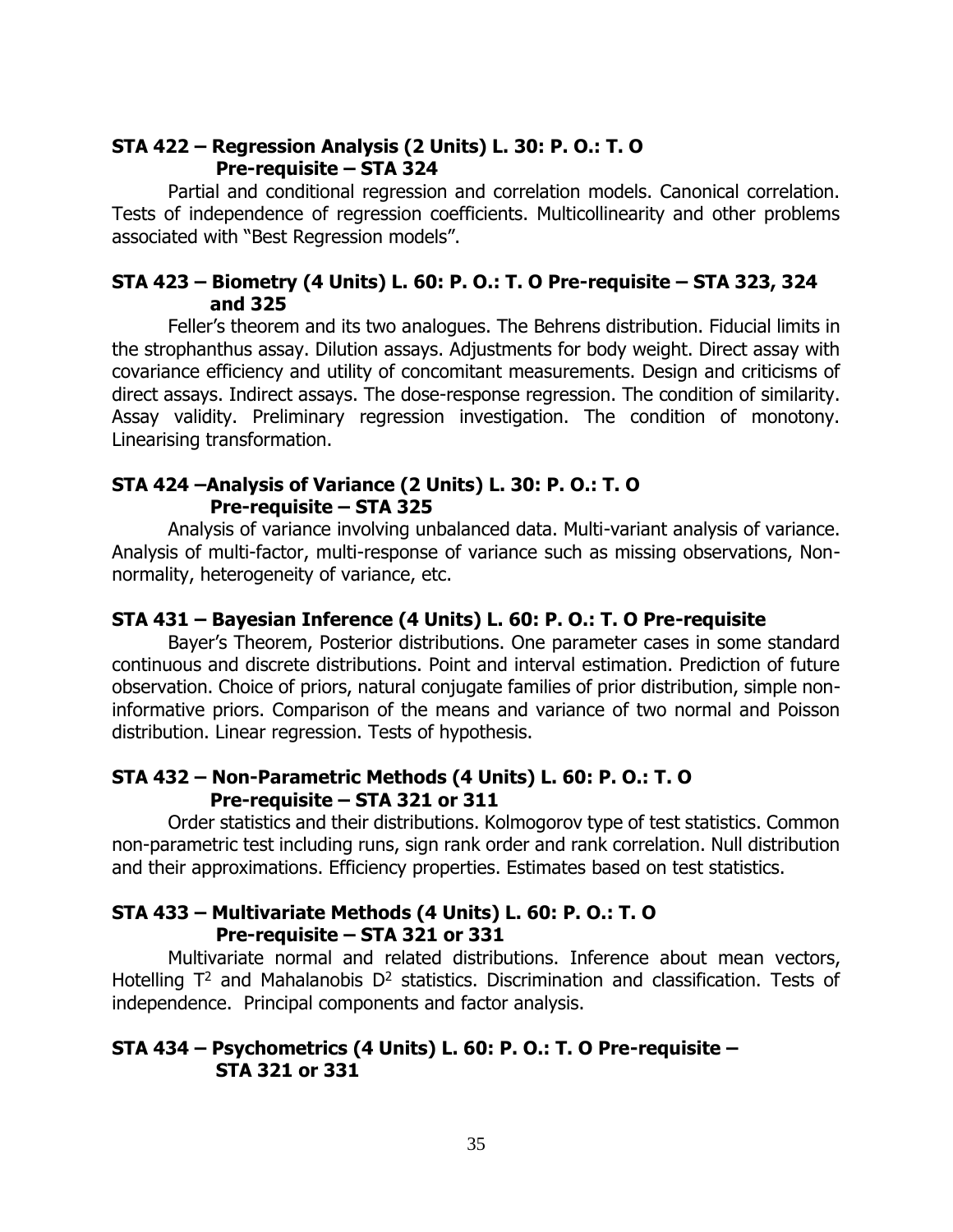**STA 422 – Regression Analysis (2 Units) L. 30: P. O.: T. O**
**Pre-requisite – STA 324**

Partial and conditional regression and correlation models. Canonical correlation. Tests of independence of regression coefficients. Multicollinearity and other problems associated with "Best Regression models".

**STA 423 – Biometry (4 Units) L. 60: P. O.: T. O Pre-requisite – STA 323, 324 and 325**

Feller's theorem and its two analogues. The Behrens distribution. Fiducial limits in the strophanthus assay. Dilution assays. Adjustments for body weight. Direct assay with covariance efficiency and utility of concomitant measurements. Design and criticisms of direct assays. Indirect assays. The dose-response regression. The condition of similarity. Assay validity. Preliminary regression investigation. The condition of monotony. Linearising transformation.

**STA 424 –Analysis of Variance (2 Units) L. 30: P. O.: T. O**
**Pre-requisite – STA 325**

Analysis of variance involving unbalanced data. Multi-variant analysis of variance. Analysis of multi-factor, multi-response of variance such as missing observations, Non-normality, heterogeneity of variance, etc.

**STA 431 – Bayesian Inference (4 Units) L. 60: P. O.: T. O Pre-requisite**

Bayer's Theorem, Posterior distributions. One parameter cases in some standard continuous and discrete distributions. Point and interval estimation. Prediction of future observation. Choice of priors, natural conjugate families of prior distribution, simple non-informative priors. Comparison of the means and variance of two normal and Poisson distribution. Linear regression. Tests of hypothesis.

**STA 432 – Non-Parametric Methods (4 Units) L. 60: P. O.: T. O**
**Pre-requisite – STA 321 or 311**

Order statistics and their distributions. Kolmogorov type of test statistics. Common non-parametric test including runs, sign rank order and rank correlation. Null distribution and their approximations. Efficiency properties. Estimates based on test statistics.

**STA 433 – Multivariate Methods (4 Units) L. 60: P. O.: T. O**
**Pre-requisite – STA 321 or 331**

Multivariate normal and related distributions. Inference about mean vectors, Hotelling $T^2$ and Mahalanobis $D^2$ statistics. Discrimination and classification. Tests of independence. Principal components and factor analysis.

**STA 434 – Psychometrics (4 Units) L. 60: P. O.: T. O Pre-requisite – STA 321 or 331**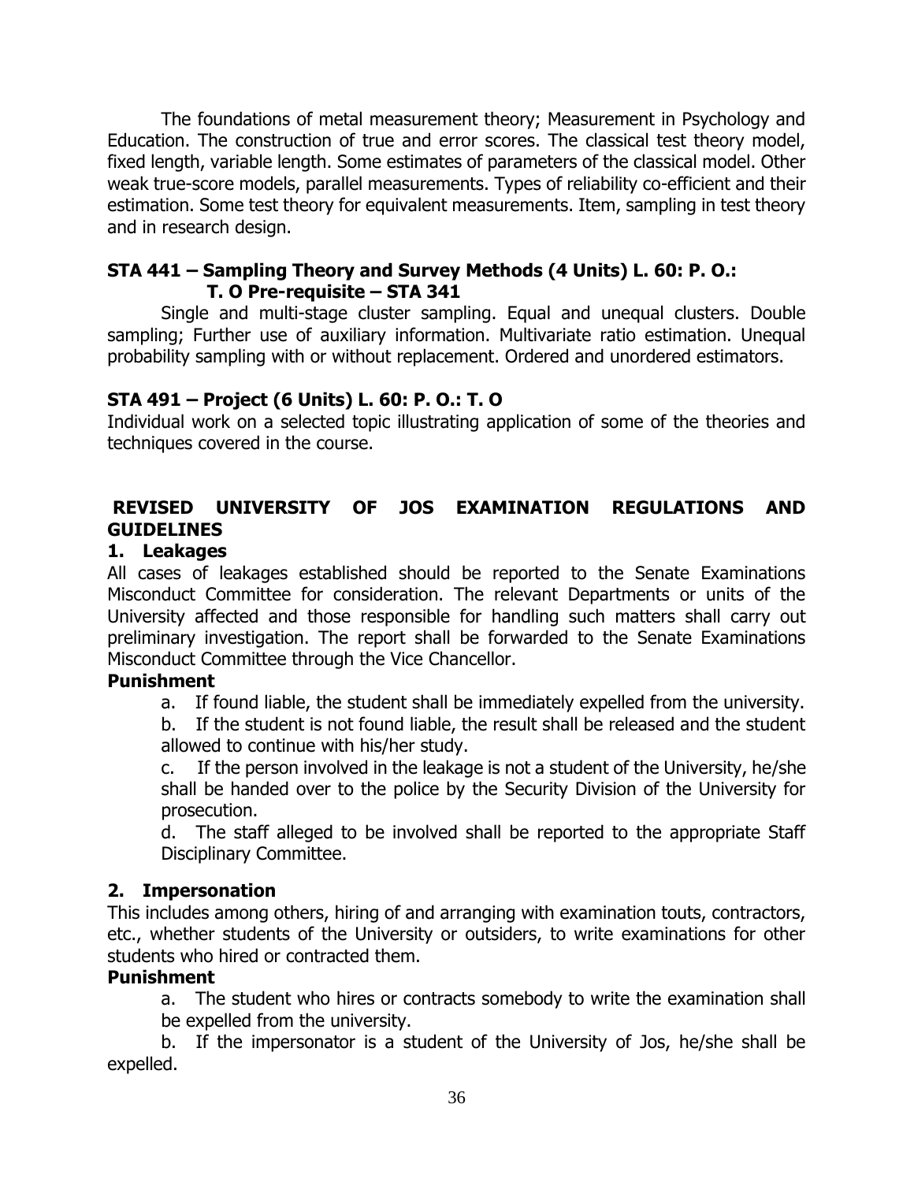The foundations of metal measurement theory; Measurement in Psychology and Education. The construction of true and error scores. The classical test theory model, fixed length, variable length. Some estimates of parameters of the classical model. Other weak true-score models, parallel measurements. Types of reliability co-efficient and their estimation. Some test theory for equivalent measurements. Item, sampling in test theory and in research design.

### STA 441 – Sampling Theory and Survey Methods (4 Units) L. 60: P. O.: T. O Pre-requisite – STA 341

Single and multi-stage cluster sampling. Equal and unequal clusters. Double sampling; Further use of auxiliary information. Multivariate ratio estimation. Unequal probability sampling with or without replacement. Ordered and unordered estimators.

### STA 491 – Project (6 Units) L. 60: P. O.: T. O

Individual work on a selected topic illustrating application of some of the theories and techniques covered in the course.

## REVISED UNIVERSITY OF JOS EXAMINATION REGULATIONS AND GUIDELINES

### 1. Leakages

All cases of leakages established should be reported to the Senate Examinations Misconduct Committee for consideration. The relevant Departments or units of the University affected and those responsible for handling such matters shall carry out preliminary investigation. The report shall be forwarded to the Senate Examinations Misconduct Committee through the Vice Chancellor.

**Punishment**

a. If found liable, the student shall be immediately expelled from the university.

b. If the student is not found liable, the result shall be released and the student allowed to continue with his/her study.

c. If the person involved in the leakage is not a student of the University, he/she shall be handed over to the police by the Security Division of the University for prosecution.

d. The staff alleged to be involved shall be reported to the appropriate Staff Disciplinary Committee.

### 2. Impersonation

This includes among others, hiring of and arranging with examination touts, contractors, etc., whether students of the University or outsiders, to write examinations for other students who hired or contracted them.

**Punishment**

a. The student who hires or contracts somebody to write the examination shall be expelled from the university.

b. If the impersonator is a student of the University of Jos, he/she shall be expelled.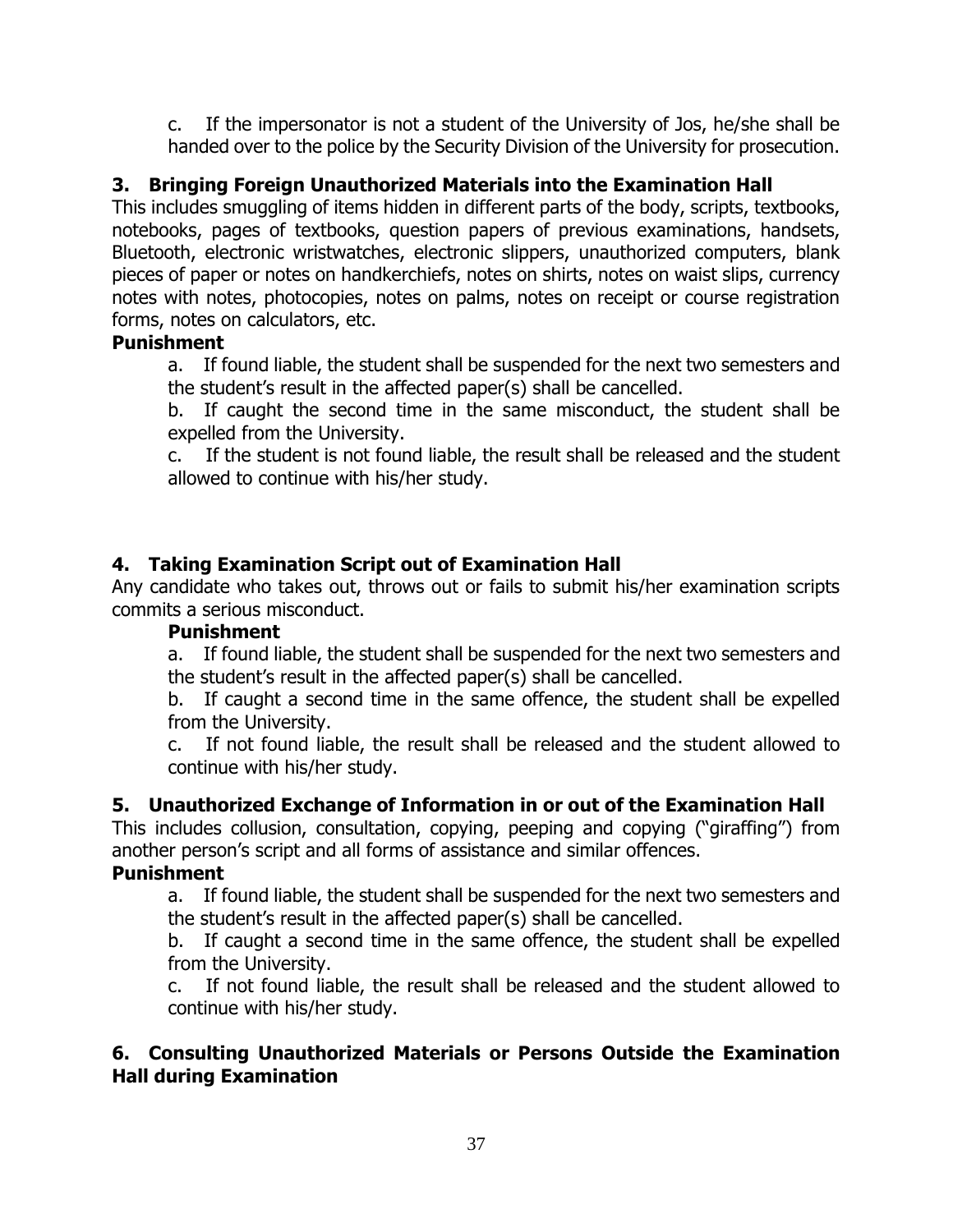c. If the impersonator is not a student of the University of Jos, he/she shall be handed over to the police by the Security Division of the University for prosecution.

### 3. Bringing Foreign Unauthorized Materials into the Examination Hall

This includes smuggling of items hidden in different parts of the body, scripts, textbooks, notebooks, pages of textbooks, question papers of previous examinations, handsets, Bluetooth, electronic wristwatches, electronic slippers, unauthorized computers, blank pieces of paper or notes on handkerchiefs, notes on shirts, notes on waist slips, currency notes with notes, photocopies, notes on palms, notes on receipt or course registration forms, notes on calculators, etc.

**Punishment**

a. If found liable, the student shall be suspended for the next two semesters and the student's result in the affected paper(s) shall be cancelled.

b. If caught the second time in the same misconduct, the student shall be expelled from the University.

c. If the student is not found liable, the result shall be released and the student allowed to continue with his/her study.

### 4. Taking Examination Script out of Examination Hall

Any candidate who takes out, throws out or fails to submit his/her examination scripts commits a serious misconduct.

**Punishment**

a. If found liable, the student shall be suspended for the next two semesters and the student's result in the affected paper(s) shall be cancelled.

b. If caught a second time in the same offence, the student shall be expelled from the University.

c. If not found liable, the result shall be released and the student allowed to continue with his/her study.

### 5. Unauthorized Exchange of Information in or out of the Examination Hall

This includes collusion, consultation, copying, peeping and copying ("giraffing") from another person's script and all forms of assistance and similar offences.

**Punishment**

a. If found liable, the student shall be suspended for the next two semesters and the student's result in the affected paper(s) shall be cancelled.

b. If caught a second time in the same offence, the student shall be expelled from the University.

c. If not found liable, the result shall be released and the student allowed to continue with his/her study.

### 6. Consulting Unauthorized Materials or Persons Outside the Examination Hall during Examination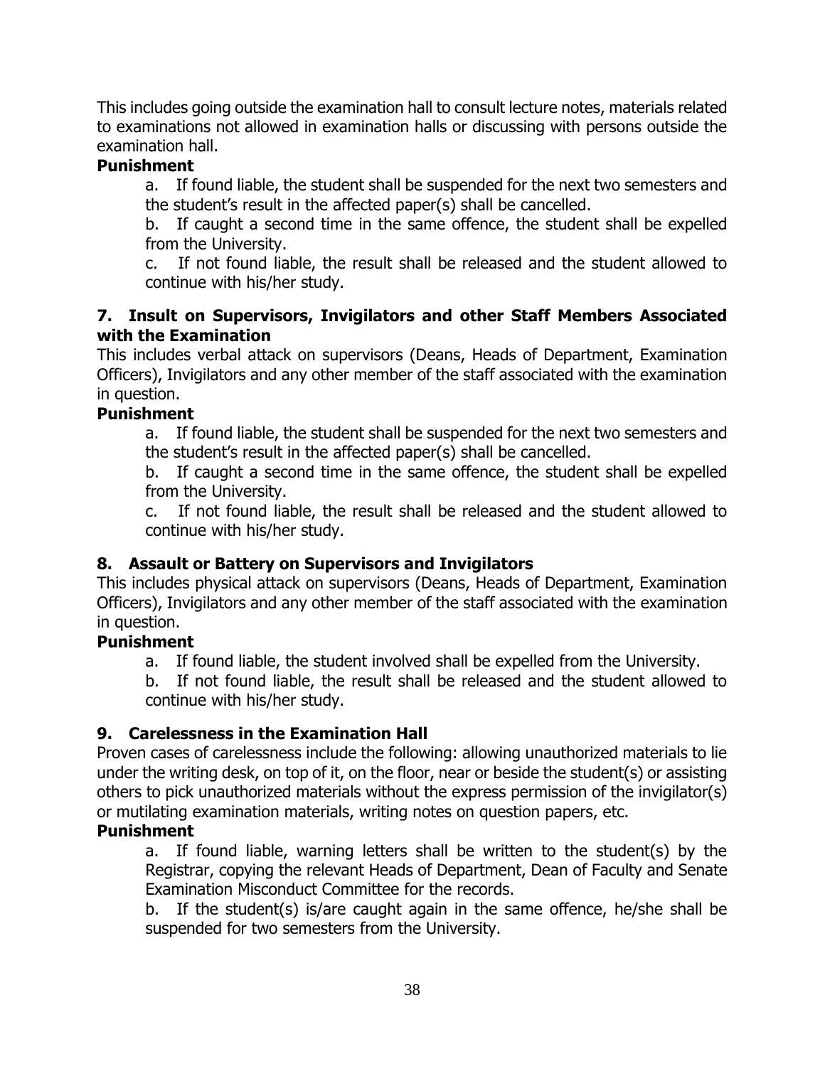This includes going outside the examination hall to consult lecture notes, materials related to examinations not allowed in examination halls or discussing with persons outside the examination hall.

**Punishment**

a. If found liable, the student shall be suspended for the next two semesters and the student's result in the affected paper(s) shall be cancelled.

b. If caught a second time in the same offence, the student shall be expelled from the University.

c. If not found liable, the result shall be released and the student allowed to continue with his/her study.

### 7. Insult on Supervisors, Invigilators and other Staff Members Associated with the Examination

This includes verbal attack on supervisors (Deans, Heads of Department, Examination Officers), Invigilators and any other member of the staff associated with the examination in question.

**Punishment**

a. If found liable, the student shall be suspended for the next two semesters and the student's result in the affected paper(s) shall be cancelled.

b. If caught a second time in the same offence, the student shall be expelled from the University.

c. If not found liable, the result shall be released and the student allowed to continue with his/her study.

### 8. Assault or Battery on Supervisors and Invigilators

This includes physical attack on supervisors (Deans, Heads of Department, Examination Officers), Invigilators and any other member of the staff associated with the examination in question.

**Punishment**

a. If found liable, the student involved shall be expelled from the University.

b. If not found liable, the result shall be released and the student allowed to continue with his/her study.

### 9. Carelessness in the Examination Hall

Proven cases of carelessness include the following: allowing unauthorized materials to lie under the writing desk, on top of it, on the floor, near or beside the student(s) or assisting others to pick unauthorized materials without the express permission of the invigilator(s) or mutilating examination materials, writing notes on question papers, etc.

**Punishment**

a. If found liable, warning letters shall be written to the student(s) by the Registrar, copying the relevant Heads of Department, Dean of Faculty and Senate Examination Misconduct Committee for the records.

b. If the student(s) is/are caught again in the same offence, he/she shall be suspended for two semesters from the University.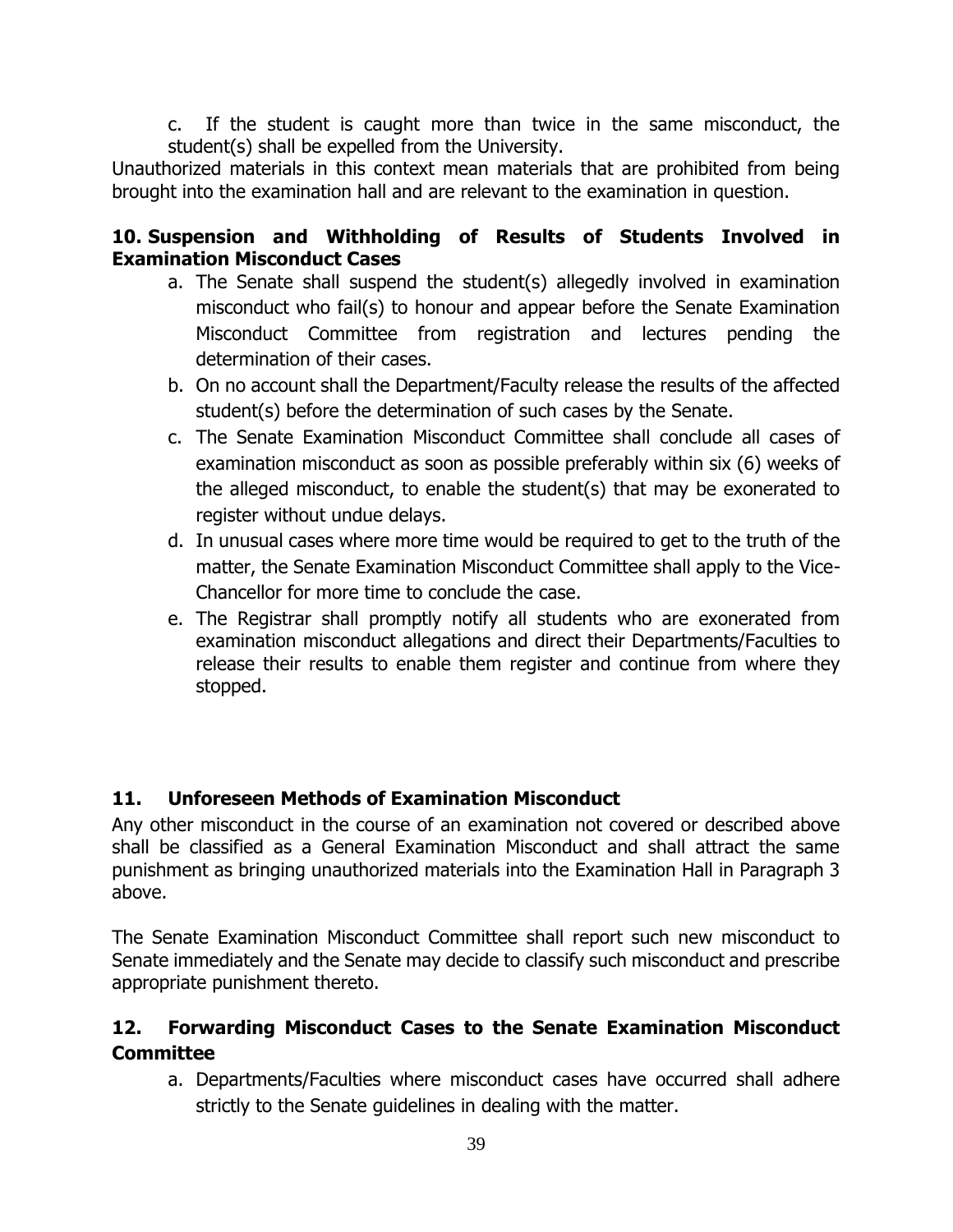c. If the student is caught more than twice in the same misconduct, the student(s) shall be expelled from the University.

Unauthorized materials in this context mean materials that are prohibited from being brought into the examination hall and are relevant to the examination in question.

## 10. Suspension and Withholding of Results of Students Involved in Examination Misconduct Cases

a. The Senate shall suspend the student(s) allegedly involved in examination misconduct who fail(s) to honour and appear before the Senate Examination Misconduct Committee from registration and lectures pending the determination of their cases.
b. On no account shall the Department/Faculty release the results of the affected student(s) before the determination of such cases by the Senate.
c. The Senate Examination Misconduct Committee shall conclude all cases of examination misconduct as soon as possible preferably within six (6) weeks of the alleged misconduct, to enable the student(s) that may be exonerated to register without undue delays.
d. In unusual cases where more time would be required to get to the truth of the matter, the Senate Examination Misconduct Committee shall apply to the Vice-Chancellor for more time to conclude the case.
e. The Registrar shall promptly notify all students who are exonerated from examination misconduct allegations and direct their Departments/Faculties to release their results to enable them register and continue from where they stopped.

## 11. Unforeseen Methods of Examination Misconduct

Any other misconduct in the course of an examination not covered or described above shall be classified as a General Examination Misconduct and shall attract the same punishment as bringing unauthorized materials into the Examination Hall in Paragraph 3 above.

The Senate Examination Misconduct Committee shall report such new misconduct to Senate immediately and the Senate may decide to classify such misconduct and prescribe appropriate punishment thereto.

## 12. Forwarding Misconduct Cases to the Senate Examination Misconduct Committee

a. Departments/Faculties where misconduct cases have occurred shall adhere strictly to the Senate guidelines in dealing with the matter.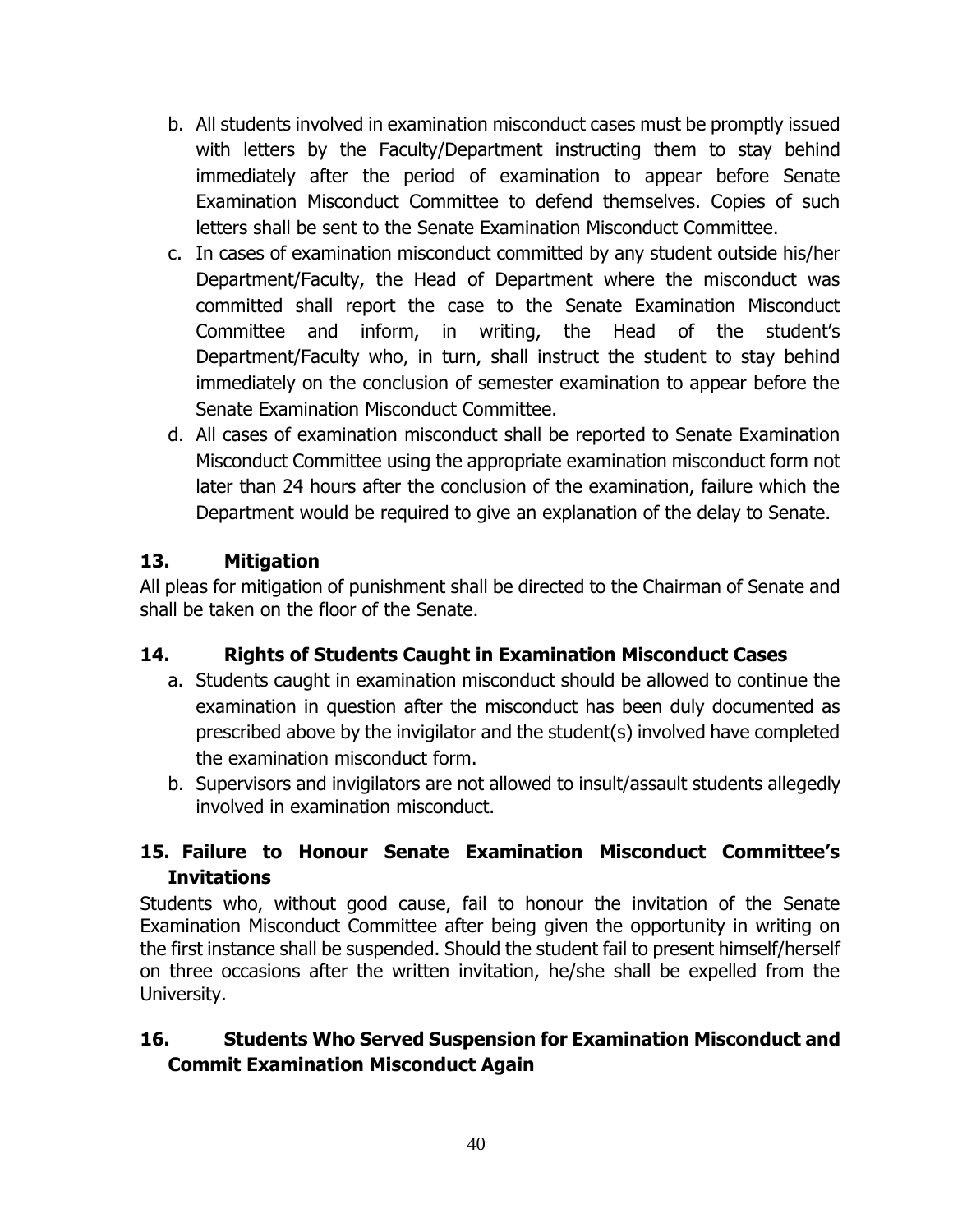b. All students involved in examination misconduct cases must be promptly issued with letters by the Faculty/Department instructing them to stay behind immediately after the period of examination to appear before Senate Examination Misconduct Committee to defend themselves. Copies of such letters shall be sent to the Senate Examination Misconduct Committee.
c. In cases of examination misconduct committed by any student outside his/her Department/Faculty, the Head of Department where the misconduct was committed shall report the case to the Senate Examination Misconduct Committee and inform, in writing, the Head of the student's Department/Faculty who, in turn, shall instruct the student to stay behind immediately on the conclusion of semester examination to appear before the Senate Examination Misconduct Committee.
d. All cases of examination misconduct shall be reported to Senate Examination Misconduct Committee using the appropriate examination misconduct form not later than 24 hours after the conclusion of the examination, failure which the Department would be required to give an explanation of the delay to Senate.

## 13. Mitigation

All pleas for mitigation of punishment shall be directed to the Chairman of Senate and shall be taken on the floor of the Senate.

## 14. Rights of Students Caught in Examination Misconduct Cases

a. Students caught in examination misconduct should be allowed to continue the examination in question after the misconduct has been duly documented as prescribed above by the invigilator and the student(s) involved have completed the examination misconduct form.
b. Supervisors and invigilators are not allowed to insult/assault students allegedly involved in examination misconduct.

## 15. Failure to Honour Senate Examination Misconduct Committee's Invitations

Students who, without good cause, fail to honour the invitation of the Senate Examination Misconduct Committee after being given the opportunity in writing on the first instance shall be suspended. Should the student fail to present himself/herself on three occasions after the written invitation, he/she shall be expelled from the University.

## 16. Students Who Served Suspension for Examination Misconduct and Commit Examination Misconduct Again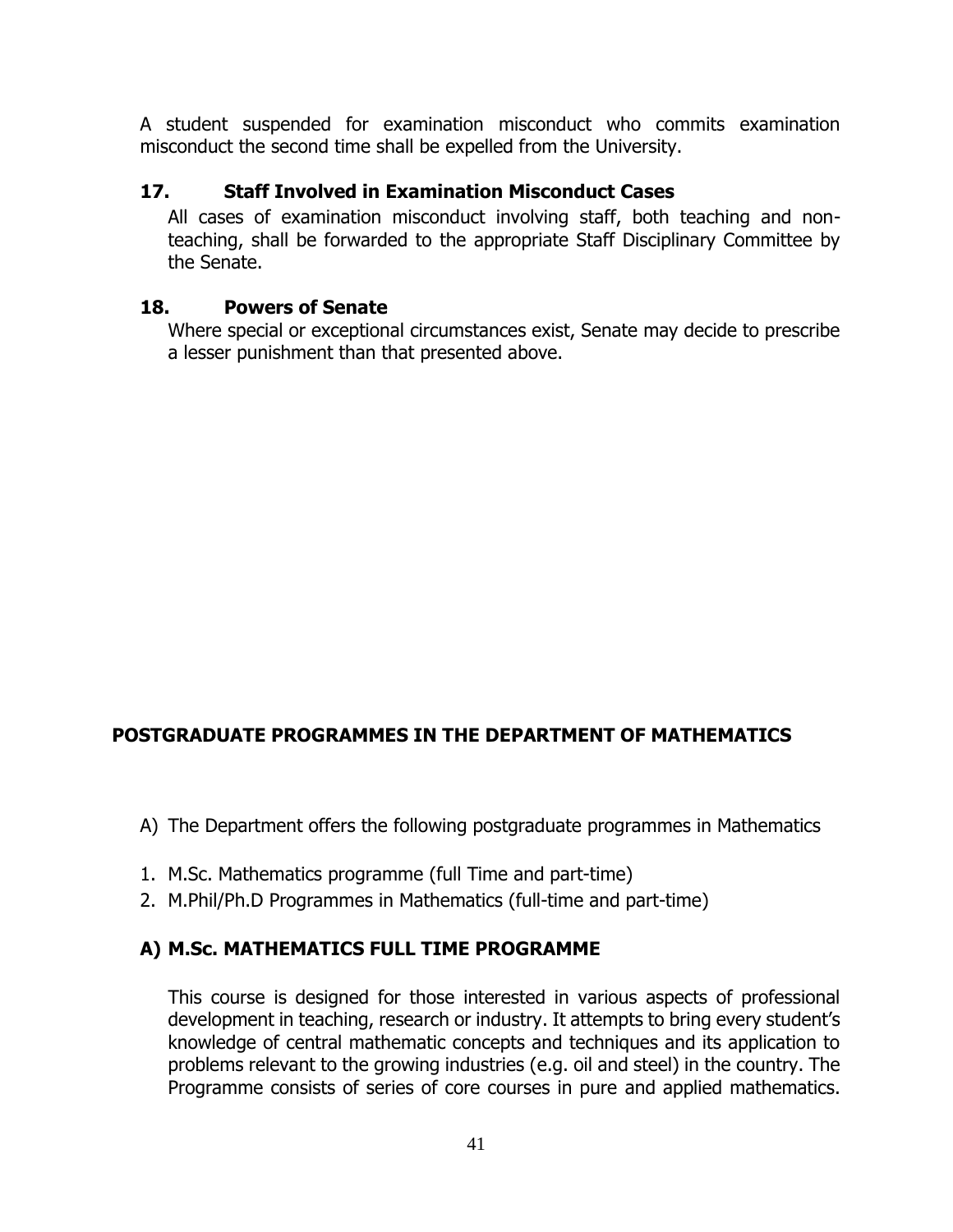A student suspended for examination misconduct who commits examination misconduct the second time shall be expelled from the University.

### 17. Staff Involved in Examination Misconduct Cases

All cases of examination misconduct involving staff, both teaching and non-teaching, shall be forwarded to the appropriate Staff Disciplinary Committee by the Senate.

### 18. Powers of Senate

Where special or exceptional circumstances exist, Senate may decide to prescribe a lesser punishment than that presented above.

## POSTGRADUATE PROGRAMMES IN THE DEPARTMENT OF MATHEMATICS

A) The Department offers the following postgraduate programmes in Mathematics

1. M.Sc. Mathematics programme (full Time and part-time)
2. M.Phil/Ph.D Programmes in Mathematics (full-time and part-time)

### A) M.Sc. MATHEMATICS FULL TIME PROGRAMME

This course is designed for those interested in various aspects of professional development in teaching, research or industry. It attempts to bring every student's knowledge of central mathematic concepts and techniques and its application to problems relevant to the growing industries (e.g. oil and steel) in the country. The Programme consists of series of core courses in pure and applied mathematics.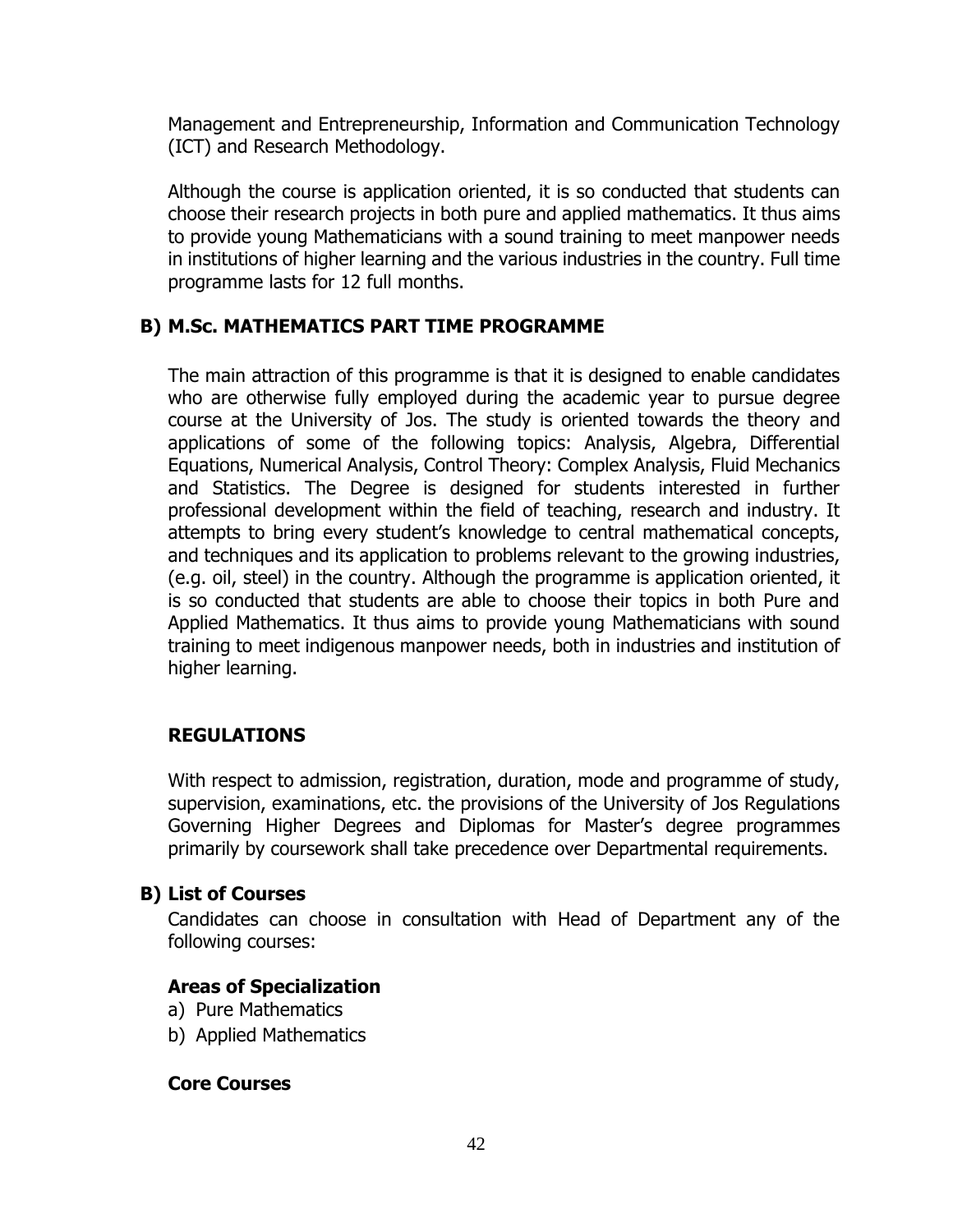Management and Entrepreneurship, Information and Communication Technology (ICT) and Research Methodology.

Although the course is application oriented, it is so conducted that students can choose their research projects in both pure and applied mathematics. It thus aims to provide young Mathematicians with a sound training to meet manpower needs in institutions of higher learning and the various industries in the country. Full time programme lasts for 12 full months.

## B) M.Sc. MATHEMATICS PART TIME PROGRAMME

The main attraction of this programme is that it is designed to enable candidates who are otherwise fully employed during the academic year to pursue degree course at the University of Jos. The study is oriented towards the theory and applications of some of the following topics: Analysis, Algebra, Differential Equations, Numerical Analysis, Control Theory: Complex Analysis, Fluid Mechanics and Statistics. The Degree is designed for students interested in further professional development within the field of teaching, research and industry. It attempts to bring every student's knowledge to central mathematical concepts, and techniques and its application to problems relevant to the growing industries, (e.g. oil, steel) in the country. Although the programme is application oriented, it is so conducted that students are able to choose their topics in both Pure and Applied Mathematics. It thus aims to provide young Mathematicians with sound training to meet indigenous manpower needs, both in industries and institution of higher learning.

### REGULATIONS

With respect to admission, registration, duration, mode and programme of study, supervision, examinations, etc. the provisions of the University of Jos Regulations Governing Higher Degrees and Diplomas for Master's degree programmes primarily by coursework shall take precedence over Departmental requirements.

## B) List of Courses

Candidates can choose in consultation with Head of Department any of the following courses:

### Areas of Specialization

a) Pure Mathematics
b) Applied Mathematics

### Core Courses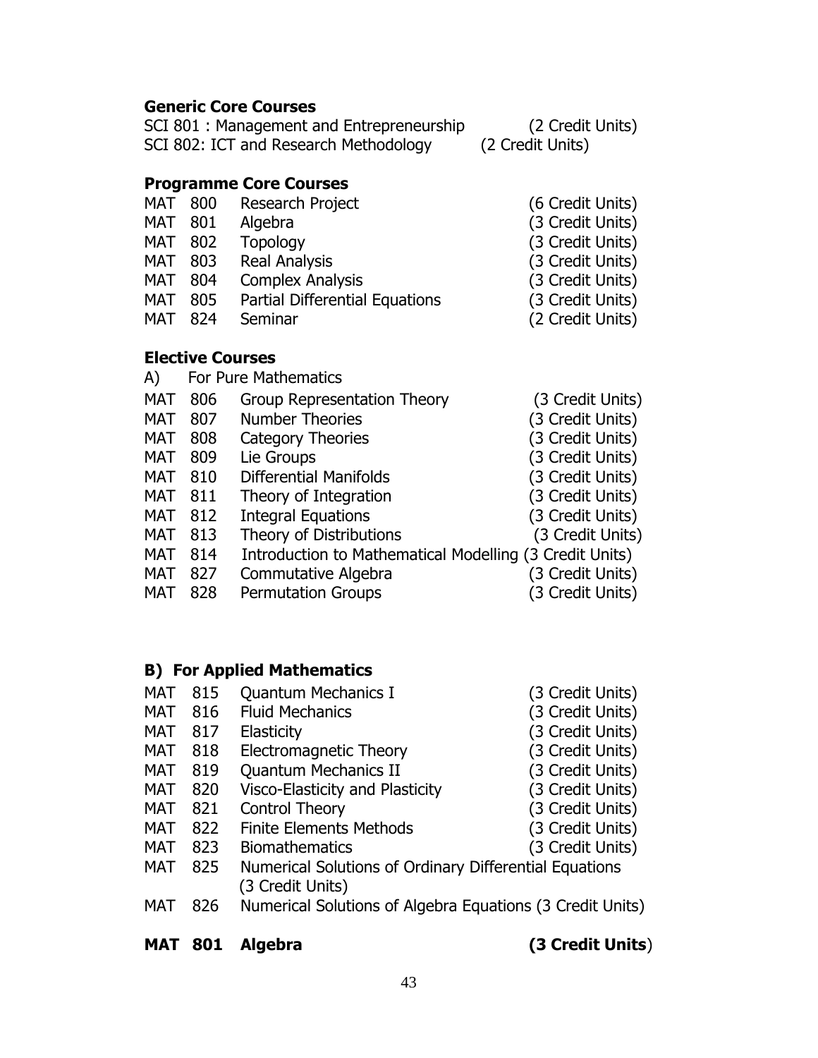**Generic Core Courses**

SCI 801 : Management and Entrepreneurship (2 Credit Units)
SCI 802: ICT and Research Methodology (2 Credit Units)

**Programme Core Courses**

| | | | |
|---|---|---|---|
| MAT | 800 | Research Project | (6 Credit Units) |
| MAT | 801 | Algebra | (3 Credit Units) |
| MAT | 802 | Topology | (3 Credit Units) |
| MAT | 803 | Real Analysis | (3 Credit Units) |
| MAT | 804 | Complex Analysis | (3 Credit Units) |
| MAT | 805 | Partial Differential Equations | (3 Credit Units) |
| MAT | 824 | Seminar | (2 Credit Units) |

**Elective Courses**

A) For Pure Mathematics

| | | | |
|---|---|---|---|
| MAT | 806 | Group Representation Theory | (3 Credit Units) |
| MAT | 807 | Number Theories | (3 Credit Units) |
| MAT | 808 | Category Theories | (3 Credit Units) |
| MAT | 809 | Lie Groups | (3 Credit Units) |
| MAT | 810 | Differential Manifolds | (3 Credit Units) |
| MAT | 811 | Theory of Integration | (3 Credit Units) |
| MAT | 812 | Integral Equations | (3 Credit Units) |
| MAT | 813 | Theory of Distributions | (3 Credit Units) |
| MAT | 814 | Introduction to Mathematical Modelling | (3 Credit Units) |
| MAT | 827 | Commutative Algebra | (3 Credit Units) |
| MAT | 828 | Permutation Groups | (3 Credit Units) |

**B) For Applied Mathematics**

| | | | |
|---|---|---|---|
| MAT | 815 | Quantum Mechanics I | (3 Credit Units) |
| MAT | 816 | Fluid Mechanics | (3 Credit Units) |
| MAT | 817 | Elasticity | (3 Credit Units) |
| MAT | 818 | Electromagnetic Theory | (3 Credit Units) |
| MAT | 819 | Quantum Mechanics II | (3 Credit Units) |
| MAT | 820 | Visco-Elasticity and Plasticity | (3 Credit Units) |
| MAT | 821 | Control Theory | (3 Credit Units) |
| MAT | 822 | Finite Elements Methods | (3 Credit Units) |
| MAT | 823 | Biomathematics | (3 Credit Units) |
| MAT | 825 | Numerical Solutions of Ordinary Differential Equations | (3 Credit Units) |
| MAT | 826 | Numerical Solutions of Algebra Equations | (3 Credit Units) |

**MAT 801 Algebra (3 Credit Units)**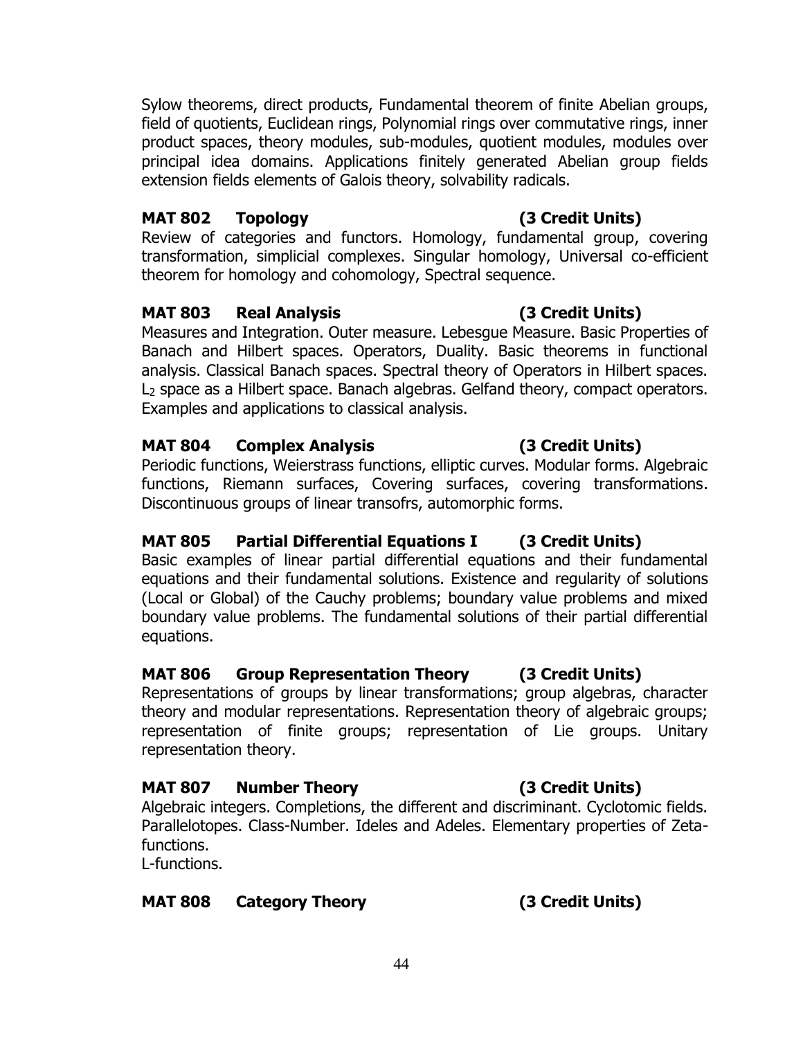Sylow theorems, direct products, Fundamental theorem of finite Abelian groups, field of quotients, Euclidean rings, Polynomial rings over commutative rings, inner product spaces, theory modules, sub-modules, quotient modules, modules over principal idea domains. Applications finitely generated Abelian group fields extension fields elements of Galois theory, solvability radicals.

**MAT 802 Topology (3 Credit Units)**

Review of categories and functors. Homology, fundamental group, covering transformation, simplicial complexes. Singular homology, Universal co-efficient theorem for homology and cohomology, Spectral sequence.

**MAT 803 Real Analysis (3 Credit Units)**

Measures and Integration. Outer measure. Lebesgue Measure. Basic Properties of Banach and Hilbert spaces. Operators, Duality. Basic theorems in functional analysis. Classical Banach spaces. Spectral theory of Operators in Hilbert spaces. $L_2$ space as a Hilbert space. Banach algebras. Gelfand theory, compact operators. Examples and applications to classical analysis.

**MAT 804 Complex Analysis (3 Credit Units)**

Periodic functions, Weierstrass functions, elliptic curves. Modular forms. Algebraic functions, Riemann surfaces, Covering surfaces, covering transformations. Discontinuous groups of linear transofrs, automorphic forms.

**MAT 805 Partial Differential Equations I (3 Credit Units)**

Basic examples of linear partial differential equations and their fundamental equations and their fundamental solutions. Existence and regularity of solutions (Local or Global) of the Cauchy problems; boundary value problems and mixed boundary value problems. The fundamental solutions of their partial differential equations.

**MAT 806 Group Representation Theory (3 Credit Units)**

Representations of groups by linear transformations; group algebras, character theory and modular representations. Representation theory of algebraic groups; representation of finite groups; representation of Lie groups. Unitary representation theory.

**MAT 807 Number Theory (3 Credit Units)**

Algebraic integers. Completions, the different and discriminant. Cyclotomic fields. Parallelotopes. Class-Number. Ideles and Adeles. Elementary properties of Zeta-functions.

L-functions.

**MAT 808 Category Theory (3 Credit Units)**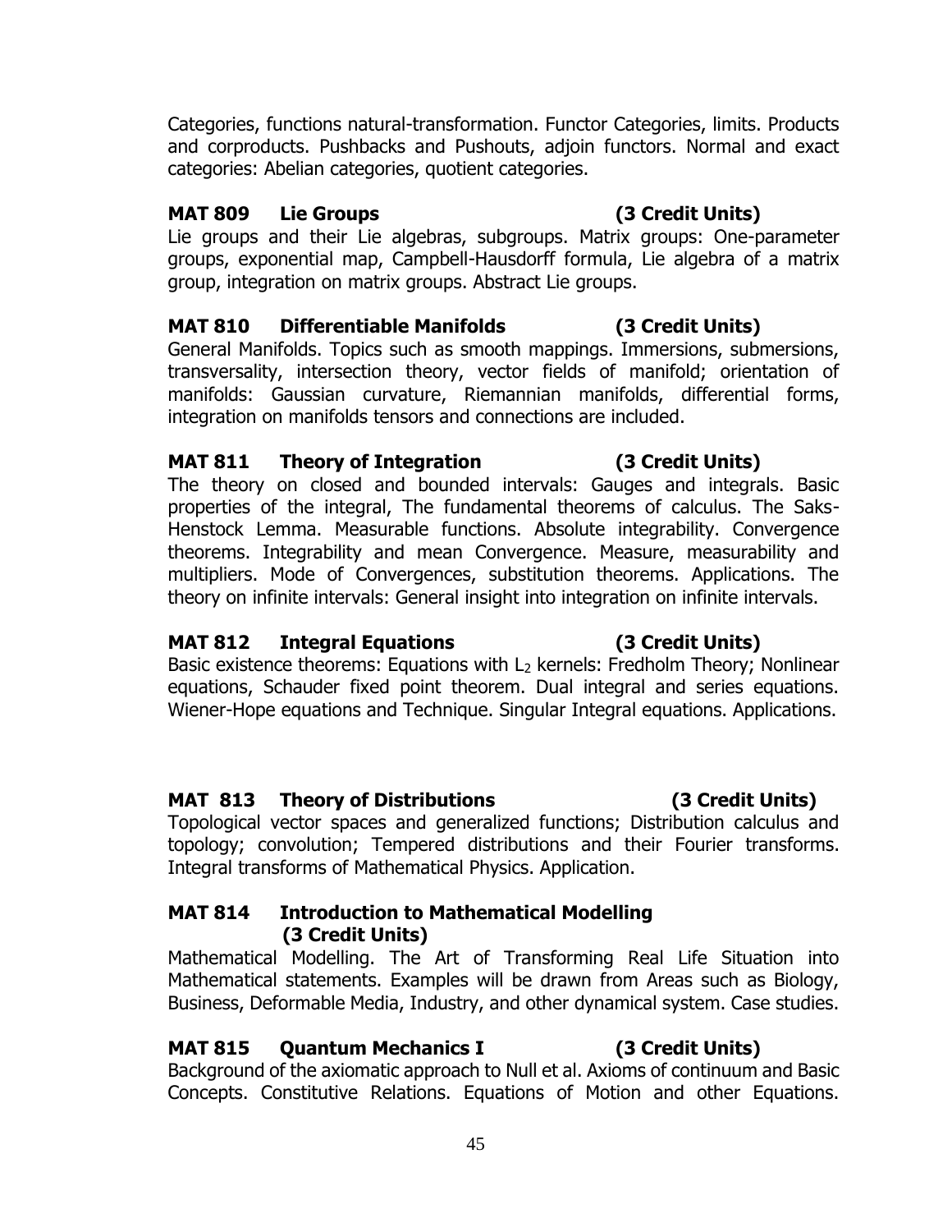Categories, functions natural-transformation. Functor Categories, limits. Products and corproducts. Pushbacks and Pushouts, adjoin functors. Normal and exact categories: Abelian categories, quotient categories.

**MAT 809 Lie Groups (3 Credit Units)**

Lie groups and their Lie algebras, subgroups. Matrix groups: One-parameter groups, exponential map, Campbell-Hausdorff formula, Lie algebra of a matrix group, integration on matrix groups. Abstract Lie groups.

**MAT 810 Differentiable Manifolds (3 Credit Units)**

General Manifolds. Topics such as smooth mappings. Immersions, submersions, transversality, intersection theory, vector fields of manifold; orientation of manifolds: Gaussian curvature, Riemannian manifolds, differential forms, integration on manifolds tensors and connections are included.

**MAT 811 Theory of Integration (3 Credit Units)**

The theory on closed and bounded intervals: Gauges and integrals. Basic properties of the integral, The fundamental theorems of calculus. The Saks-Henstock Lemma. Measurable functions. Absolute integrability. Convergence theorems. Integrability and mean Convergence. Measure, measurability and multipliers. Mode of Convergences, substitution theorems. Applications. The theory on infinite intervals: General insight into integration on infinite intervals.

**MAT 812 Integral Equations (3 Credit Units)**

Basic existence theorems: Equations with $L_2$ kernels: Fredholm Theory; Nonlinear equations, Schauder fixed point theorem. Dual integral and series equations. Wiener-Hope equations and Technique. Singular Integral equations. Applications.

**MAT 813 Theory of Distributions (3 Credit Units)**

Topological vector spaces and generalized functions; Distribution calculus and topology; convolution; Tempered distributions and their Fourier transforms. Integral transforms of Mathematical Physics. Application.

**MAT 814 Introduction to Mathematical Modelling (3 Credit Units)**

Mathematical Modelling. The Art of Transforming Real Life Situation into Mathematical statements. Examples will be drawn from Areas such as Biology, Business, Deformable Media, Industry, and other dynamical system. Case studies.

**MAT 815 Quantum Mechanics I (3 Credit Units)**

Background of the axiomatic approach to Null et al. Axioms of continuum and Basic Concepts. Constitutive Relations. Equations of Motion and other Equations.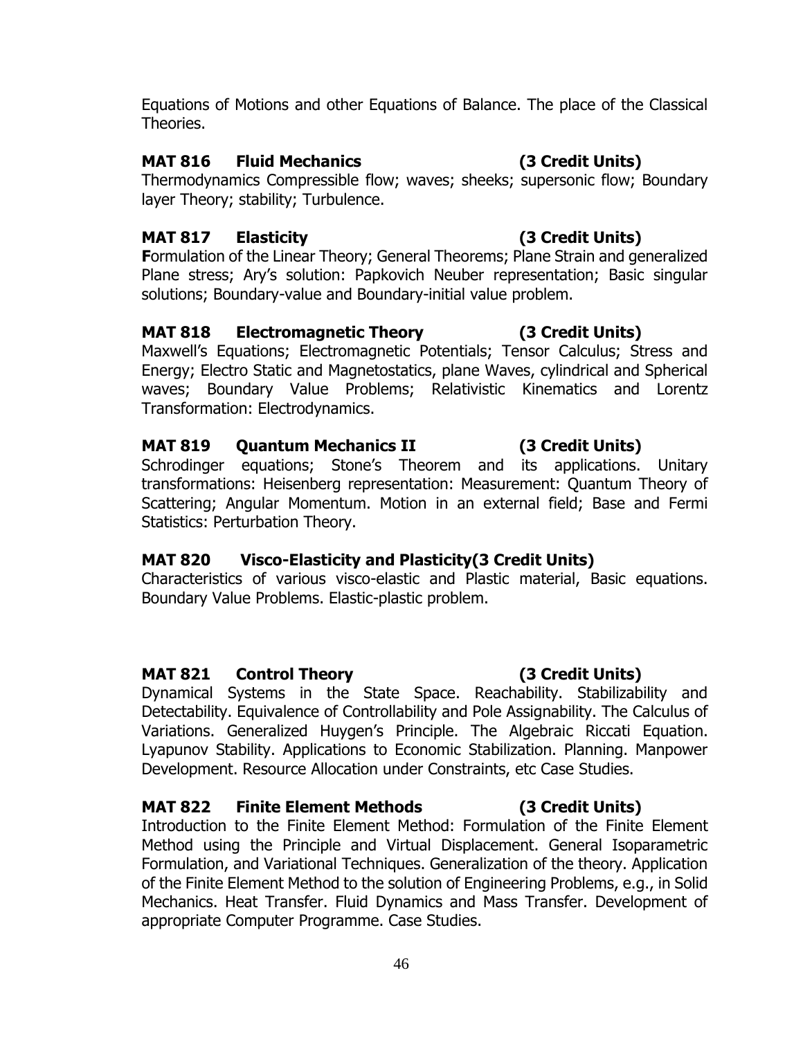Equations of Motions and other Equations of Balance. The place of the Classical Theories.

**MAT 816 Fluid Mechanics (3 Credit Units)**

Thermodynamics Compressible flow; waves; sheeks; supersonic flow; Boundary layer Theory; stability; Turbulence.

**MAT 817 Elasticity (3 Credit Units)**

**F**ormulation of the Linear Theory; General Theorems; Plane Strain and generalized Plane stress; Ary's solution: Papkovich Neuber representation; Basic singular solutions; Boundary-value and Boundary-initial value problem.

**MAT 818 Electromagnetic Theory (3 Credit Units)**

Maxwell's Equations; Electromagnetic Potentials; Tensor Calculus; Stress and Energy; Electro Static and Magnetostatics, plane Waves, cylindrical and Spherical waves; Boundary Value Problems; Relativistic Kinematics and Lorentz Transformation: Electrodynamics.

**MAT 819 Quantum Mechanics II (3 Credit Units)**

Schrodinger equations; Stone's Theorem and its applications. Unitary transformations: Heisenberg representation: Measurement: Quantum Theory of Scattering; Angular Momentum. Motion in an external field; Base and Fermi Statistics: Perturbation Theory.

**MAT 820 Visco-Elasticity and Plasticity(3 Credit Units)**

Characteristics of various visco-elastic and Plastic material, Basic equations. Boundary Value Problems. Elastic-plastic problem.

**MAT 821 Control Theory (3 Credit Units)**

Dynamical Systems in the State Space. Reachability. Stabilizability and Detectability. Equivalence of Controllability and Pole Assignability. The Calculus of Variations. Generalized Huygen's Principle. The Algebraic Riccati Equation. Lyapunov Stability. Applications to Economic Stabilization. Planning. Manpower Development. Resource Allocation under Constraints, etc Case Studies.

**MAT 822 Finite Element Methods (3 Credit Units)**

Introduction to the Finite Element Method: Formulation of the Finite Element Method using the Principle and Virtual Displacement. General Isoparametric Formulation, and Variational Techniques. Generalization of the theory. Application of the Finite Element Method to the solution of Engineering Problems, e.g., in Solid Mechanics. Heat Transfer. Fluid Dynamics and Mass Transfer. Development of appropriate Computer Programme. Case Studies.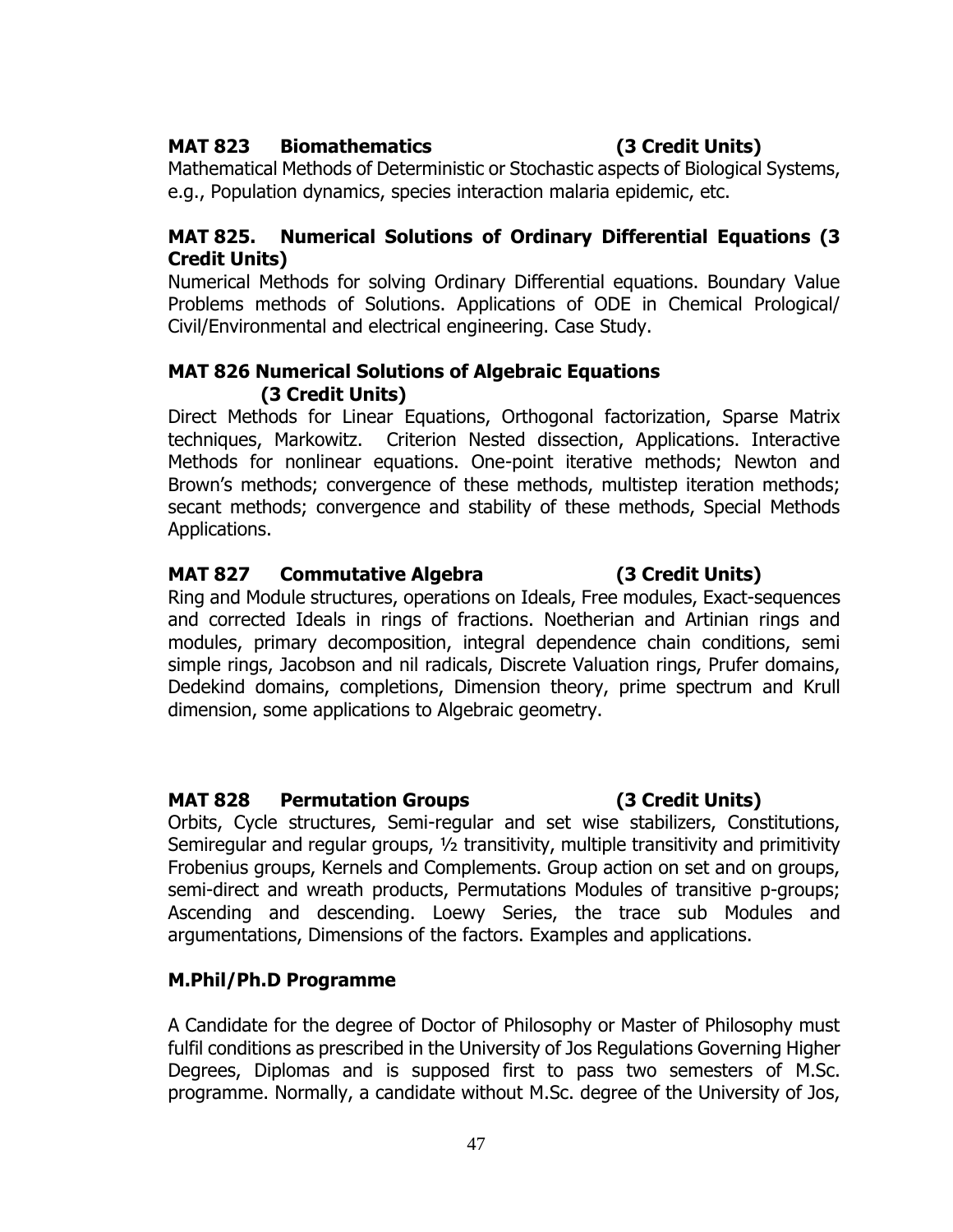**MAT 823 Biomathematics (3 Credit Units)**

Mathematical Methods of Deterministic or Stochastic aspects of Biological Systems, e.g., Population dynamics, species interaction malaria epidemic, etc.

**MAT 825. Numerical Solutions of Ordinary Differential Equations (3 Credit Units)**

Numerical Methods for solving Ordinary Differential equations. Boundary Value Problems methods of Solutions. Applications of ODE in Chemical Prological/ Civil/Environmental and electrical engineering. Case Study.

**MAT 826 Numerical Solutions of Algebraic Equations (3 Credit Units)**

Direct Methods for Linear Equations, Orthogonal factorization, Sparse Matrix techniques, Markowitz. Criterion Nested dissection, Applications. Interactive Methods for nonlinear equations. One-point iterative methods; Newton and Brown's methods; convergence of these methods, multistep iteration methods; secant methods; convergence and stability of these methods, Special Methods Applications.

**MAT 827 Commutative Algebra (3 Credit Units)**

Ring and Module structures, operations on Ideals, Free modules, Exact-sequences and corrected Ideals in rings of fractions. Noetherian and Artinian rings and modules, primary decomposition, integral dependence chain conditions, semi simple rings, Jacobson and nil radicals, Discrete Valuation rings, Prufer domains, Dedekind domains, completions, Dimension theory, prime spectrum and Krull dimension, some applications to Algebraic geometry.

**MAT 828 Permutation Groups (3 Credit Units)**

Orbits, Cycle structures, Semi-regular and set wise stabilizers, Constitutions, Semiregular and regular groups, ½ transitivity, multiple transitivity and primitivity Frobenius groups, Kernels and Complements. Group action on set and on groups, semi-direct and wreath products, Permutations Modules of transitive p-groups; Ascending and descending. Loewy Series, the trace sub Modules and argumentations, Dimensions of the factors. Examples and applications.

**M.Phil/Ph.D Programme**

A Candidate for the degree of Doctor of Philosophy or Master of Philosophy must fulfil conditions as prescribed in the University of Jos Regulations Governing Higher Degrees, Diplomas and is supposed first to pass two semesters of M.Sc. programme. Normally, a candidate without M.Sc. degree of the University of Jos,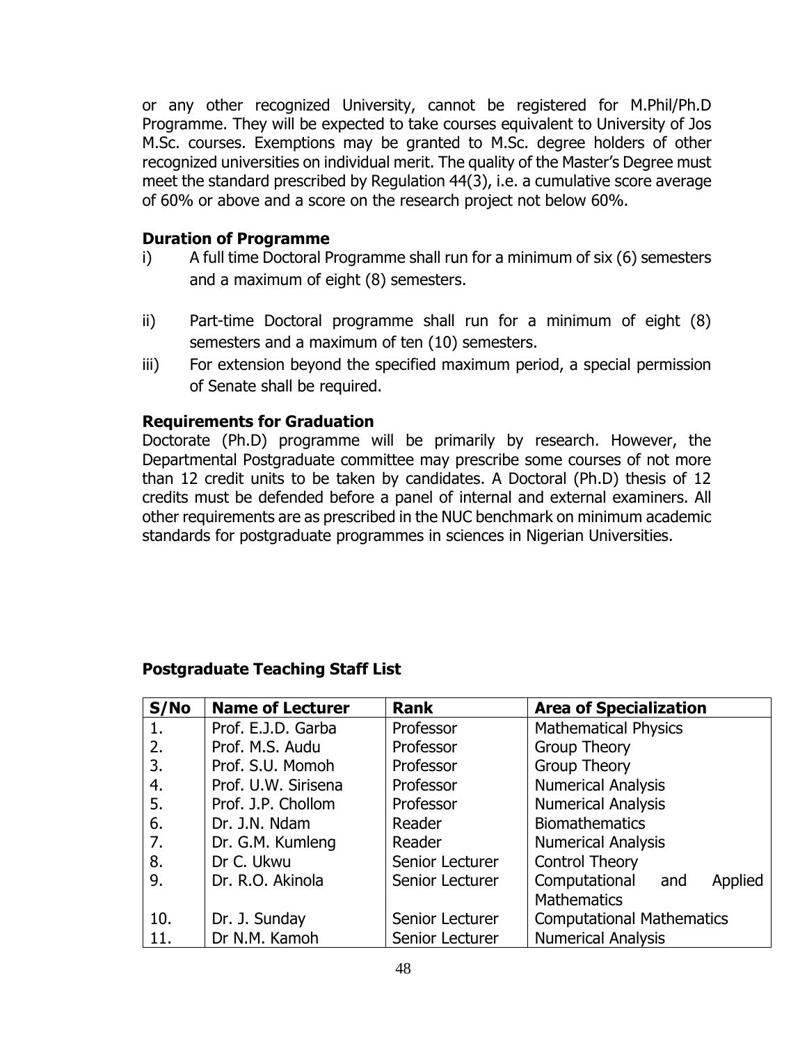or any other recognized University, cannot be registered for M.Phil/Ph.D Programme. They will be expected to take courses equivalent to University of Jos M.Sc. courses. Exemptions may be granted to M.Sc. degree holders of other recognized universities on individual merit. The quality of the Master's Degree must meet the standard prescribed by Regulation 44(3), i.e. a cumulative score average of 60% or above and a score on the research project not below 60%.

**Duration of Programme**

i) A full time Doctoral Programme shall run for a minimum of six (6) semesters and a maximum of eight (8) semesters.

ii) Part-time Doctoral programme shall run for a minimum of eight (8) semesters and a maximum of ten (10) semesters.

iii) For extension beyond the specified maximum period, a special permission of Senate shall be required.

**Requirements for Graduation**

Doctorate (Ph.D) programme will be primarily by research. However, the Departmental Postgraduate committee may prescribe some courses of not more than 12 credit units to be taken by candidates. A Doctoral (Ph.D) thesis of 12 credits must be defended before a panel of internal and external examiners. All other requirements are as prescribed in the NUC benchmark on minimum academic standards for postgraduate programmes in sciences in Nigerian Universities.

**Postgraduate Teaching Staff List**

| S/No | Name of Lecturer | Rank | Area of Specialization |
|---|---|---|---|
| 1. | Prof. E.J.D. Garba | Professor | Mathematical Physics |
| 2. | Prof. M.S. Audu | Professor | Group Theory |
| 3. | Prof. S.U. Momoh | Professor | Group Theory |
| 4. | Prof. U.W. Sirisena | Professor | Numerical Analysis |
| 5. | Prof. J.P. Chollom | Professor | Numerical Analysis |
| 6. | Dr. J.N. Ndam | Reader | Biomathematics |
| 7. | Dr. G.M. Kumleng | Reader | Numerical Analysis |
| 8. | Dr C. Ukwu | Senior Lecturer | Control Theory |
| 9. | Dr. R.O. Akinola | Senior Lecturer | Computational and Applied Mathematics |
| 10. | Dr. J. Sunday | Senior Lecturer | Computational Mathematics |
| 11. | Dr N.M. Kamoh | Senior Lecturer | Numerical Analysis |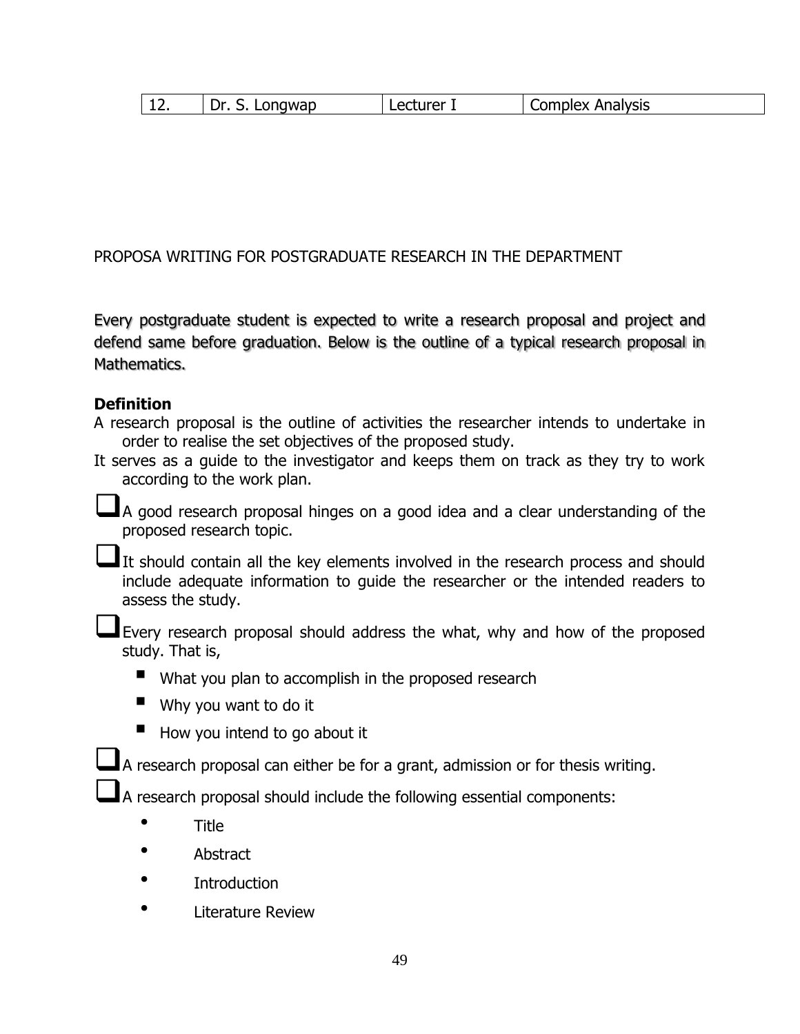| 12. | Dr. S. Longwap | Lecturer I | Complex Analysis |
|---|---|---|---|

PROPOSA WRITING FOR POSTGRADUATE RESEARCH IN THE DEPARTMENT

Every postgraduate student is expected to write a research proposal and project and defend same before graduation. Below is the outline of a typical research proposal in Mathematics.

**Definition**

A research proposal is the outline of activities the researcher intends to undertake in order to realise the set objectives of the proposed study.

It serves as a guide to the investigator and keeps them on track as they try to work according to the work plan.

- A good research proposal hinges on a good idea and a clear understanding of the proposed research topic.
- It should contain all the key elements involved in the research process and should include adequate information to guide the researcher or the intended readers to assess the study.
- Every research proposal should address the what, why and how of the proposed study. That is,
    - What you plan to accomplish in the proposed research
    - Why you want to do it
    - How you intend to go about it
- A research proposal can either be for a grant, admission or for thesis writing.
- A research proposal should include the following essential components:
    - Title
    - Abstract
    - Introduction
    - Literature Review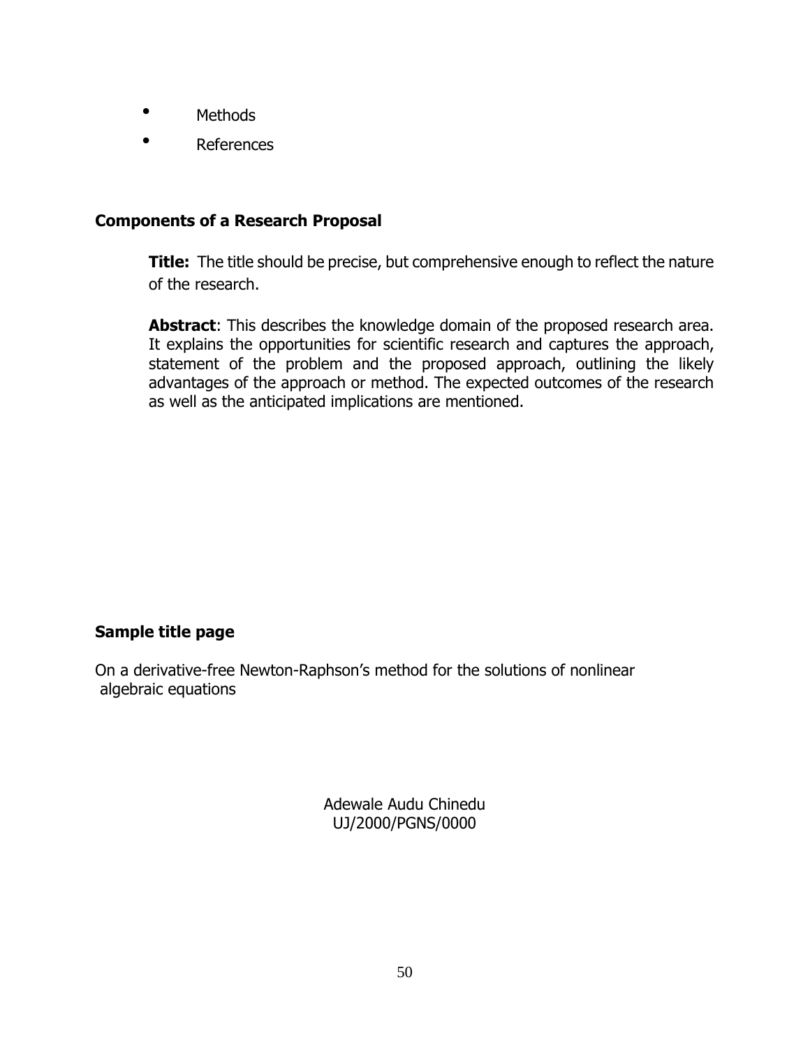- Methods
- References

## Components of a Research Proposal

**Title:** The title should be precise, but comprehensive enough to reflect the nature of the research.

**Abstract**: This describes the knowledge domain of the proposed research area. It explains the opportunities for scientific research and captures the approach, statement of the problem and the proposed approach, outlining the likely advantages of the approach or method. The expected outcomes of the research as well as the anticipated implications are mentioned.

## Sample title page

On a derivative-free Newton-Raphson's method for the solutions of nonlinear algebraic equations

Adewale Audu Chinedu
UJ/2000/PGNS/0000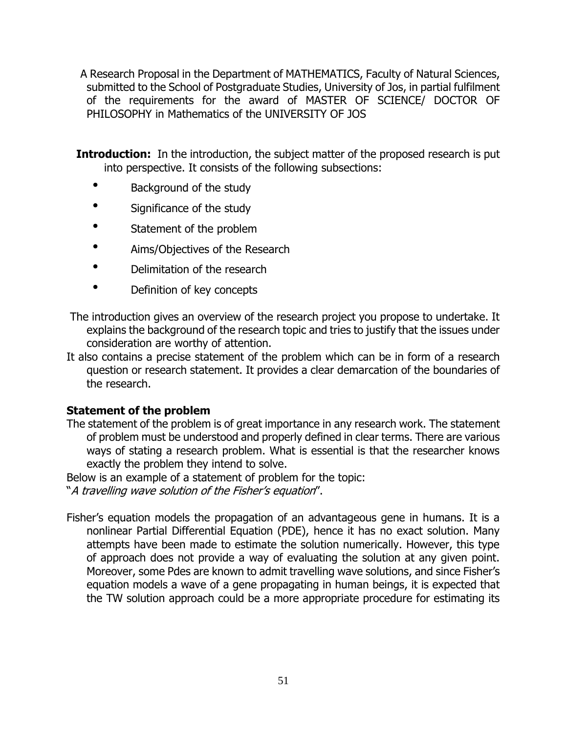A Research Proposal in the Department of MATHEMATICS, Faculty of Natural Sciences, submitted to the School of Postgraduate Studies, University of Jos, in partial fulfilment of the requirements for the award of MASTER OF SCIENCE/ DOCTOR OF PHILOSOPHY in Mathematics of the UNIVERSITY OF JOS

**Introduction:** In the introduction, the subject matter of the proposed research is put into perspective. It consists of the following subsections:

- Background of the study
- Significance of the study
- Statement of the problem
- Aims/Objectives of the Research
- Delimitation of the research
- Definition of key concepts

The introduction gives an overview of the research project you propose to undertake. It explains the background of the research topic and tries to justify that the issues under consideration are worthy of attention.

It also contains a precise statement of the problem which can be in form of a research question or research statement. It provides a clear demarcation of the boundaries of the research.

### Statement of the problem

The statement of the problem is of great importance in any research work. The statement of problem must be understood and properly defined in clear terms. There are various ways of stating a research problem. What is essential is that the researcher knows exactly the problem they intend to solve.

Below is an example of a statement of problem for the topic:

"*A travelling wave solution of the Fisher's equation*".

Fisher's equation models the propagation of an advantageous gene in humans. It is a nonlinear Partial Differential Equation (PDE), hence it has no exact solution. Many attempts have been made to estimate the solution numerically. However, this type of approach does not provide a way of evaluating the solution at any given point. Moreover, some Pdes are known to admit travelling wave solutions, and since Fisher's equation models a wave of a gene propagating in human beings, it is expected that the TW solution approach could be a more appropriate procedure for estimating its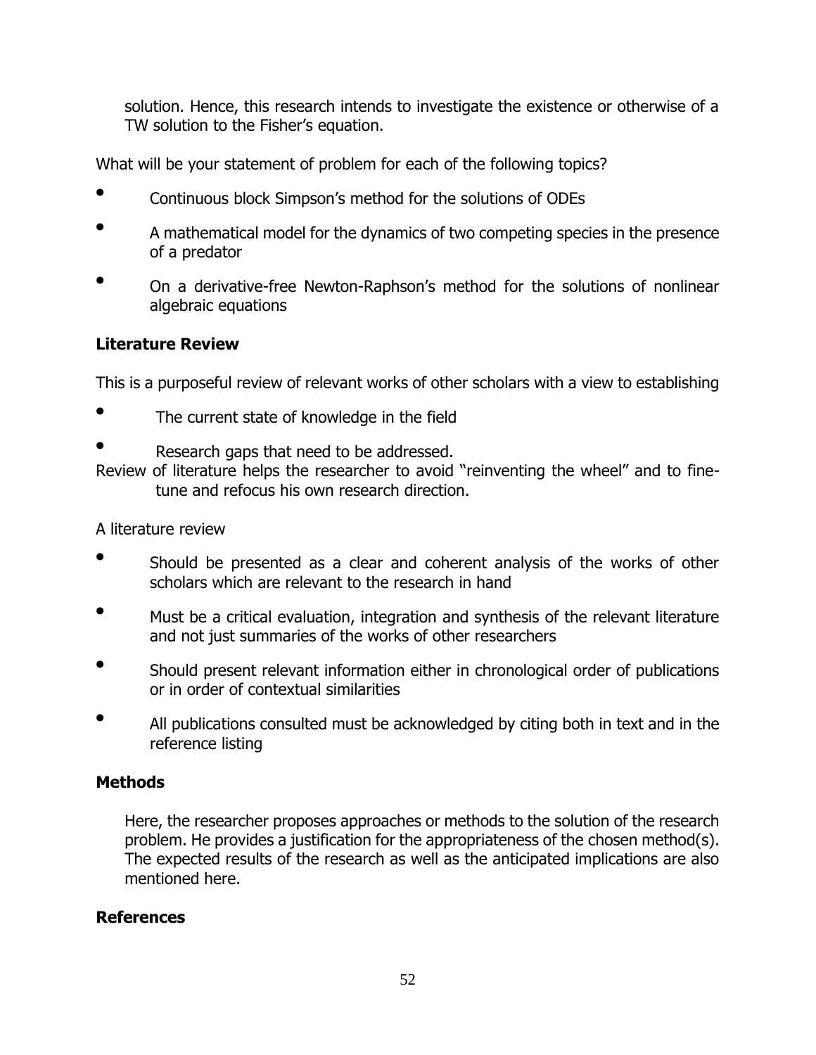solution. Hence, this research intends to investigate the existence or otherwise of a TW solution to the Fisher's equation.

What will be your statement of problem for each of the following topics?

- Continuous block Simpson's method for the solutions of ODEs
- A mathematical model for the dynamics of two competing species in the presence of a predator
- On a derivative-free Newton-Raphson's method for the solutions of nonlinear algebraic equations

**Literature Review**

This is a purposeful review of relevant works of other scholars with a view to establishing

- The current state of knowledge in the field
- Research gaps that need to be addressed.

Review of literature helps the researcher to avoid "reinventing the wheel" and to fine-tune and refocus his own research direction.

A literature review

- Should be presented as a clear and coherent analysis of the works of other scholars which are relevant to the research in hand
- Must be a critical evaluation, integration and synthesis of the relevant literature and not just summaries of the works of other researchers
- Should present relevant information either in chronological order of publications or in order of contextual similarities
- All publications consulted must be acknowledged by citing both in text and in the reference listing

**Methods**

Here, the researcher proposes approaches or methods to the solution of the research problem. He provides a justification for the appropriateness of the chosen method(s). The expected results of the research as well as the anticipated implications are also mentioned here.

**References**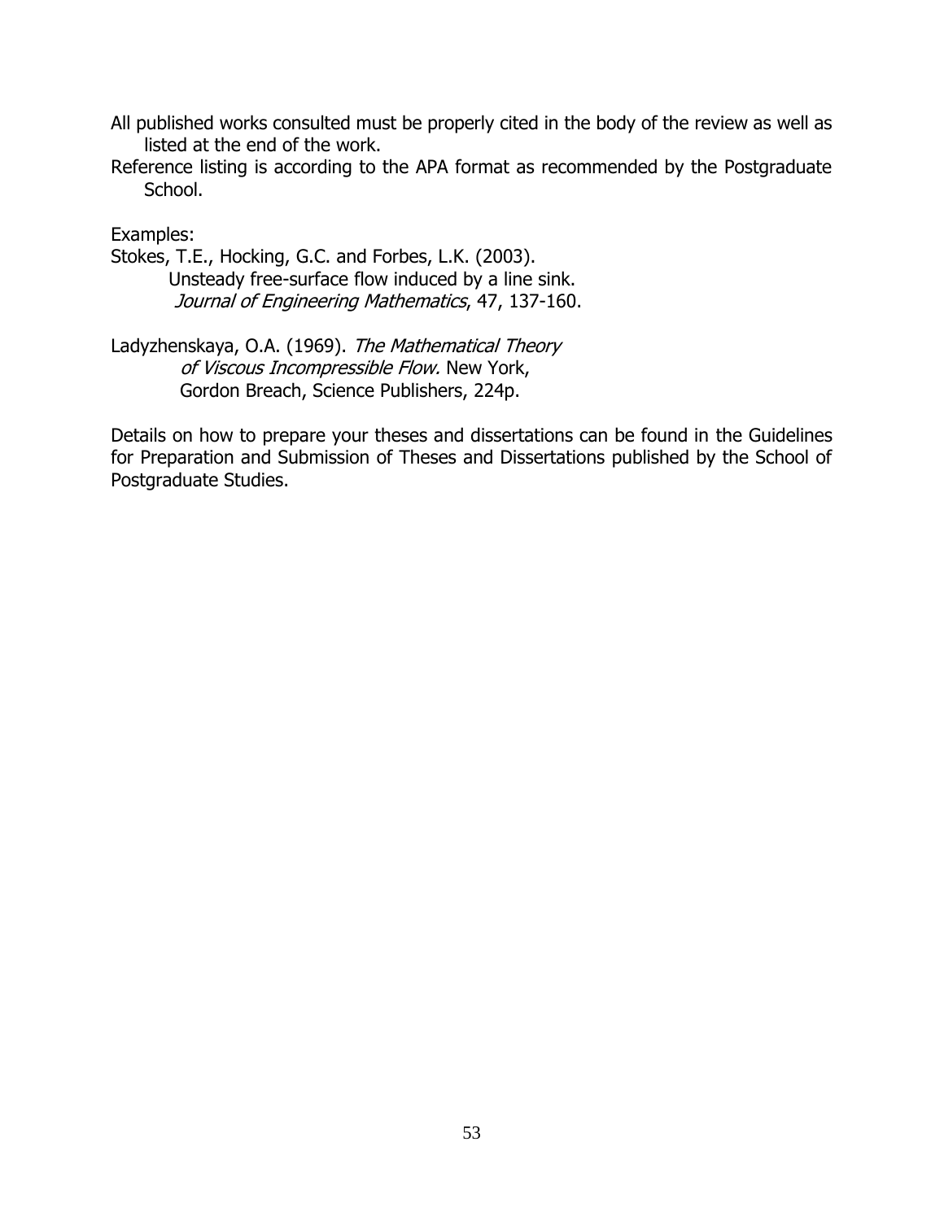All published works consulted must be properly cited in the body of the review as well as listed at the end of the work.

Reference listing is according to the APA format as recommended by the Postgraduate School.

Examples:

Stokes, T.E., Hocking, G.C. and Forbes, L.K. (2003).
Unsteady free-surface flow induced by a line sink.
*Journal of Engineering Mathematics*, 47, 137-160.

Ladyzhenskaya, O.A. (1969). *The Mathematical Theory of Viscous Incompressible Flow.* New York, Gordon Breach, Science Publishers, 224p.

Details on how to prepare your theses and dissertations can be found in the Guidelines for Preparation and Submission of Theses and Dissertations published by the School of Postgraduate Studies.